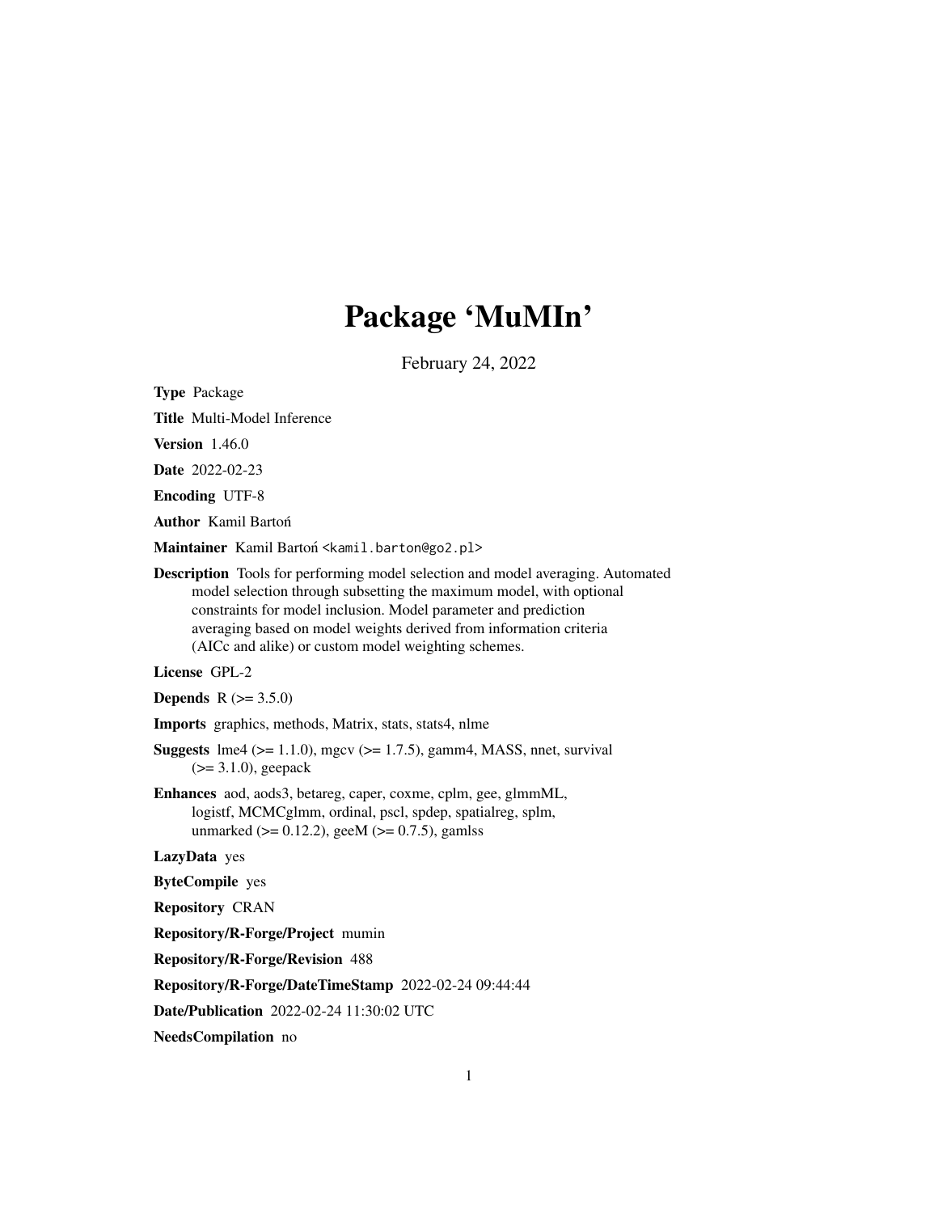# Package 'MuMIn'

February 24, 2022

**Type** Package

**Title** Multi-Model Inference

**Version** 1.46.0

**Date** 2022-02-23

**Encoding** UTF-8

**Author** Kamil Bartoń

**Maintainer** Kamil Bartoń <kamil.barton@go2.pl>

**Description** Tools for performing model selection and model averaging. Automated model selection through subsetting the maximum model, with optional constraints for model inclusion. Model parameter and prediction averaging based on model weights derived from information criteria (AICc and alike) or custom model weighting schemes.

**License** GPL-2

**Depends** R (>= 3.5.0)

**Imports** graphics, methods, Matrix, stats, stats4, nlme

**Suggests** lme4 (>= 1.1.0), mgcv (>= 1.7.5), gamm4, MASS, nnet, survival (>= 3.1.0), geepack

**Enhances** aod, aods3, betareg, caper, coxme, cplm, gee, glmmML, logistf, MCMCglmm, ordinal, pscl, spdep, spatialreg, splm, unmarked (>= 0.12.2), geeM (>= 0.7.5), gamlss

**LazyData** yes

**ByteCompile** yes

**Repository** CRAN

**Repository/R-Forge/Project** mumin

**Repository/R-Forge/Revision** 488

**Repository/R-Forge/DateTimeStamp** 2022-02-24 09:44:44

**Date/Publication** 2022-02-24 11:30:02 UTC

**NeedsCompilation** no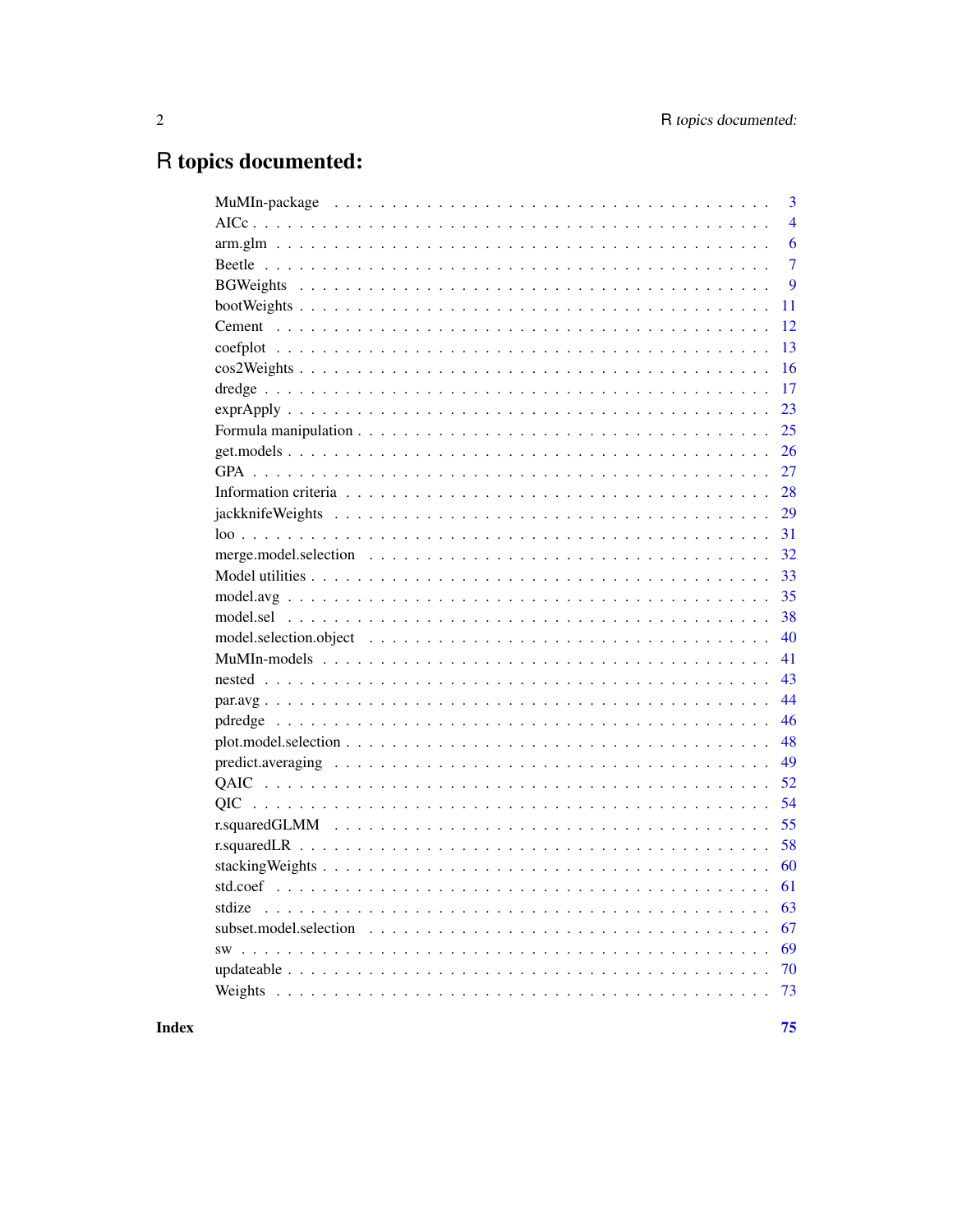# R topics documented:

| | |
|---|---|
| MuMIn-package | 3 |
| AICc | 4 |
| arm.glm | 6 |
| Beetle | 7 |
| BGWeights | 9 |
| bootWeights | 11 |
| Cement | 12 |
| coefplot | 13 |
| cos2Weights | 16 |
| dredge | 17 |
| exprApply | 23 |
| Formula manipulation | 25 |
| get.models | 26 |
| GPA | 27 |
| Information criteria | 28 |
| jackknifeWeights | 29 |
| loo | 31 |
| merge.model.selection | 32 |
| Model utilities | 33 |
| model.avg | 35 |
| model.sel | 38 |
| model.selection.object | 40 |
| MuMIn-models | 41 |
| nested | 43 |
| par.avg | 44 |
| pdredge | 46 |
| plot.model.selection | 48 |
| predict.averaging | 49 |
| QAIC | 52 |
| QIC | 54 |
| r.squaredGLMM | 55 |
| r.squaredLR | 58 |
| stackingWeights | 60 |
| std.coef | 61 |
| stdize | 63 |
| subset.model.selection | 67 |
| sw | 69 |
| updateable | 70 |
| Weights | 73 |

**Index** **75**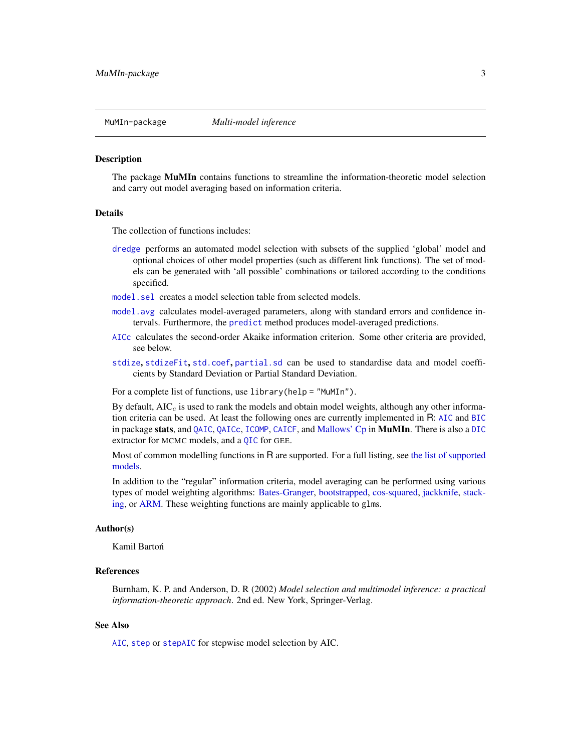MuMIn-package *Multi-model inference*

## Description

The package **MuMIn** contains functions to streamline the information-theoretic model selection and carry out model averaging based on information criteria.

## Details

The collection of functions includes:

- `dredge` performs an automated model selection with subsets of the supplied 'global' model and optional choices of other model properties (such as different link functions). The set of models can be generated with 'all possible' combinations or tailored according to the conditions specified.
- `model.sel` creates a model selection table from selected models.
- `model.avg` calculates model-averaged parameters, along with standard errors and confidence intervals. Furthermore, the `predict` method produces model-averaged predictions.
- `AICc` calculates the second-order Akaike information criterion. Some other criteria are provided, see below.
- `stdize`, `stdizeFit`, `std.coef`, `partial.sd` can be used to standardise data and model coefficients by Standard Deviation or Partial Standard Deviation.

For a complete list of functions, use `library(help = "MuMIn")`.

By default, $\text{AIC}_c$ is used to rank the models and obtain model weights, although any other information criteria can be used. At least the following ones are currently implemented in R: `AIC` and `BIC` in package **stats**, and `QAIC`, `QAICc`, `ICOMP`, `CAICF`, and Mallows' Cp in **MuMIn**. There is also a `DIC` extractor for MCMC models, and a `QIC` for GEE.

Most of common modelling functions in R are supported. For a full listing, see the list of supported models.

In addition to the "regular" information criteria, model averaging can be performed using various types of model weighting algorithms: Bates-Granger, bootstrapped, cos-squared, jackknife, stacking, or ARM. These weighting functions are mainly applicable to `glm`s.

## Author(s)

Kamil Bartoń

## References

Burnham, K. P. and Anderson, D. R (2002) *Model selection and multimodel inference: a practical information-theoretic approach*. 2nd ed. New York, Springer-Verlag.

## See Also

`AIC`, `step` or `stepAIC` for stepwise model selection by AIC.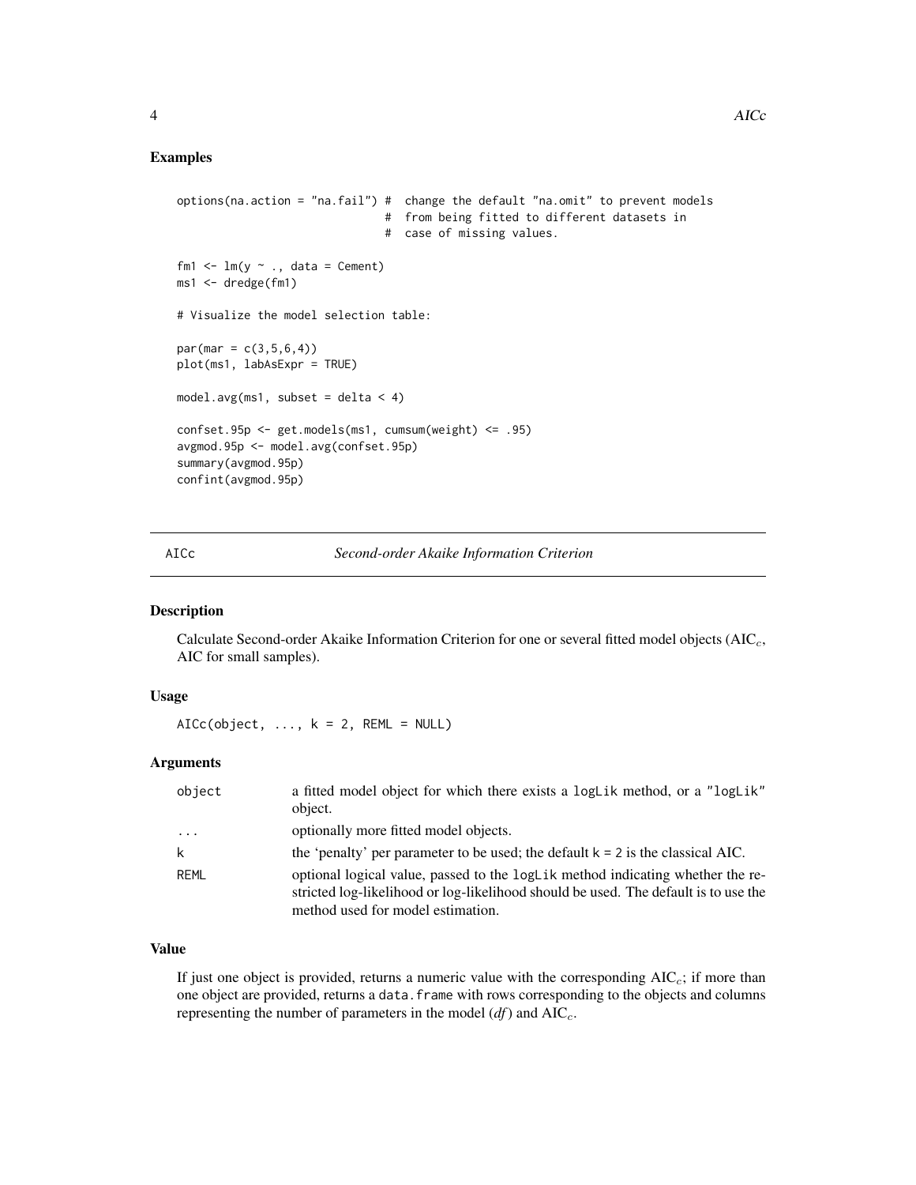## Examples

```
options(na.action = "na.fail") #  change the default "na.omit" to prevent models
                               #  from being fitted to different datasets in
                               #  case of missing values.

fm1 <- lm(y ~ ., data = Cement)
ms1 <- dredge(fm1)

# Visualize the model selection table:

par(mar = c(3,5,6,4))
plot(ms1, labAsExpr = TRUE)

model.avg(ms1, subset = delta < 4)

confset.95p <- get.models(ms1, cumsum(weight) <= .95)
avgmod.95p <- model.avg(confset.95p)
summary(avgmod.95p)
confint(avgmod.95p)
```

---

# AICc — *Second-order Akaike Information Criterion*

## Description

Calculate Second-order Akaike Information Criterion for one or several fitted model objects ($AIC_c$, AIC for small samples).

## Usage

```
AICc(object, ..., k = 2, REML = NULL)
```

## Arguments

| | |
|---|---|
| `object` | a fitted model object for which there exists a `logLik` method, or a `"logLik"` object. |
| `...` | optionally more fitted model objects. |
| `k` | the 'penalty' per parameter to be used; the default `k = 2` is the classical AIC. |
| `REML` | optional logical value, passed to the `logLik` method indicating whether the restricted log-likelihood or log-likelihood should be used. The default is to use the method used for model estimation. |

## Value

If just one object is provided, returns a numeric value with the corresponding $AIC_c$; if more than one object are provided, returns a `data.frame` with rows corresponding to the objects and columns representing the number of parameters in the model (*df*) and $AIC_c$.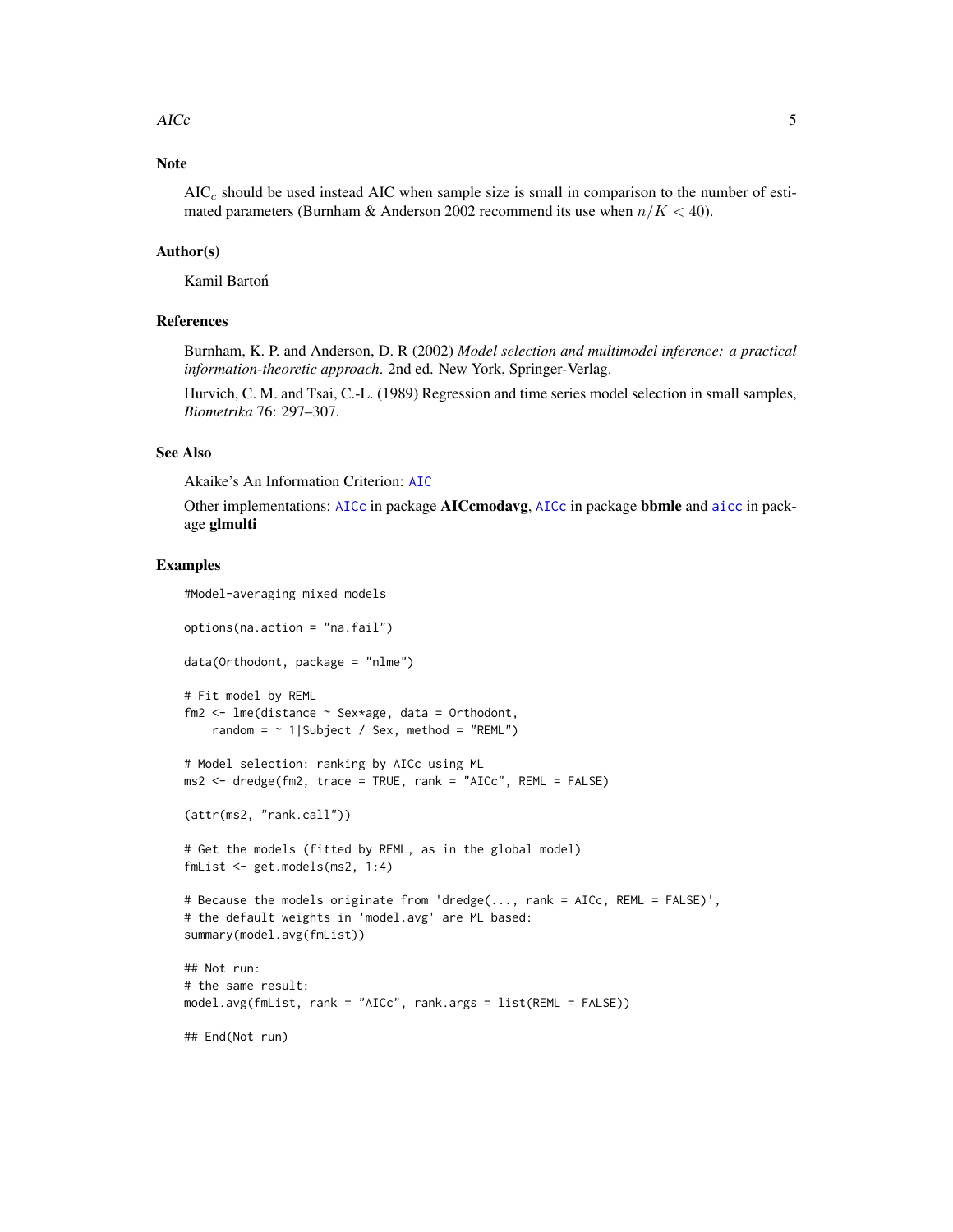## Note

$AIC_c$ should be used instead AIC when sample size is small in comparison to the number of estimated parameters (Burnham & Anderson 2002 recommend its use when $n/K < 40$).

## Author(s)

Kamil Bartoń

## References

Burnham, K. P. and Anderson, D. R (2002) *Model selection and multimodel inference: a practical information-theoretic approach*. 2nd ed. New York, Springer-Verlag.

Hurvich, C. M. and Tsai, C.-L. (1989) Regression and time series model selection in small samples, *Biometrika* 76: 297–307.

## See Also

Akaike's An Information Criterion: AIC

Other implementations: AICc in package **AICcmodavg**, AICc in package **bbmle** and aicc in package **glmulti**

## Examples

```
#Model-averaging mixed models

options(na.action = "na.fail")

data(Orthodont, package = "nlme")

# Fit model by REML
fm2 <- lme(distance ~ Sex*age, data = Orthodont,
    random = ~ 1|Subject / Sex, method = "REML")

# Model selection: ranking by AICc using ML
ms2 <- dredge(fm2, trace = TRUE, rank = "AICc", REML = FALSE)

(attr(ms2, "rank.call"))

# Get the models (fitted by REML, as in the global model)
fmList <- get.models(ms2, 1:4)

# Because the models originate from 'dredge(..., rank = AICc, REML = FALSE)',
# the default weights in 'model.avg' are ML based:
summary(model.avg(fmList))

## Not run:
# the same result:
model.avg(fmList, rank = "AICc", rank.args = list(REML = FALSE))

## End(Not run)
```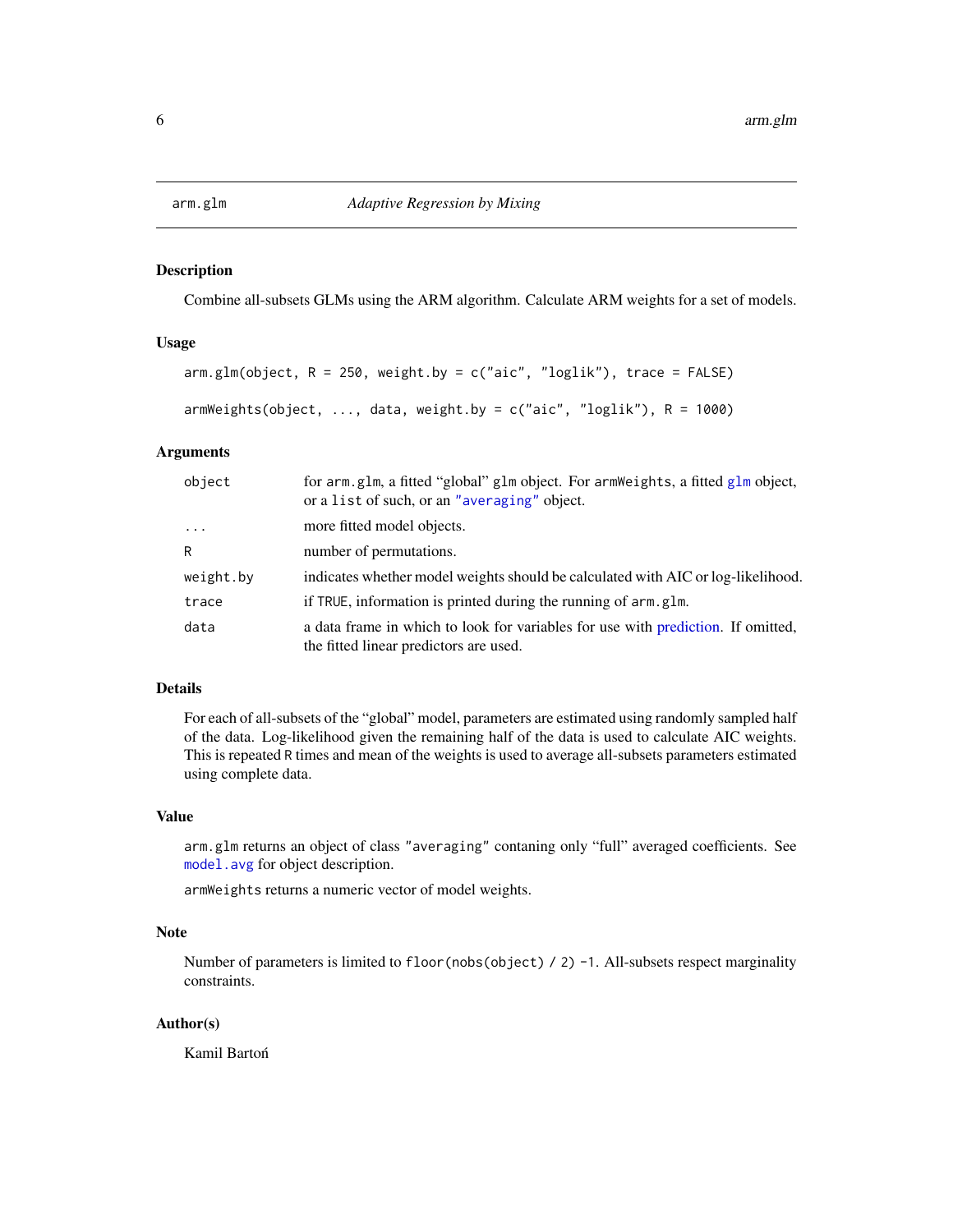# arm.glm — *Adaptive Regression by Mixing*

## Description

Combine all-subsets GLMs using the ARM algorithm. Calculate ARM weights for a set of models.

## Usage

```
arm.glm(object, R = 250, weight.by = c("aic", "loglik"), trace = FALSE)

armWeights(object, ..., data, weight.by = c("aic", "loglik"), R = 1000)
```

## Arguments

| | |
|---|---|
| `object` | for `arm.glm`, a fitted "global" `glm` object. For `armWeights`, a fitted `glm` object, or a `list` of such, or an `"averaging"` object. |
| `...` | more fitted model objects. |
| `R` | number of permutations. |
| `weight.by` | indicates whether model weights should be calculated with AIC or log-likelihood. |
| `trace` | if `TRUE`, information is printed during the running of `arm.glm`. |
| `data` | a data frame in which to look for variables for use with prediction. If omitted, the fitted linear predictors are used. |

## Details

For each of all-subsets of the "global" model, parameters are estimated using randomly sampled half of the data. Log-likelihood given the remaining half of the data is used to calculate AIC weights. This is repeated `R` times and mean of the weights is used to average all-subsets parameters estimated using complete data.

## Value

`arm.glm` returns an object of class `"averaging"` contaning only "full" averaged coefficients. See `model.avg` for object description.

`armWeights` returns a numeric vector of model weights.

## Note

Number of parameters is limited to `floor(nobs(object) / 2) -1`. All-subsets respect marginality constraints.

## Author(s)

Kamil Bartoń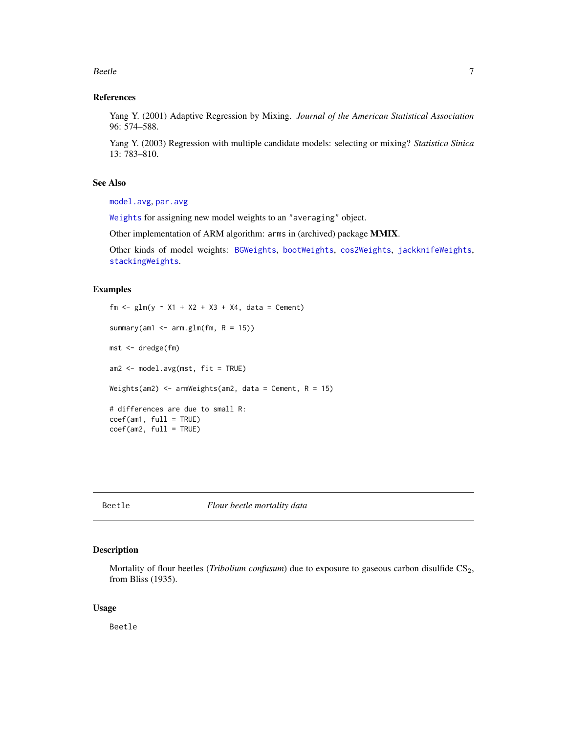### References

Yang Y. (2001) Adaptive Regression by Mixing. *Journal of the American Statistical Association* 96: 574–588.

Yang Y. (2003) Regression with multiple candidate models: selecting or mixing? *Statistica Sinica* 13: 783–810.

### See Also

`model.avg`, `par.avg`

`Weights` for assigning new model weights to an `"averaging"` object.

Other implementation of ARM algorithm: `arms` in (archived) package **MMIX**.

Other kinds of model weights: `BGWeights`, `bootWeights`, `cos2Weights`, `jackknifeWeights`, `stackingWeights`.

### Examples

```
fm <- glm(y ~ X1 + X2 + X3 + X4, data = Cement)

summary(am1 <- arm.glm(fm, R = 15))

mst <- dredge(fm)

am2 <- model.avg(mst, fit = TRUE)

Weights(am2) <- armWeights(am2, data = Cement, R = 15)

# differences are due to small R:
coef(am1, full = TRUE)
coef(am2, full = TRUE)
```

---

## Beetle — *Flour beetle mortality data*

### Description

Mortality of flour beetles (*Tribolium confusum*) due to exposure to gaseous carbon disulfide $CS_2$, from Bliss (1935).

### Usage

```
Beetle
```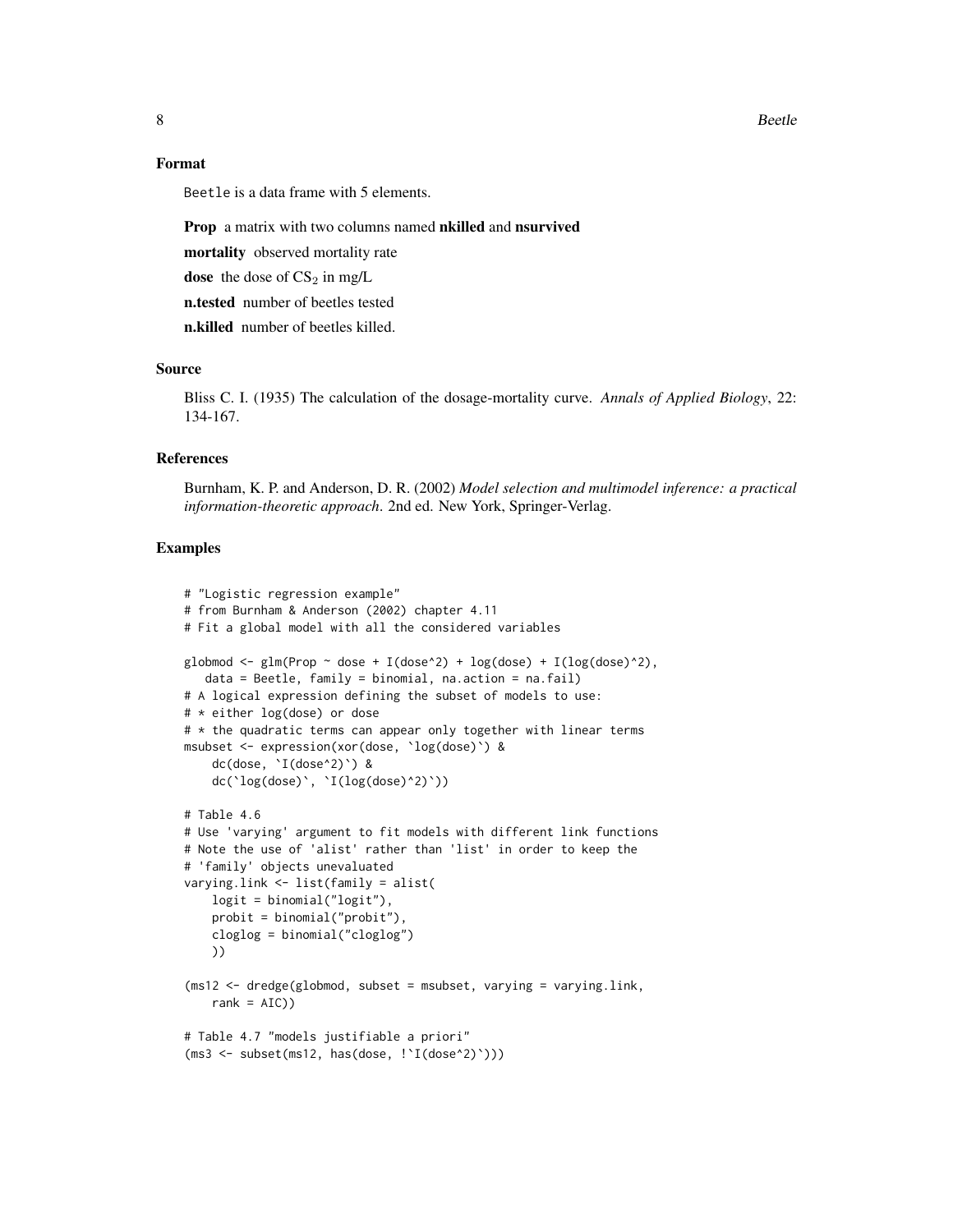## Format

Beetle is a data frame with 5 elements.

**Prop** a matrix with two columns named **nkilled** and **nsurvived**

**mortality** observed mortality rate

**dose** the dose of $CS_2$ in mg/L

**n.tested** number of beetles tested

**n.killed** number of beetles killed.

## Source

Bliss C. I. (1935) The calculation of the dosage-mortality curve. *Annals of Applied Biology*, 22: 134-167.

## References

Burnham, K. P. and Anderson, D. R. (2002) *Model selection and multimodel inference: a practical information-theoretic approach*. 2nd ed. New York, Springer-Verlag.

## Examples

```
# "Logistic regression example"
# from Burnham & Anderson (2002) chapter 4.11
# Fit a global model with all the considered variables

globmod <- glm(Prop ~ dose + I(dose^2) + log(dose) + I(log(dose)^2),
   data = Beetle, family = binomial, na.action = na.fail)
# A logical expression defining the subset of models to use:
# * either log(dose) or dose
# * the quadratic terms can appear only together with linear terms
msubset <- expression(xor(dose, `log(dose)`) &
    dc(dose, `I(dose^2)`) &
    dc(`log(dose)`, `I(log(dose)^2)`))

# Table 4.6
# Use 'varying' argument to fit models with different link functions
# Note the use of 'alist' rather than 'list' in order to keep the
# 'family' objects unevaluated
varying.link <- list(family = alist(
    logit = binomial("logit"),
    probit = binomial("probit"),
    cloglog = binomial("cloglog")
    ))

(ms12 <- dredge(globmod, subset = msubset, varying = varying.link,
    rank = AIC))

# Table 4.7 "models justifiable a priori"
(ms3 <- subset(ms12, has(dose, !`I(dose^2)`)))
```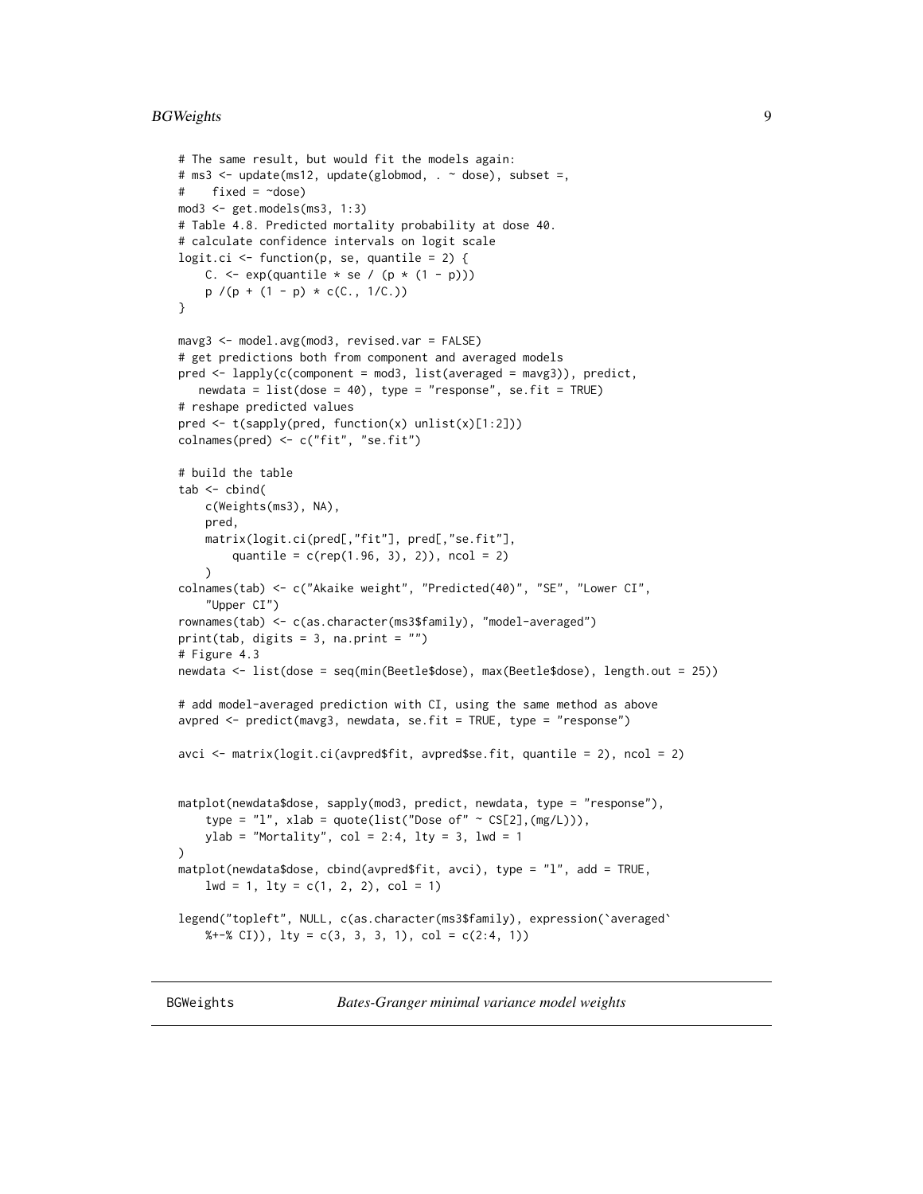```
# The same result, but would fit the models again:
# ms3 <- update(ms12, update(globmod, . ~ dose), subset =,
#    fixed = ~dose)
mod3 <- get.models(ms3, 1:3)
# Table 4.8. Predicted mortality probability at dose 40.
# calculate confidence intervals on logit scale
logit.ci <- function(p, se, quantile = 2) {
    C. <- exp(quantile * se / (p * (1 - p)))
    p /(p + (1 - p) * c(C., 1/C.))
}

mavg3 <- model.avg(mod3, revised.var = FALSE)
# get predictions both from component and averaged models
pred <- lapply(c(component = mod3, list(averaged = mavg3)), predict,
   newdata = list(dose = 40), type = "response", se.fit = TRUE)
# reshape predicted values
pred <- t(sapply(pred, function(x) unlist(x)[1:2]))
colnames(pred) <- c("fit", "se.fit")

# build the table
tab <- cbind(
    c(Weights(ms3), NA),
    pred,
    matrix(logit.ci(pred[,"fit"], pred[,"se.fit"],
        quantile = c(rep(1.96, 3), 2)), ncol = 2)
    )
colnames(tab) <- c("Akaike weight", "Predicted(40)", "SE", "Lower CI",
    "Upper CI")
rownames(tab) <- c(as.character(ms3$family), "model-averaged")
print(tab, digits = 3, na.print = "")
# Figure 4.3
newdata <- list(dose = seq(min(Beetle$dose), max(Beetle$dose), length.out = 25))

# add model-averaged prediction with CI, using the same method as above
avpred <- predict(mavg3, newdata, se.fit = TRUE, type = "response")

avci <- matrix(logit.ci(avpred$fit, avpred$se.fit, quantile = 2), ncol = 2)


matplot(newdata$dose, sapply(mod3, predict, newdata, type = "response"),
    type = "l", xlab = quote(list("Dose of" ~ CS[2],(mg/L))),
    ylab = "Mortality", col = 2:4, lty = 3, lwd = 1
)
matplot(newdata$dose, cbind(avpred$fit, avci), type = "l", add = TRUE,
    lwd = 1, lty = c(1, 2, 2), col = 1)

legend("topleft", NULL, c(as.character(ms3$family), expression(`averaged`
    %+-% CI)), lty = c(3, 3, 3, 1), col = c(2:4, 1))
```

---

BGWeights &nbsp;&nbsp;&nbsp;&nbsp; *Bates-Granger minimal variance model weights*

---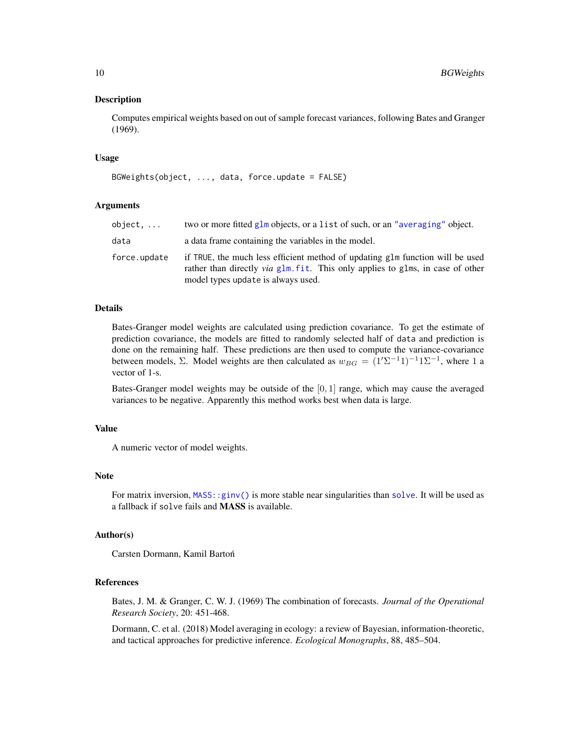## Description

Computes empirical weights based on out of sample forecast variances, following Bates and Granger (1969).

## Usage

```
BGWeights(object, ..., data, force.update = FALSE)
```

## Arguments

| | |
|---|---|
| `object, ...` | two or more fitted `glm` objects, or a `list` of such, or an `"averaging"` object. |
| `data` | a data frame containing the variables in the model. |
| `force.update` | if `TRUE`, the much less efficient method of updating `glm` function will be used rather than directly *via* `glm.fit`. This only applies to `glm`s, in case of other model types `update` is always used. |

## Details

Bates-Granger model weights are calculated using prediction covariance. To get the estimate of prediction covariance, the models are fitted to randomly selected half of `data` and prediction is done on the remaining half. These predictions are then used to compute the variance-covariance between models, $\Sigma$. Model weights are then calculated as $w_{BG} = (1'\Sigma^{-1}1)^{-1}1\Sigma^{-1}$, where $1$ a vector of 1-s.

Bates-Granger model weights may be outside of the $[0, 1]$ range, which may cause the averaged variances to be negative. Apparently this method works best when data is large.

## Value

A numeric vector of model weights.

## Note

For matrix inversion, `MASS::ginv()` is more stable near singularities than `solve`. It will be used as a fallback if `solve` fails and **MASS** is available.

## Author(s)

Carsten Dormann, Kamil Bartoń

## References

Bates, J. M. & Granger, C. W. J. (1969) The combination of forecasts. *Journal of the Operational Research Society*, 20: 451-468.

Dormann, C. et al. (2018) Model averaging in ecology: a review of Bayesian, information-theoretic, and tactical approaches for predictive inference. *Ecological Monographs*, 88, 485–504.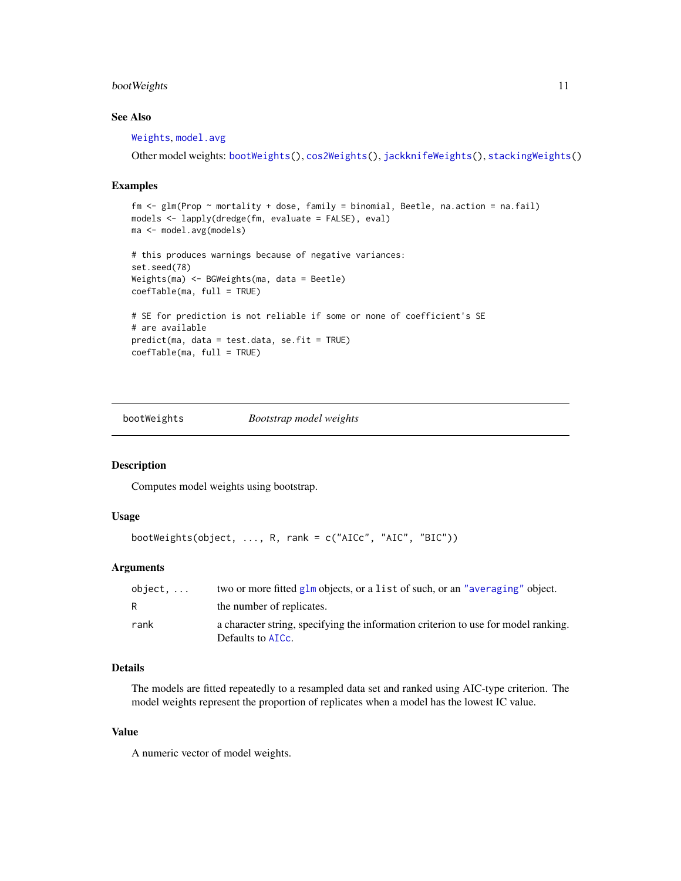## See Also

Weights, model.avg

Other model weights: bootWeights(), cos2Weights(), jackknifeWeights(), stackingWeights()

## Examples

```
fm <- glm(Prop ~ mortality + dose, family = binomial, Beetle, na.action = na.fail)
models <- lapply(dredge(fm, evaluate = FALSE), eval)
ma <- model.avg(models)

# this produces warnings because of negative variances:
set.seed(78)
Weights(ma) <- BGWeights(ma, data = Beetle)
coefTable(ma, full = TRUE)

# SE for prediction is not reliable if some or none of coefficient's SE
# are available
predict(ma, data = test.data, se.fit = TRUE)
coefTable(ma, full = TRUE)
```

---

# bootWeights — *Bootstrap model weights*

## Description

Computes model weights using bootstrap.

## Usage

```
bootWeights(object, ..., R, rank = c("AICc", "AIC", "BIC"))
```

## Arguments

| | |
|---|---|
| `object, ...` | two or more fitted glm objects, or a list of such, or an "averaging" object. |
| `R` | the number of replicates. |
| `rank` | a character string, specifying the information criterion to use for model ranking. Defaults to AICc. |

## Details

The models are fitted repeatedly to a resampled data set and ranked using AIC-type criterion. The model weights represent the proportion of replicates when a model has the lowest IC value.

## Value

A numeric vector of model weights.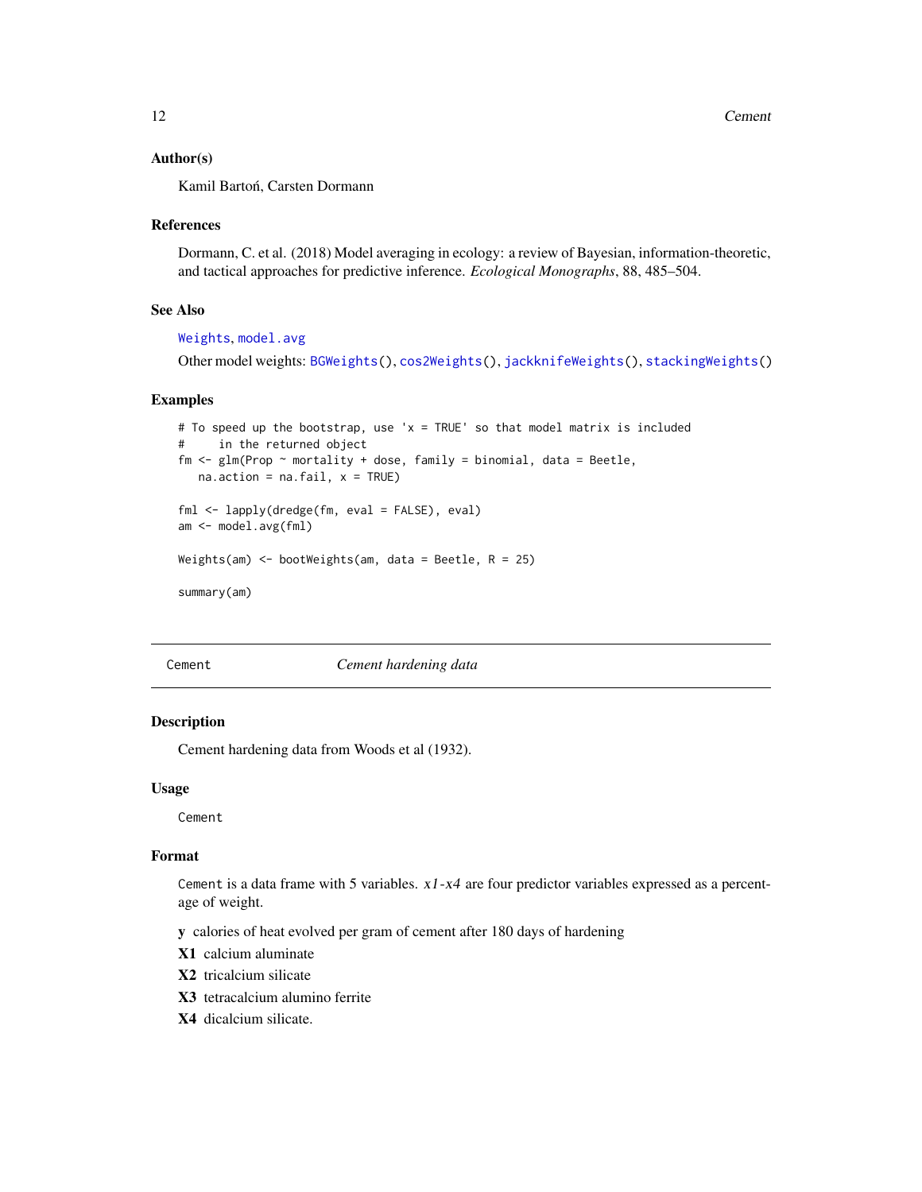### Author(s)

Kamil Bartoń, Carsten Dormann

### References

Dormann, C. et al. (2018) Model averaging in ecology: a review of Bayesian, information-theoretic, and tactical approaches for predictive inference. *Ecological Monographs*, 88, 485–504.

### See Also

Weights, model.avg

Other model weights: BGWeights(), cos2Weights(), jackknifeWeights(), stackingWeights()

### Examples

```
# To speed up the bootstrap, use 'x = TRUE' so that model matrix is included
#     in the returned object
fm <- glm(Prop ~ mortality + dose, family = binomial, data = Beetle,
   na.action = na.fail, x = TRUE)

fml <- lapply(dredge(fm, eval = FALSE), eval)
am <- model.avg(fml)

Weights(am) <- bootWeights(am, data = Beetle, R = 25)

summary(am)
```

---

## Cement — *Cement hardening data*

### Description

Cement hardening data from Woods et al (1932).

### Usage

```
Cement
```

### Format

Cement is a data frame with 5 variables. *x1*-*x4* are four predictor variables expressed as a percentage of weight.

- **y** calories of heat evolved per gram of cement after 180 days of hardening
- **X1** calcium aluminate
- **X2** tricalcium silicate
- **X3** tetracalcium alumino ferrite
- **X4** dicalcium silicate.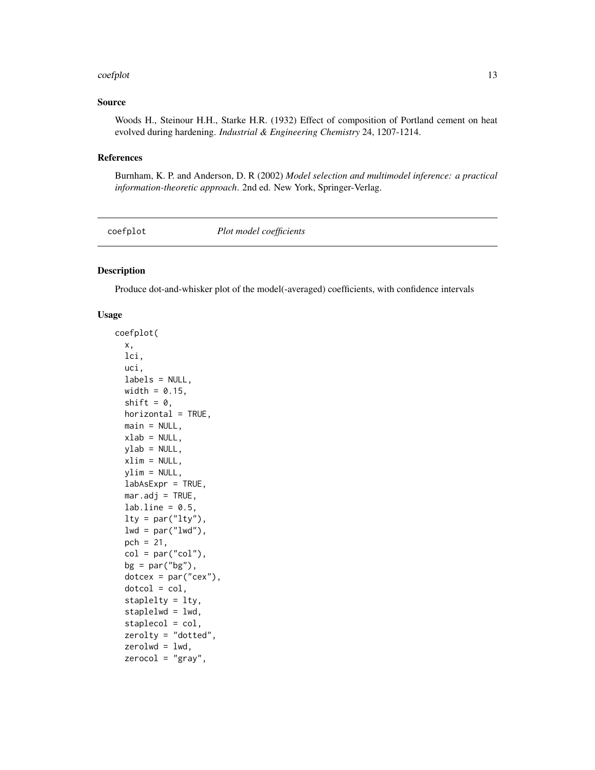### Source

Woods H., Steinour H.H., Starke H.R. (1932) Effect of composition of Portland cement on heat evolved during hardening. *Industrial & Engineering Chemistry* 24, 1207-1214.

### References

Burnham, K. P. and Anderson, D. R (2002) *Model selection and multimodel inference: a practical information-theoretic approach*. 2nd ed. New York, Springer-Verlag.

---

## coefplot — *Plot model coefficients*

### Description

Produce dot-and-whisker plot of the model(-averaged) coefficients, with confidence intervals

### Usage

```
coefplot(
  x,
  lci,
  uci,
  labels = NULL,
  width = 0.15,
  shift = 0,
  horizontal = TRUE,
  main = NULL,
  xlab = NULL,
  ylab = NULL,
  xlim = NULL,
  ylim = NULL,
  labAsExpr = TRUE,
  mar.adj = TRUE,
  lab.line = 0.5,
  lty = par("lty"),
  lwd = par("lwd"),
  pch = 21,
  col = par("col"),
  bg = par("bg"),
  dotcex = par("cex"),
  dotcol = col,
  staplelty = lty,
  staplelwd = lwd,
  staplecol = col,
  zerolty = "dotted",
  zerolwd = lwd,
  zerocol = "gray",
```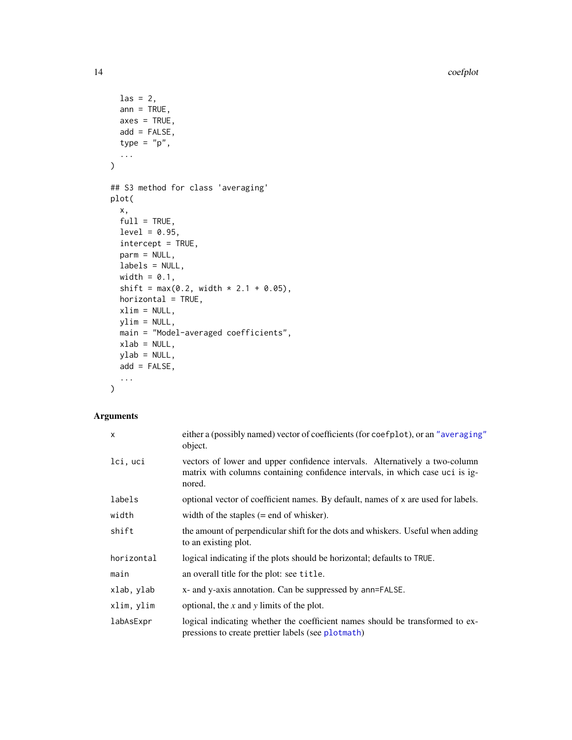```
  las = 2,
  ann = TRUE,
  axes = TRUE,
  add = FALSE,
  type = "p",
  ...
)

## S3 method for class 'averaging'
plot(
  x,
  full = TRUE,
  level = 0.95,
  intercept = TRUE,
  parm = NULL,
  labels = NULL,
  width = 0.1,
  shift = max(0.2, width * 2.1 + 0.05),
  horizontal = TRUE,
  xlim = NULL,
  ylim = NULL,
  main = "Model-averaged coefficients",
  xlab = NULL,
  ylab = NULL,
  add = FALSE,
  ...
)
```

## Arguments

| | |
|---|---|
| `x` | either a (possibly named) vector of coefficients (for `coefplot`), or an `"averaging"` object. |
| `lci, uci` | vectors of lower and upper confidence intervals. Alternatively a two-column matrix with columns containing confidence intervals, in which case `uci` is ignored. |
| `labels` | optional vector of coefficient names. By default, names of `x` are used for labels. |
| `width` | width of the staples (= end of whisker). |
| `shift` | the amount of perpendicular shift for the dots and whiskers. Useful when adding to an existing plot. |
| `horizontal` | logical indicating if the plots should be horizontal; defaults to `TRUE`. |
| `main` | an overall title for the plot: see `title`. |
| `xlab, ylab` | x- and y-axis annotation. Can be suppressed by `ann=FALSE`. |
| `xlim, ylim` | optional, the *x* and *y* limits of the plot. |
| `labAsExpr` | logical indicating whether the coefficient names should be transformed to expressions to create prettier labels (see `plotmath`) |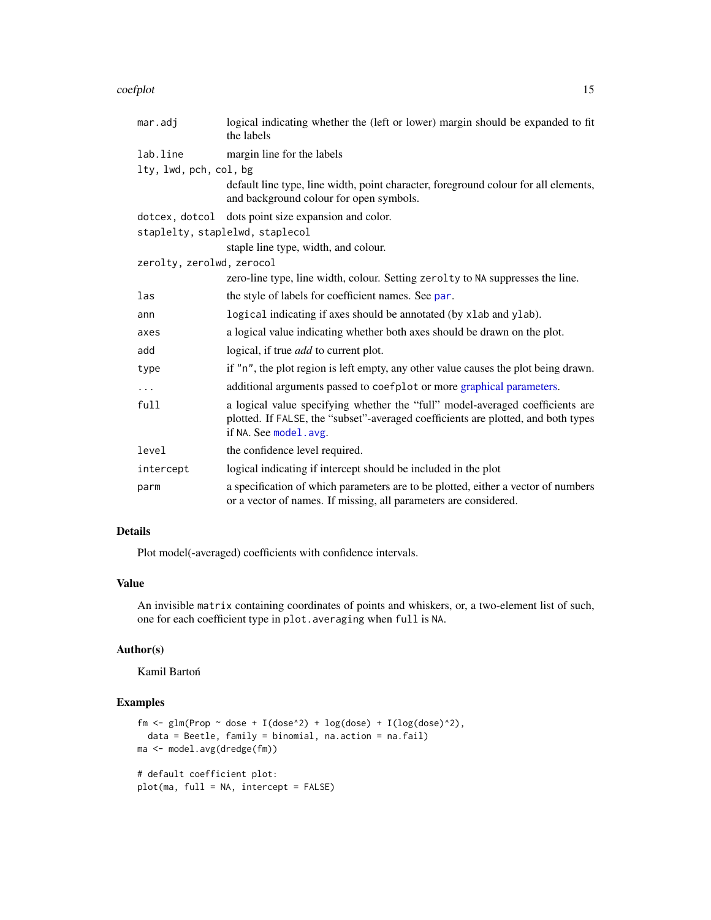| | |
|---|---|
| `mar.adj` | logical indicating whether the (left or lower) margin should be expanded to fit the labels |
| `lab.line` | margin line for the labels |
| `lty, lwd, pch, col, bg` | default line type, line width, point character, foreground colour for all elements, and background colour for open symbols. |
| `dotcex, dotcol` | dots point size expansion and color. |
| `staplelty, staplelwd, staplecol` | staple line type, width, and colour. |
| `zerolty, zerolwd, zerocol` | zero-line type, line width, colour. Setting `zerolty` to `NA` suppresses the line. |
| `las` | the style of labels for coefficient names. See `par`. |
| `ann` | `logical` indicating if axes should be annotated (by `xlab` and `ylab`). |
| `axes` | a logical value indicating whether both axes should be drawn on the plot. |
| `add` | logical, if true *add* to current plot. |
| `type` | if `"n"`, the plot region is left empty, any other value causes the plot being drawn. |
| `...` | additional arguments passed to `coefplot` or more graphical parameters. |
| `full` | a logical value specifying whether the "full" model-averaged coefficients are plotted. If `FALSE`, the "subset"-averaged coefficients are plotted, and both types if `NA`. See `model.avg`. |
| `level` | the confidence level required. |
| `intercept` | logical indicating if intercept should be included in the plot |
| `parm` | a specification of which parameters are to be plotted, either a vector of numbers or a vector of names. If missing, all parameters are considered. |

## Details

Plot model(-averaged) coefficients with confidence intervals.

## Value

An invisible `matrix` containing coordinates of points and whiskers, or, a two-element list of such, one for each coefficient type in `plot.averaging` when `full` is `NA`.

## Author(s)

Kamil Bartoń

## Examples

```
fm <- glm(Prop ~ dose + I(dose^2) + log(dose) + I(log(dose)^2),
  data = Beetle, family = binomial, na.action = na.fail)
ma <- model.avg(dredge(fm))

# default coefficient plot:
plot(ma, full = NA, intercept = FALSE)
```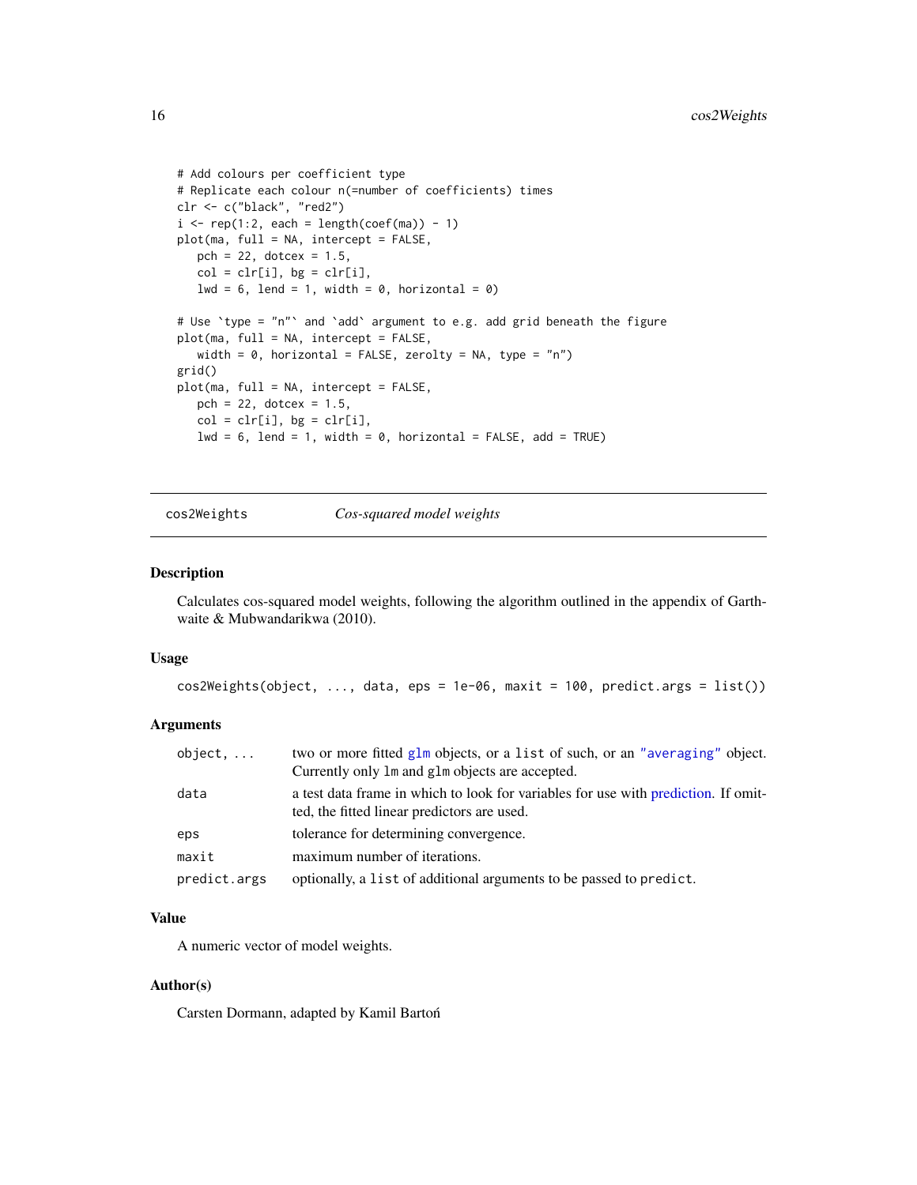```
# Add colours per coefficient type
# Replicate each colour n(=number of coefficients) times
clr <- c("black", "red2")
i <- rep(1:2, each = length(coef(ma)) - 1)
plot(ma, full = NA, intercept = FALSE,
   pch = 22, dotcex = 1.5,
   col = clr[i], bg = clr[i],
   lwd = 6, lend = 1, width = 0, horizontal = 0)

# Use `type = "n"` and `add` argument to e.g. add grid beneath the figure
plot(ma, full = NA, intercept = FALSE,
   width = 0, horizontal = FALSE, zerolty = NA, type = "n")
grid()
plot(ma, full = NA, intercept = FALSE,
   pch = 22, dotcex = 1.5,
   col = clr[i], bg = clr[i],
   lwd = 6, lend = 1, width = 0, horizontal = FALSE, add = TRUE)
```

---

## cos2Weights *Cos-squared model weights*

### Description

Calculates cos-squared model weights, following the algorithm outlined in the appendix of Garthwaite & Mubwandarikwa (2010).

### Usage

```
cos2Weights(object, ..., data, eps = 1e-06, maxit = 100, predict.args = list())
```

### Arguments

| | |
|---|---|
| `object, ...` | two or more fitted `glm` objects, or a `list` of such, or an `"averaging"` object. Currently only `lm` and `glm` objects are accepted. |
| `data` | a test data frame in which to look for variables for use with prediction. If omitted, the fitted linear predictors are used. |
| `eps` | tolerance for determining convergence. |
| `maxit` | maximum number of iterations. |
| `predict.args` | optionally, a `list` of additional arguments to be passed to `predict`. |

### Value

A numeric vector of model weights.

### Author(s)

Carsten Dormann, adapted by Kamil Bartoń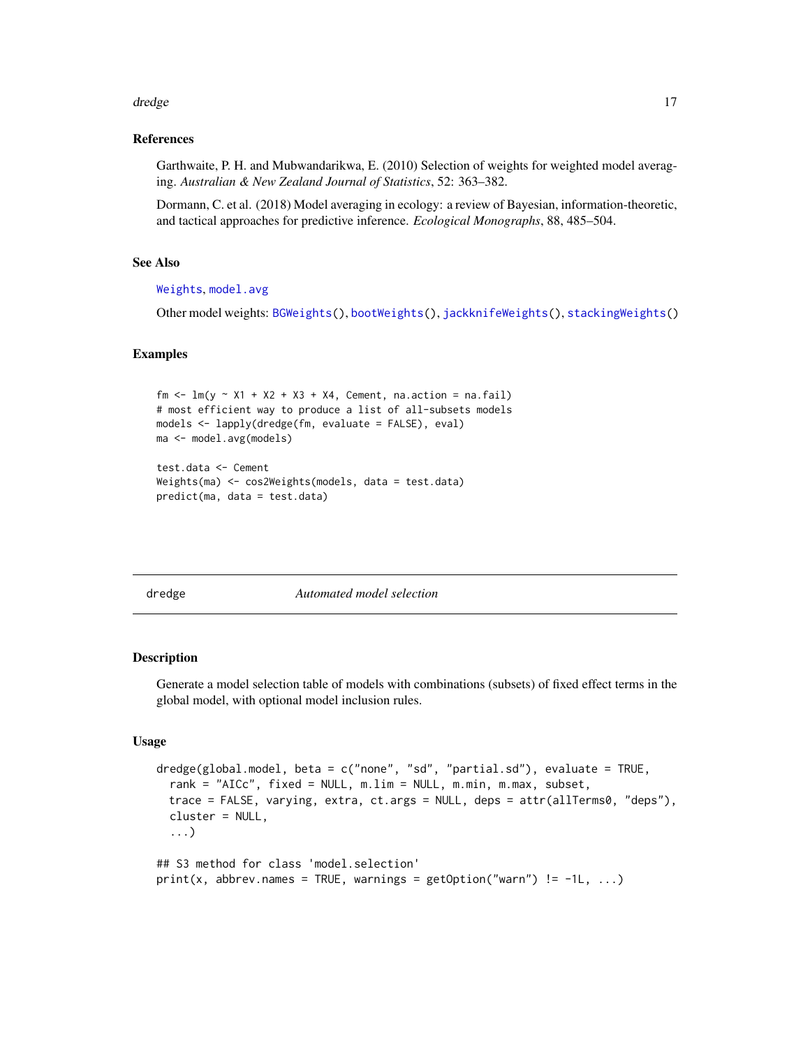### References

Garthwaite, P. H. and Mubwandarikwa, E. (2010) Selection of weights for weighted model averaging. *Australian & New Zealand Journal of Statistics*, 52: 363–382.

Dormann, C. et al. (2018) Model averaging in ecology: a review of Bayesian, information-theoretic, and tactical approaches for predictive inference. *Ecological Monographs*, 88, 485–504.

### See Also

Weights, model.avg

Other model weights: BGWeights(), bootWeights(), jackknifeWeights(), stackingWeights()

### Examples

```
fm <- lm(y ~ X1 + X2 + X3 + X4, Cement, na.action = na.fail)
# most efficient way to produce a list of all-subsets models
models <- lapply(dredge(fm, evaluate = FALSE), eval)
ma <- model.avg(models)

test.data <- Cement
Weights(ma) <- cos2Weights(models, data = test.data)
predict(ma, data = test.data)
```

---

## dredge — *Automated model selection*

### Description

Generate a model selection table of models with combinations (subsets) of fixed effect terms in the global model, with optional model inclusion rules.

### Usage

```
dredge(global.model, beta = c("none", "sd", "partial.sd"), evaluate = TRUE,
  rank = "AICc", fixed = NULL, m.lim = NULL, m.min, m.max, subset,
  trace = FALSE, varying, extra, ct.args = NULL, deps = attr(allTerms0, "deps"),
  cluster = NULL,
  ...)

## S3 method for class 'model.selection'
print(x, abbrev.names = TRUE, warnings = getOption("warn") != -1L, ...)
```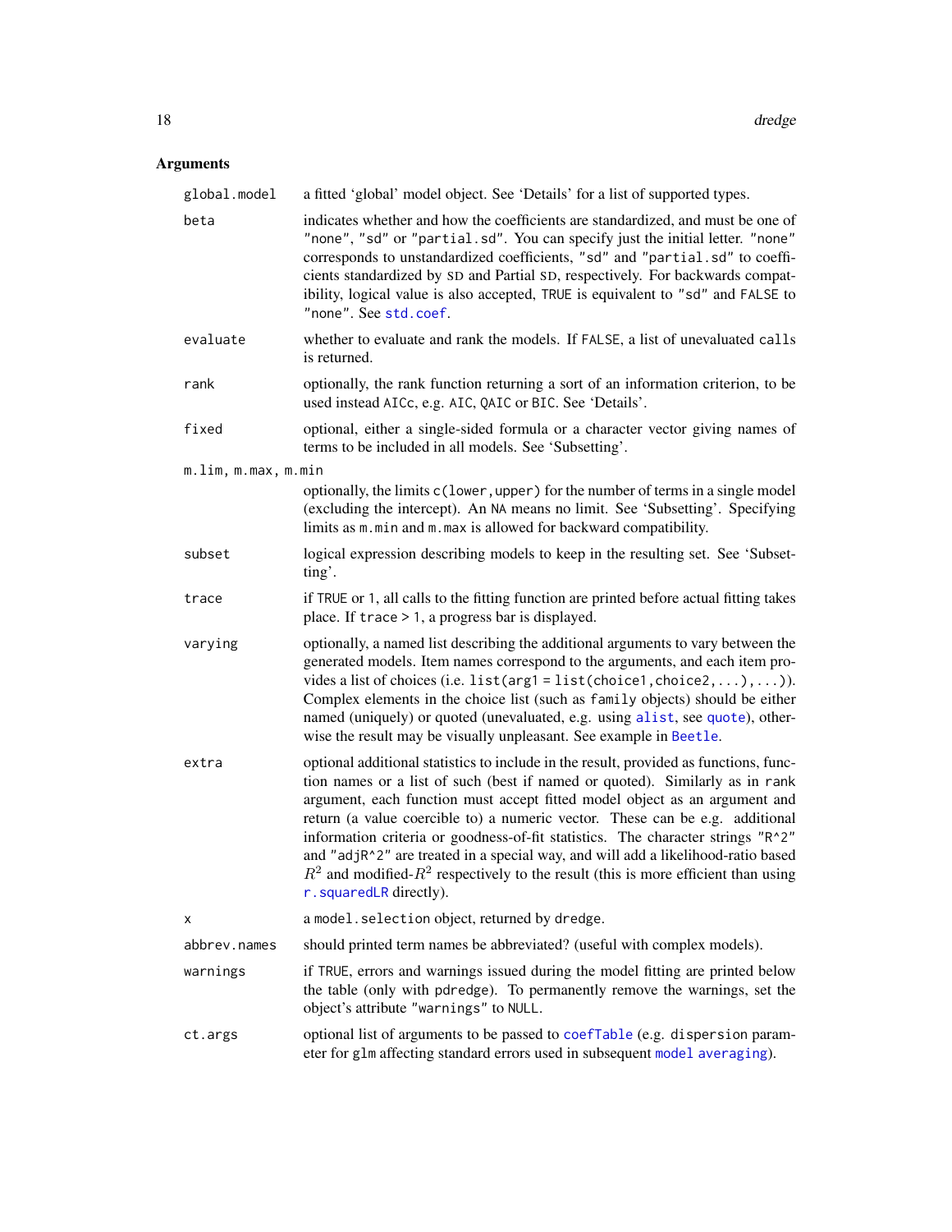## Arguments

| | |
|---|---|
| `global.model` | a fitted 'global' model object. See 'Details' for a list of supported types. |
| `beta` | indicates whether and how the coefficients are standardized, and must be one of `"none"`, `"sd"` or `"partial.sd"`. You can specify just the initial letter. `"none"` corresponds to unstandardized coefficients, `"sd"` and `"partial.sd"` to coefficients standardized by SD and Partial SD, respectively. For backwards compatibility, logical value is also accepted, `TRUE` is equivalent to `"sd"` and `FALSE` to `"none"`. See `std.coef`. |
| `evaluate` | whether to evaluate and rank the models. If `FALSE`, a list of unevaluated `calls` is returned. |
| `rank` | optionally, the rank function returning a sort of an information criterion, to be used instead `AICc`, e.g. `AIC`, `QAIC` or `BIC`. See 'Details'. |
| `fixed` | optional, either a single-sided formula or a character vector giving names of terms to be included in all models. See 'Subsetting'. |
| `m.lim, m.max, m.min` | optionally, the limits `c(lower,upper)` for the number of terms in a single model (excluding the intercept). An `NA` means no limit. See 'Subsetting'. Specifying limits as `m.min` and `m.max` is allowed for backward compatibility. |
| `subset` | logical expression describing models to keep in the resulting set. See 'Subsetting'. |
| `trace` | if `TRUE` or `1`, all calls to the fitting function are printed before actual fitting takes place. If `trace > 1`, a progress bar is displayed. |
| `varying` | optionally, a named list describing the additional arguments to vary between the generated models. Item names correspond to the arguments, and each item provides a list of choices (i.e. `list(arg1 = list(choice1,choice2,...),...)`). Complex elements in the choice list (such as `family` objects) should be either named (uniquely) or quoted (unevaluated, e.g. using `alist`, see `quote`), otherwise the result may be visually unpleasant. See example in `Beetle`. |
| `extra` | optional additional statistics to include in the result, provided as functions, function names or a list of such (best if named or quoted). Similarly as in `rank` argument, each function must accept fitted model object as an argument and return (a value coercible to) a numeric vector. These can be e.g. additional information criteria or goodness-of-fit statistics. The character strings `"R^2"` and `"adjR^2"` are treated in a special way, and will add a likelihood-ratio based $R^2$ and modified-$R^2$ respectively to the result (this is more efficient than using `r.squaredLR` directly). |
| `x` | a `model.selection` object, returned by `dredge`. |
| `abbrev.names` | should printed term names be abbreviated? (useful with complex models). |
| `warnings` | if `TRUE`, errors and warnings issued during the model fitting are printed below the table (only with `pdredge`). To permanently remove the warnings, set the object's attribute `"warnings"` to `NULL`. |
| `ct.args` | optional list of arguments to be passed to `coefTable` (e.g. `dispersion` parameter for `glm` affecting standard errors used in subsequent `model averaging`). |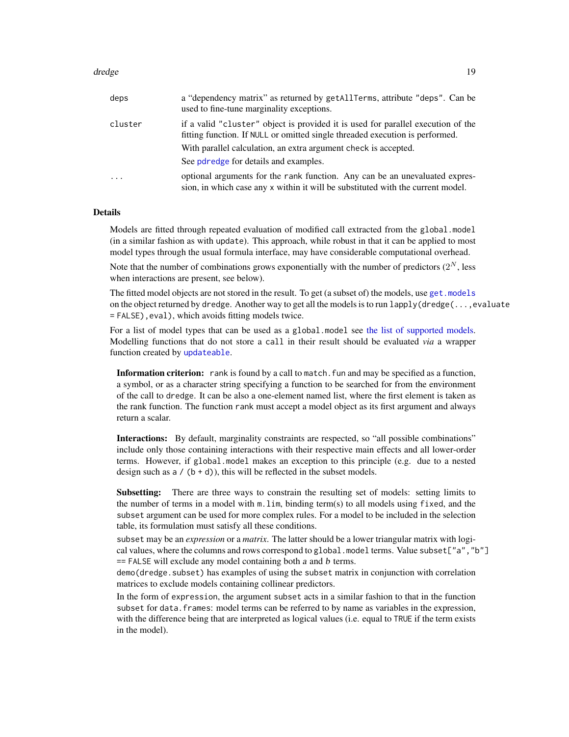| | |
|---|---|
| deps | a "dependency matrix" as returned by getAllTerms, attribute "deps". Can be used to fine-tune marginality exceptions. |
| cluster | if a valid "cluster" object is provided it is used for parallel execution of the fitting function. If NULL or omitted single threaded execution is performed.<br>With parallel calculation, an extra argument check is accepted.<br>See pdredge for details and examples. |
| ... | optional arguments for the rank function. Any can be an unevaluated expression, in which case any x within it will be substituted with the current model. |

## Details

Models are fitted through repeated evaluation of modified call extracted from the global.model (in a similar fashion as with update). This approach, while robust in that it can be applied to most model types through the usual formula interface, may have considerable computational overhead.

Note that the number of combinations grows exponentially with the number of predictors ($2^N$, less when interactions are present, see below).

The fitted model objects are not stored in the result. To get (a subset of) the models, use get.models on the object returned by dredge. Another way to get all the models is to run lapply(dredge(...,evaluate = FALSE),eval), which avoids fitting models twice.

For a list of model types that can be used as a global.model see the list of supported models. Modelling functions that do not store a call in their result should be evaluated *via* a wrapper function created by updateable.

**Information criterion:** rank is found by a call to match.fun and may be specified as a function, a symbol, or as a character string specifying a function to be searched for from the environment of the call to dredge. It can be also a one-element named list, where the first element is taken as the rank function. The function rank must accept a model object as its first argument and always return a scalar.

**Interactions:** By default, marginality constraints are respected, so "all possible combinations" include only those containing interactions with their respective main effects and all lower-order terms. However, if global.model makes an exception to this principle (e.g. due to a nested design such as a / (b + d)), this will be reflected in the subset models.

**Subsetting:** There are three ways to constrain the resulting set of models: setting limits to the number of terms in a model with m.lim, binding term(s) to all models using fixed, and the subset argument can be used for more complex rules. For a model to be included in the selection table, its formulation must satisfy all these conditions.

subset may be an *expression* or a *matrix*. The latter should be a lower triangular matrix with logical values, where the columns and rows correspond to global.model terms. Value subset["a","b"] == FALSE will exclude any model containing both *a* and *b* terms.

demo(dredge.subset) has examples of using the subset matrix in conjunction with correlation matrices to exclude models containing collinear predictors.

In the form of expression, the argument subset acts in a similar fashion to that in the function subset for data.frames: model terms can be referred to by name as variables in the expression, with the difference being that are interpreted as logical values (i.e. equal to TRUE if the term exists in the model).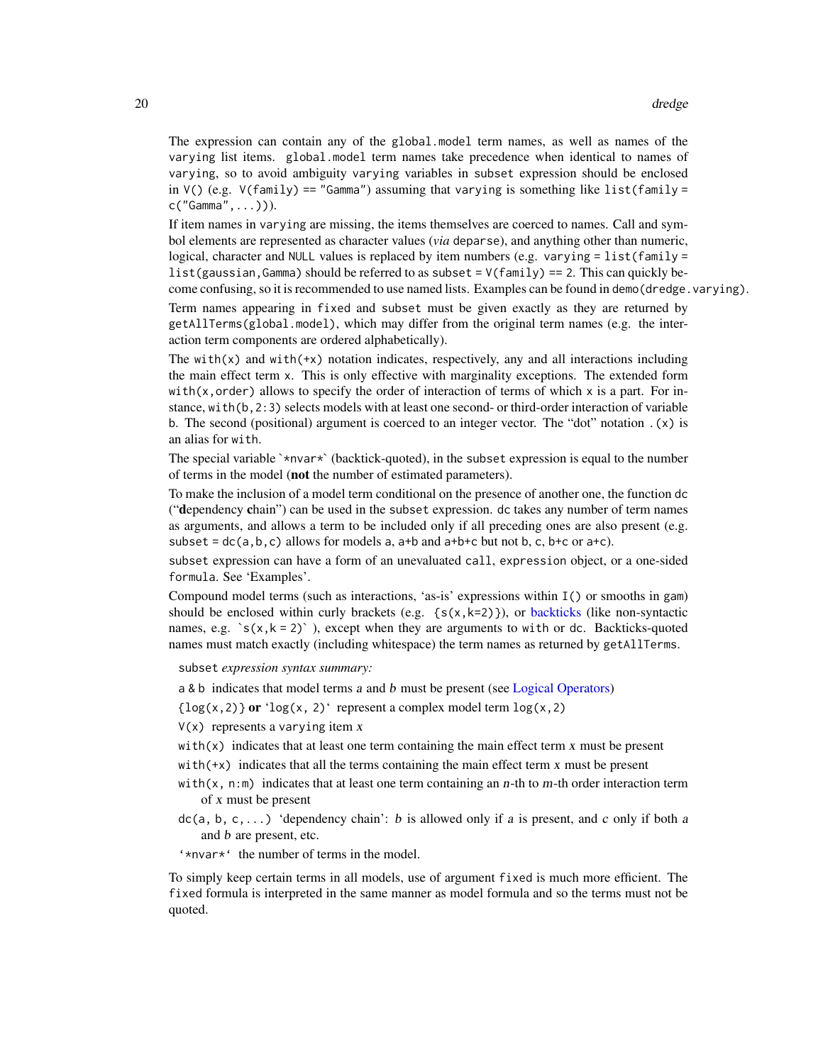The expression can contain any of the `global.model` term names, as well as names of the `varying` list items. `global.model` term names take precedence when identical to names of `varying`, so to avoid ambiguity `varying` variables in `subset` expression should be enclosed in `V()` (e.g. `V(family) == "Gamma"`) assuming that `varying` is something like `list(family = c("Gamma",...))`).

If item names in `varying` are missing, the items themselves are coerced to names. Call and symbol elements are represented as character values (*via* `deparse`), and anything other than numeric, logical, character and `NULL` values is replaced by item numbers (e.g. `varying = list(family = list(gaussian,Gamma)` should be referred to as `subset = V(family) == 2`. This can quickly become confusing, so it is recommended to use named lists. Examples can be found in `demo(dredge.varying)`.

Term names appearing in `fixed` and `subset` must be given exactly as they are returned by `getAllTerms(global.model)`, which may differ from the original term names (e.g. the interaction term components are ordered alphabetically).

The `with(x)` and `with(+x)` notation indicates, respectively, any and all interactions including the main effect term `x`. This is only effective with marginality exceptions. The extended form `with(x,order)` allows to specify the order of interaction of terms of which `x` is a part. For instance, `with(b,2:3)` selects models with at least one second- or third-order interaction of variable `b`. The second (positional) argument is coerced to an integer vector. The "dot" notation `.(x)` is an alias for `with`.

The special variable `` `*nvar*` `` (backtick-quoted), in the `subset` expression is equal to the number of terms in the model (**not** the number of estimated parameters).

To make the inclusion of a model term conditional on the presence of another one, the function `dc` ("**d**ependency **c**hain") can be used in the `subset` expression. `dc` takes any number of term names as arguments, and allows a term to be included only if all preceding ones are also present (e.g. `subset = dc(a,b,c)` allows for models `a`, `a+b` and `a+b+c` but not `b`, `c`, `b+c` or `a+c`).

`subset` expression can have a form of an unevaluated `call`, `expression` object, or a one-sided `formula`. See 'Examples'.

Compound model terms (such as interactions, 'as-is' expressions within `I()` or smooths in `gam`) should be enclosed within curly brackets (e.g. `{s(x,k=2)}`), or backticks (like non-syntactic names, e.g. `` `s(x,k = 2)` `` ), except when they are arguments to `with` or `dc`. Backticks-quoted names must match exactly (including whitespace) the term names as returned by `getAllTerms`.

`subset` *expression syntax summary:*

- `a & b` indicates that model terms *a* and *b* must be present (see Logical Operators)
- `{log(x,2)}` **or** `` `log(x, 2)` `` represent a complex model term `log(x,2)`
- `V(x)` represents a `varying` item *x*
- `with(x)` indicates that at least one term containing the main effect term *x* must be present
- `with(+x)` indicates that all the terms containing the main effect term *x* must be present
- `with(x, n:m)` indicates that at least one term containing an *n*-th to *m*-th order interaction term of *x* must be present
- `dc(a, b, c,...)` 'dependency chain': *b* is allowed only if *a* is present, and *c* only if both *a* and *b* are present, etc.
- `` `*nvar*` `` the number of terms in the model.

To simply keep certain terms in all models, use of argument `fixed` is much more efficient. The `fixed` formula is interpreted in the same manner as model formula and so the terms must not be quoted.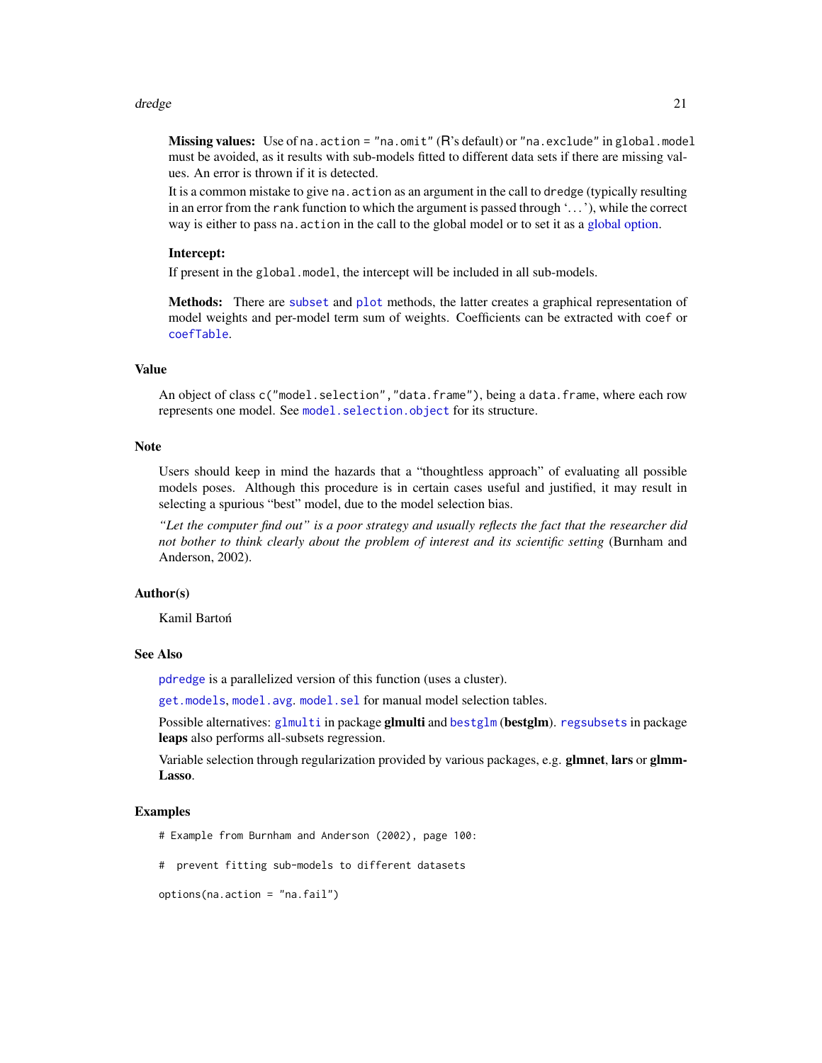**Missing values:** Use of `na.action = "na.omit"` (R's default) or `"na.exclude"` in `global.model` must be avoided, as it results with sub-models fitted to different data sets if there are missing values. An error is thrown if it is detected.

It is a common mistake to give `na.action` as an argument in the call to `dredge` (typically resulting in an error from the `rank` function to which the argument is passed through '...'), while the correct way is either to pass `na.action` in the call to the global model or to set it as a global option.

**Intercept:**

If present in the `global.model`, the intercept will be included in all sub-models.

**Methods:** There are `subset` and `plot` methods, the latter creates a graphical representation of model weights and per-model term sum of weights. Coefficients can be extracted with `coef` or `coefTable`.

### Value

An object of class `c("model.selection","data.frame")`, being a `data.frame`, where each row represents one model. See `model.selection.object` for its structure.

### Note

Users should keep in mind the hazards that a "thoughtless approach" of evaluating all possible models poses. Although this procedure is in certain cases useful and justified, it may result in selecting a spurious "best" model, due to the model selection bias.

*"Let the computer find out" is a poor strategy and usually reflects the fact that the researcher did not bother to think clearly about the problem of interest and its scientific setting* (Burnham and Anderson, 2002).

### Author(s)

Kamil Bartoń

### See Also

`pdredge` is a parallelized version of this function (uses a cluster).

`get.models`, `model.avg`. `model.sel` for manual model selection tables.

Possible alternatives: `glmulti` in package **glmulti** and `bestglm` (**bestglm**). `regsubsets` in package **leaps** also performs all-subsets regression.

Variable selection through regularization provided by various packages, e.g. **glmnet**, **lars** or **glmmLasso**.

### Examples

```
# Example from Burnham and Anderson (2002), page 100:

#  prevent fitting sub-models to different datasets

options(na.action = "na.fail")
```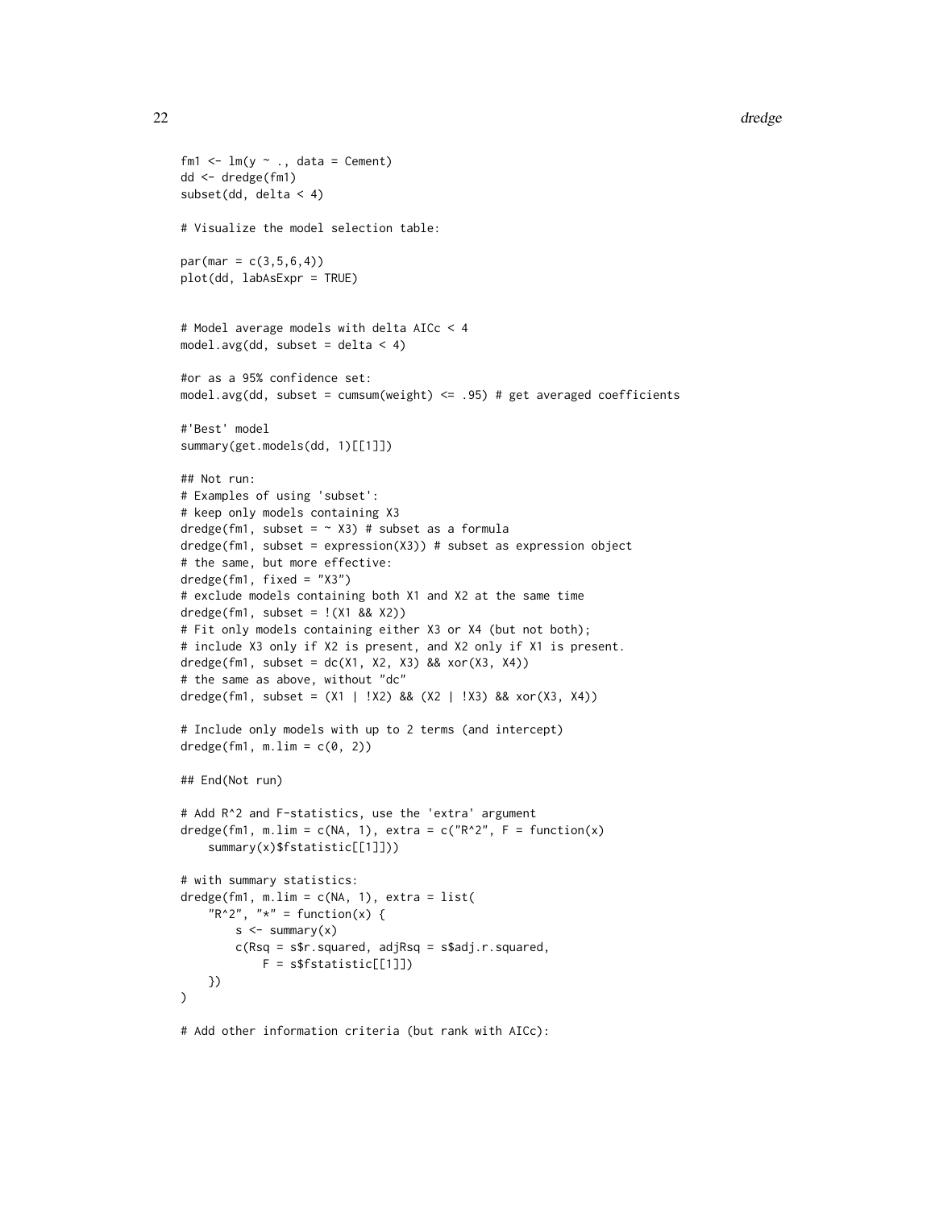```
fm1 <- lm(y ~ ., data = Cement)
dd <- dredge(fm1)
subset(dd, delta < 4)

# Visualize the model selection table:

par(mar = c(3,5,6,4))
plot(dd, labAsExpr = TRUE)


# Model average models with delta AICc < 4
model.avg(dd, subset = delta < 4)

#or as a 95% confidence set:
model.avg(dd, subset = cumsum(weight) <= .95) # get averaged coefficients

#'Best' model
summary(get.models(dd, 1)[[1]])

## Not run:
# Examples of using 'subset':
# keep only models containing X3
dredge(fm1, subset = ~ X3) # subset as a formula
dredge(fm1, subset = expression(X3)) # subset as expression object
# the same, but more effective:
dredge(fm1, fixed = "X3")
# exclude models containing both X1 and X2 at the same time
dredge(fm1, subset = !(X1 && X2))
# Fit only models containing either X3 or X4 (but not both);
# include X3 only if X2 is present, and X2 only if X1 is present.
dredge(fm1, subset = dc(X1, X2, X3) && xor(X3, X4))
# the same as above, without "dc"
dredge(fm1, subset = (X1 | !X2) && (X2 | !X3) && xor(X3, X4))

# Include only models with up to 2 terms (and intercept)
dredge(fm1, m.lim = c(0, 2))

## End(Not run)

# Add R^2 and F-statistics, use the 'extra' argument
dredge(fm1, m.lim = c(NA, 1), extra = c("R^2", F = function(x)
    summary(x)$fstatistic[[1]]))

# with summary statistics:
dredge(fm1, m.lim = c(NA, 1), extra = list(
    "R^2", "*" = function(x) {
        s <- summary(x)
        c(Rsq = s$r.squared, adjRsq = s$adj.r.squared,
            F = s$fstatistic[[1]])
    })
)

# Add other information criteria (but rank with AICc):
```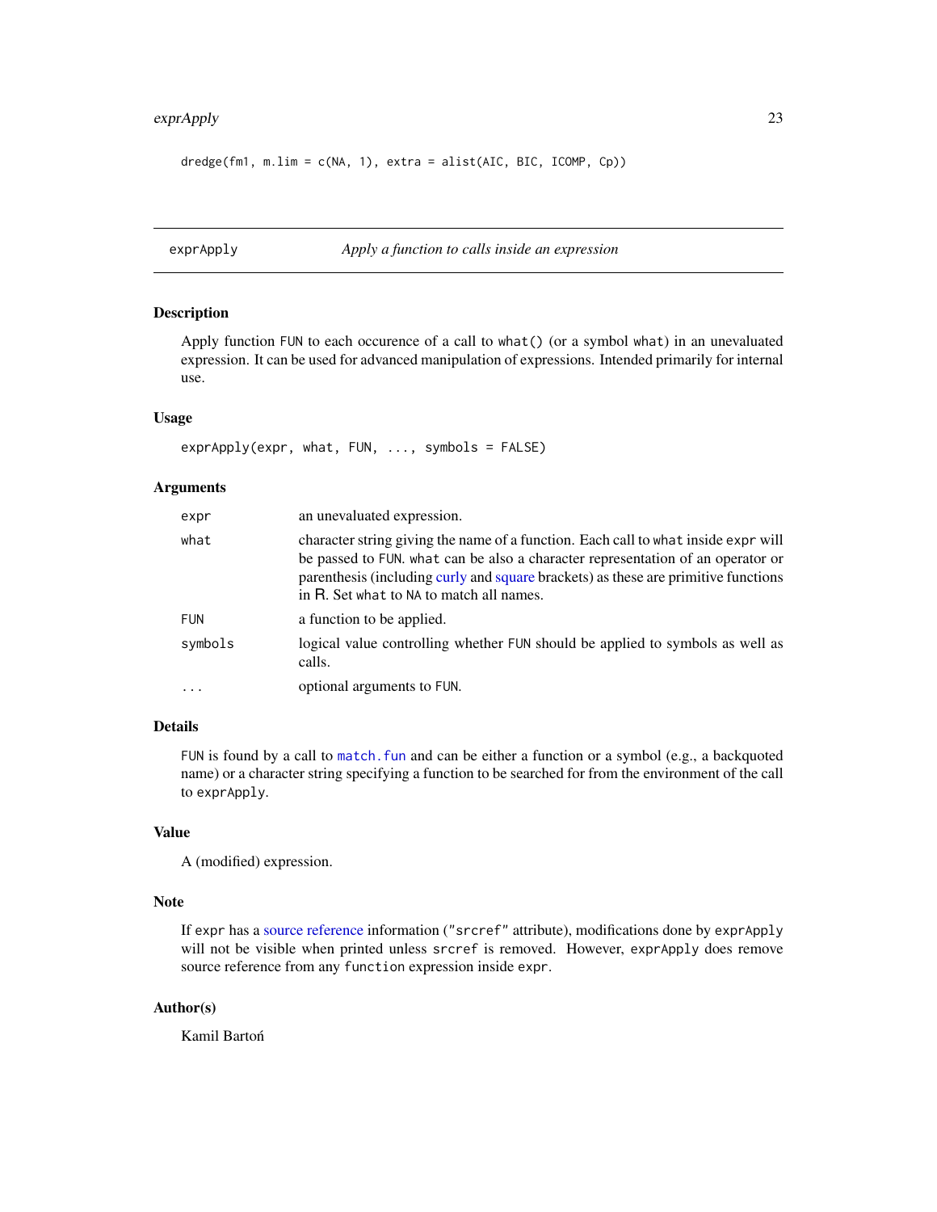```
dredge(fm1, m.lim = c(NA, 1), extra = alist(AIC, BIC, ICOMP, Cp))
```

---

## exprApply — *Apply a function to calls inside an expression*

### Description

Apply function FUN to each occurence of a call to what() (or a symbol what) in an unevaluated expression. It can be used for advanced manipulation of expressions. Intended primarily for internal use.

### Usage

```
exprApply(expr, what, FUN, ..., symbols = FALSE)
```

### Arguments

| | |
|---|---|
| expr | an unevaluated expression. |
| what | character string giving the name of a function. Each call to what inside expr will be passed to FUN. what can be also a character representation of an operator or parenthesis (including curly and square brackets) as these are primitive functions in R. Set what to NA to match all names. |
| FUN | a function to be applied. |
| symbols | logical value controlling whether FUN should be applied to symbols as well as calls. |
| ... | optional arguments to FUN. |

### Details

FUN is found by a call to match.fun and can be either a function or a symbol (e.g., a backquoted name) or a character string specifying a function to be searched for from the environment of the call to exprApply.

### Value

A (modified) expression.

### Note

If expr has a source reference information ("srcref" attribute), modifications done by exprApply will not be visible when printed unless srcref is removed. However, exprApply does remove source reference from any function expression inside expr.

### Author(s)

Kamil Bartoń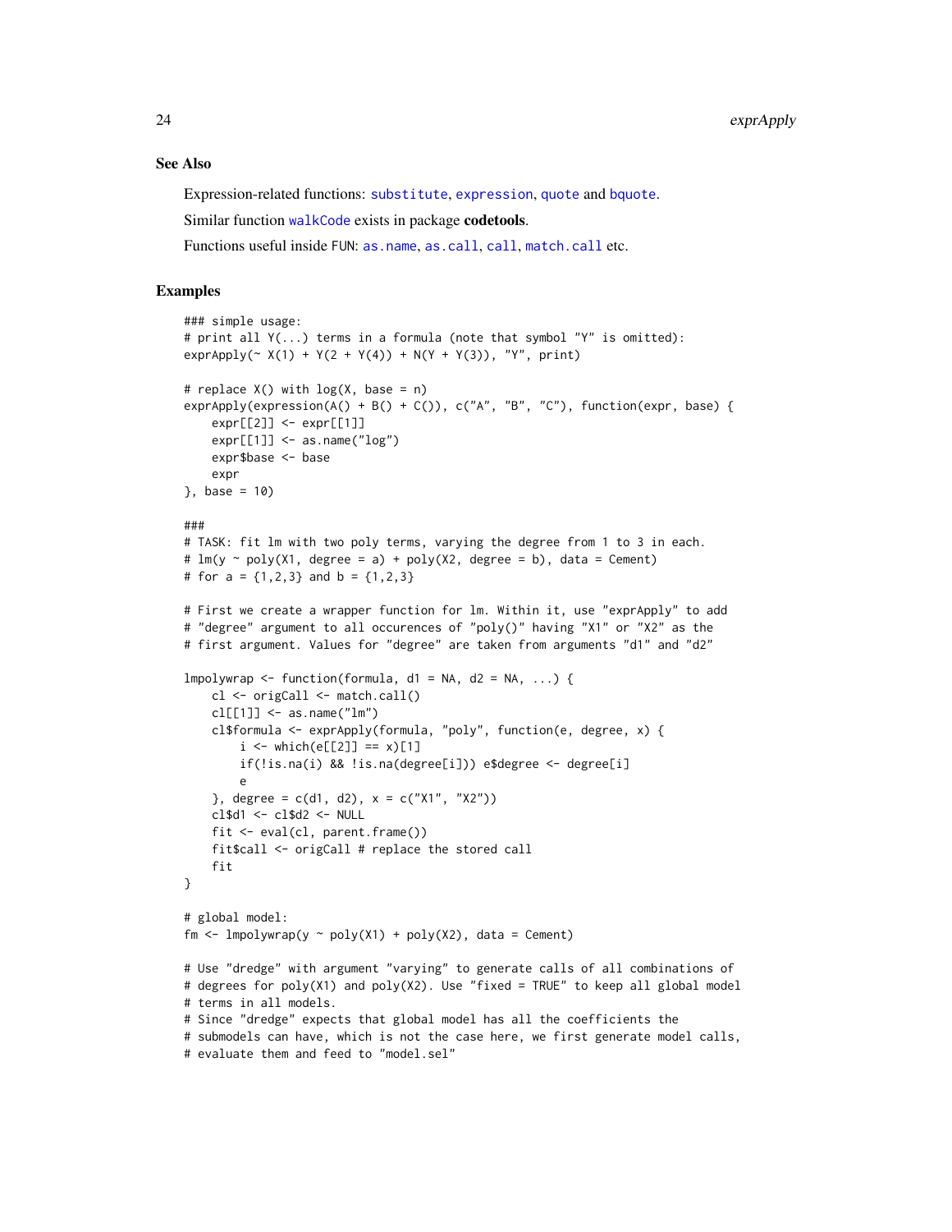## See Also

Expression-related functions: `substitute`, `expression`, `quote` and `bquote`.

Similar function `walkCode` exists in package **codetools**.

Functions useful inside FUN: `as.name`, `as.call`, `call`, `match.call` etc.

## Examples

```
### simple usage:
# print all Y(...) terms in a formula (note that symbol "Y" is omitted):
exprApply(~ X(1) + Y(2 + Y(4)) + N(Y + Y(3)), "Y", print)

# replace X() with log(X, base = n)
exprApply(expression(A() + B() + C()), c("A", "B", "C"), function(expr, base) {
    expr[[2]] <- expr[[1]]
    expr[[1]] <- as.name("log")
    expr$base <- base
    expr
}, base = 10)

###
# TASK: fit lm with two poly terms, varying the degree from 1 to 3 in each.
# lm(y ~ poly(X1, degree = a) + poly(X2, degree = b), data = Cement)
# for a = {1,2,3} and b = {1,2,3}

# First we create a wrapper function for lm. Within it, use "exprApply" to add
# "degree" argument to all occurences of "poly()" having "X1" or "X2" as the
# first argument. Values for "degree" are taken from arguments "d1" and "d2"

lmpolywrap <- function(formula, d1 = NA, d2 = NA, ...) {
    cl <- origCall <- match.call()
    cl[[1]] <- as.name("lm")
    cl$formula <- exprApply(formula, "poly", function(e, degree, x) {
        i <- which(e[[2]] == x)[1]
        if(!is.na(i) && !is.na(degree[i])) e$degree <- degree[i]
        e
    }, degree = c(d1, d2), x = c("X1", "X2"))
    cl$d1 <- cl$d2 <- NULL
    fit <- eval(cl, parent.frame())
    fit$call <- origCall # replace the stored call
    fit
}

# global model:
fm <- lmpolywrap(y ~ poly(X1) + poly(X2), data = Cement)

# Use "dredge" with argument "varying" to generate calls of all combinations of
# degrees for poly(X1) and poly(X2). Use "fixed = TRUE" to keep all global model
# terms in all models.
# Since "dredge" expects that global model has all the coefficients the
# submodels can have, which is not the case here, we first generate model calls,
# evaluate them and feed to "model.sel"
```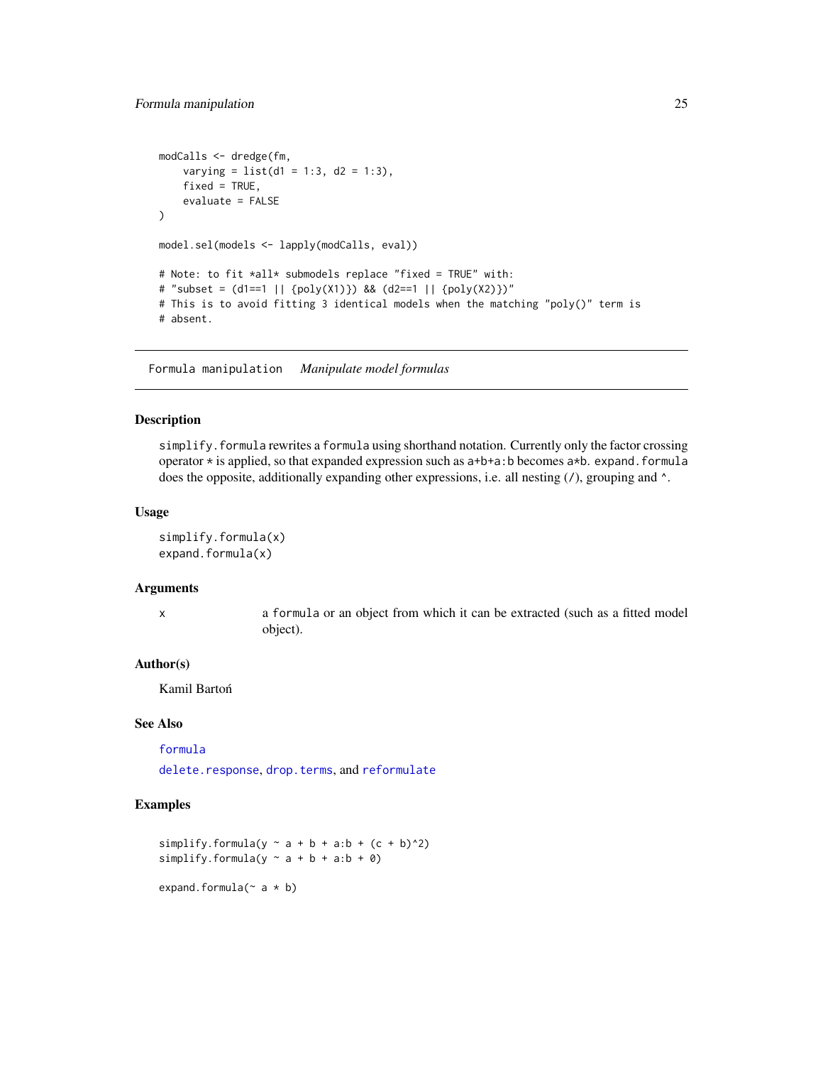```
modCalls <- dredge(fm,
    varying = list(d1 = 1:3, d2 = 1:3),
    fixed = TRUE,
    evaluate = FALSE
)

model.sel(models <- lapply(modCalls, eval))

# Note: to fit *all* submodels replace "fixed = TRUE" with:
# "subset = (d1==1 || {poly(X1)}) && (d2==1 || {poly(X2)})"
# This is to avoid fitting 3 identical models when the matching "poly()" term is
# absent.
```

---

`Formula manipulation` *Manipulate model formulas*

---

## Description

`simplify.formula` rewrites a `formula` using shorthand notation. Currently only the factor crossing operator `*` is applied, so that expanded expression such as `a+b+a:b` becomes `a*b`. `expand.formula` does the opposite, additionally expanding other expressions, i.e. all nesting (`/`), grouping and `^`.

## Usage

```
simplify.formula(x)
expand.formula(x)
```

## Arguments

| | |
|---|---|
| `x` | a `formula` or an object from which it can be extracted (such as a fitted model object). |

## Author(s)

Kamil Bartoń

## See Also

`formula`

`delete.response`, `drop.terms`, and `reformulate`

## Examples

```
simplify.formula(y ~ a + b + a:b + (c + b)^2)
simplify.formula(y ~ a + b + a:b + 0)

expand.formula(~ a * b)
```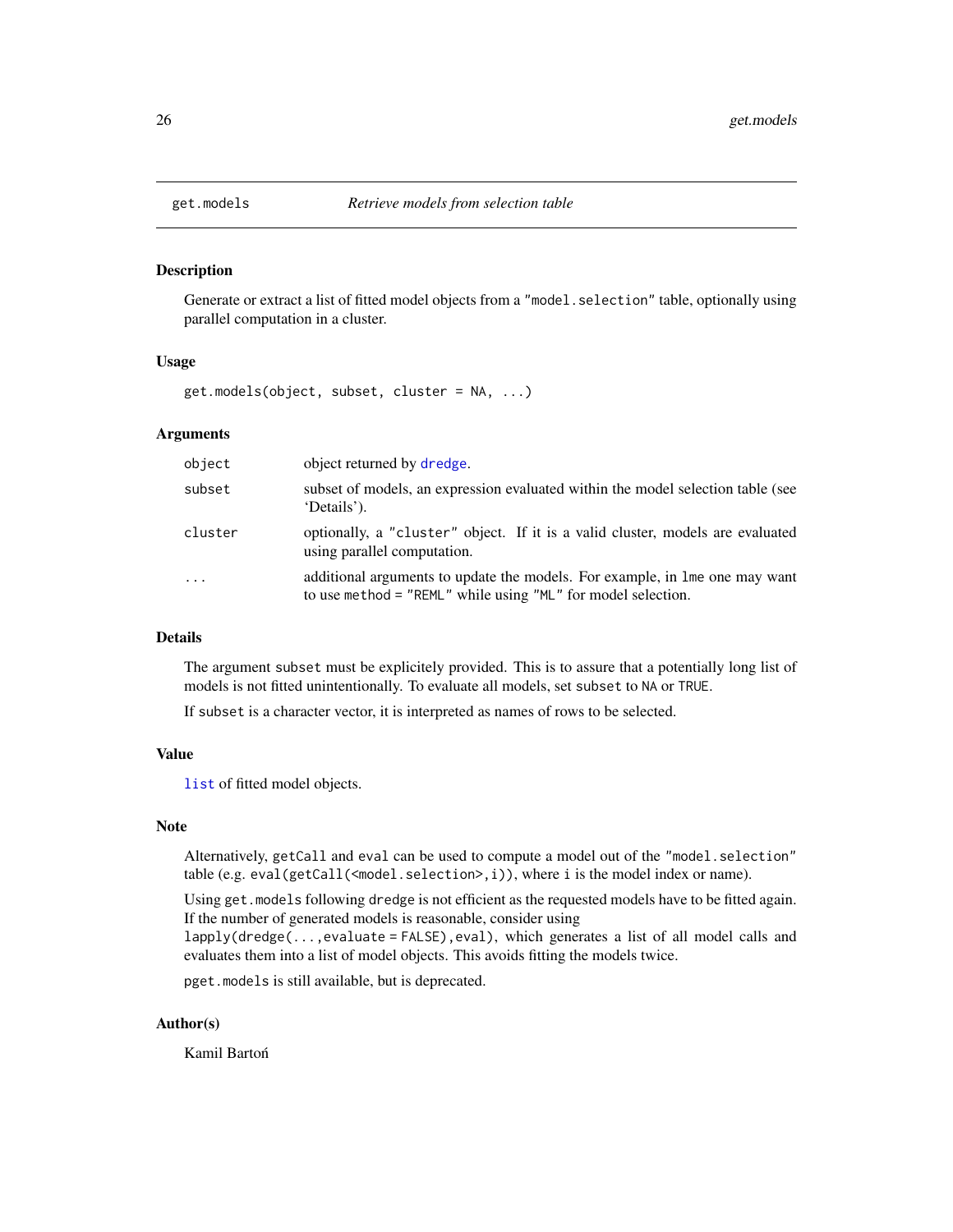## get.models *Retrieve models from selection table*

### Description

Generate or extract a list of fitted model objects from a `"model.selection"` table, optionally using parallel computation in a cluster.

### Usage

```
get.models(object, subset, cluster = NA, ...)
```

### Arguments

| | |
|---|---|
| `object` | object returned by `dredge`. |
| `subset` | subset of models, an expression evaluated within the model selection table (see 'Details'). |
| `cluster` | optionally, a `"cluster"` object. If it is a valid cluster, models are evaluated using parallel computation. |
| `...` | additional arguments to update the models. For example, in `lme` one may want to use `method = "REML"` while using `"ML"` for model selection. |

### Details

The argument `subset` must be explicitely provided. This is to assure that a potentially long list of models is not fitted unintentionally. To evaluate all models, set `subset` to `NA` or `TRUE`.

If `subset` is a character vector, it is interpreted as names of rows to be selected.

### Value

`list` of fitted model objects.

### Note

Alternatively, `getCall` and `eval` can be used to compute a model out of the `"model.selection"` table (e.g. `eval(getCall(<model.selection>,i))`, where `i` is the model index or name).

Using `get.models` following `dredge` is not efficient as the requested models have to be fitted again. If the number of generated models is reasonable, consider using `lapply(dredge(...,evaluate = FALSE),eval)`, which generates a list of all model calls and evaluates them into a list of model objects. This avoids fitting the models twice.

`pget.models` is still available, but is deprecated.

### Author(s)

Kamil Bartoń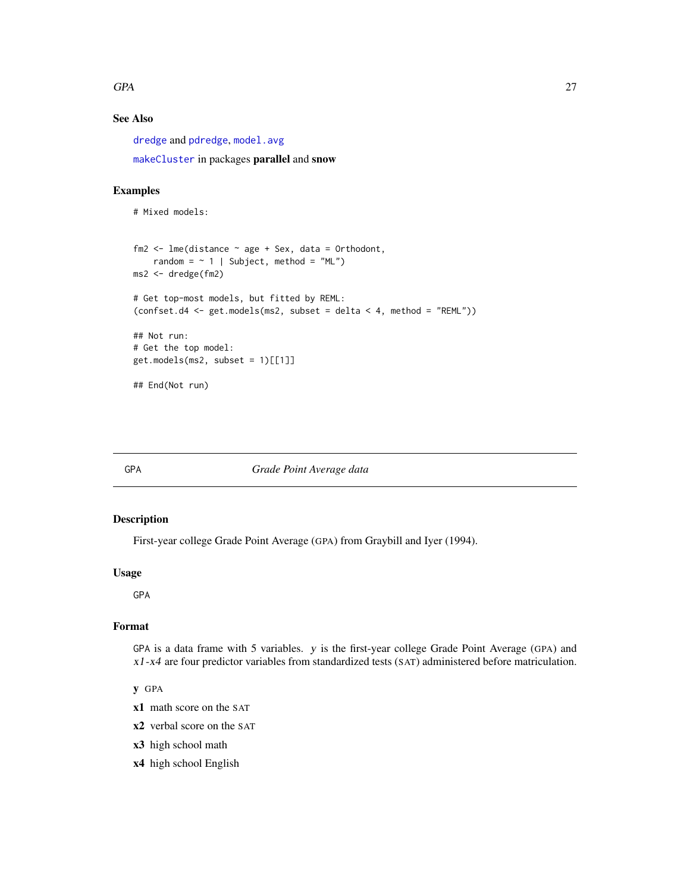### See Also

dredge and pdredge, model.avg

makeCluster in packages **parallel** and **snow**

### Examples

```
# Mixed models:


fm2 <- lme(distance ~ age + Sex, data = Orthodont,
    random = ~ 1 | Subject, method = "ML")
ms2 <- dredge(fm2)

# Get top-most models, but fitted by REML:
(confset.d4 <- get.models(ms2, subset = delta < 4, method = "REML"))

## Not run:
# Get the top model:
get.models(ms2, subset = 1)[[1]]

## End(Not run)
```

---

## GPA — *Grade Point Average data*

### Description

First-year college Grade Point Average (GPA) from Graybill and Iyer (1994).

### Usage

```
GPA
```

### Format

GPA is a data frame with 5 variables. *y* is the first-year college Grade Point Average (GPA) and *x1*-*x4* are four predictor variables from standardized tests (SAT) administered before matriculation.

**y** GPA

**x1** math score on the SAT

**x2** verbal score on the SAT

**x3** high school math

**x4** high school English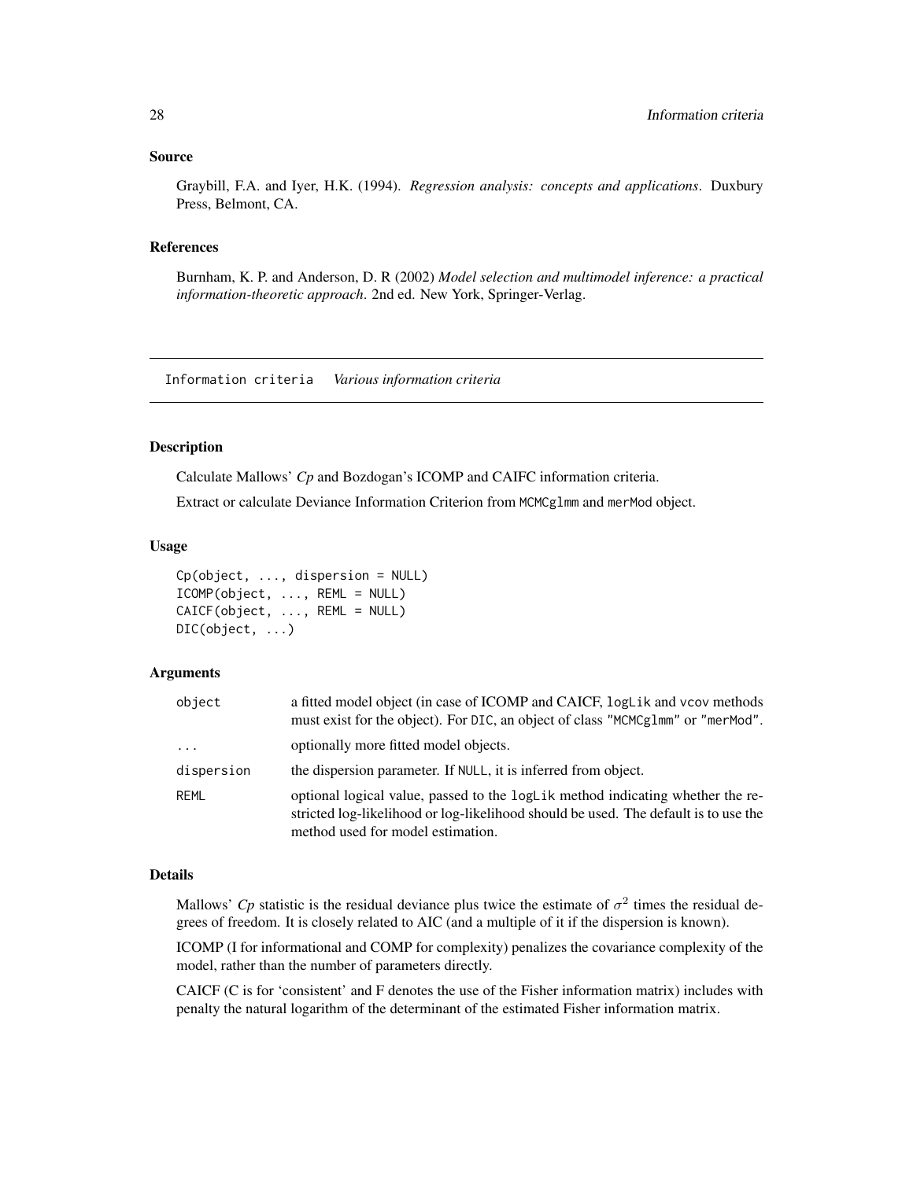## Source

Graybill, F.A. and Iyer, H.K. (1994). *Regression analysis: concepts and applications*. Duxbury Press, Belmont, CA.

## References

Burnham, K. P. and Anderson, D. R (2002) *Model selection and multimodel inference: a practical information-theoretic approach*. 2nd ed. New York, Springer-Verlag.

---

Information criteria    *Various information criteria*

---

## Description

Calculate Mallows' *Cp* and Bozdogan's ICOMP and CAIFC information criteria.

Extract or calculate Deviance Information Criterion from `MCMCglmm` and `merMod` object.

## Usage

```
Cp(object, ..., dispersion = NULL)
ICOMP(object, ..., REML = NULL)
CAICF(object, ..., REML = NULL)
DIC(object, ...)
```

## Arguments

| | |
|---|---|
| `object` | a fitted model object (in case of ICOMP and CAICF, `logLik` and `vcov` methods must exist for the object). For `DIC`, an object of class `"MCMCglmm"` or `"merMod"`. |
| `...` | optionally more fitted model objects. |
| `dispersion` | the dispersion parameter. If `NULL`, it is inferred from object. |
| `REML` | optional logical value, passed to the `logLik` method indicating whether the restricted log-likelihood or log-likelihood should be used. The default is to use the method used for model estimation. |

## Details

Mallows' *Cp* statistic is the residual deviance plus twice the estimate of $\sigma^2$ times the residual degrees of freedom. It is closely related to AIC (and a multiple of it if the dispersion is known).

ICOMP (I for informational and COMP for complexity) penalizes the covariance complexity of the model, rather than the number of parameters directly.

CAICF (C is for 'consistent' and F denotes the use of the Fisher information matrix) includes with penalty the natural logarithm of the determinant of the estimated Fisher information matrix.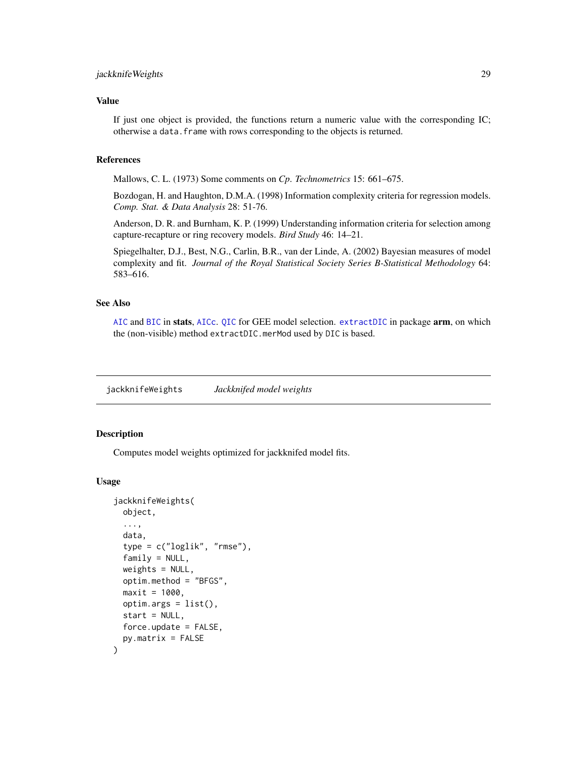### Value

If just one object is provided, the functions return a numeric value with the corresponding IC; otherwise a `data.frame` with rows corresponding to the objects is returned.

### References

Mallows, C. L. (1973) Some comments on *Cp*. *Technometrics* 15: 661–675.

Bozdogan, H. and Haughton, D.M.A. (1998) Information complexity criteria for regression models. *Comp. Stat. & Data Analysis* 28: 51-76.

Anderson, D. R. and Burnham, K. P. (1999) Understanding information criteria for selection among capture-recapture or ring recovery models. *Bird Study* 46: 14–21.

Spiegelhalter, D.J., Best, N.G., Carlin, B.R., van der Linde, A. (2002) Bayesian measures of model complexity and fit. *Journal of the Royal Statistical Society Series B-Statistical Methodology* 64: 583–616.

### See Also

`AIC` and `BIC` in **stats**, `AICc`. `QIC` for GEE model selection. `extractDIC` in package **arm**, on which the (non-visible) method `extractDIC.merMod` used by `DIC` is based.

---

## jackknifeWeights *Jackknifed model weights*

### Description

Computes model weights optimized for jackknifed model fits.

### Usage

```
jackknifeWeights(
  object,
  ...,
  data,
  type = c("loglik", "rmse"),
  family = NULL,
  weights = NULL,
  optim.method = "BFGS",
  maxit = 1000,
  optim.args = list(),
  start = NULL,
  force.update = FALSE,
  py.matrix = FALSE
)
```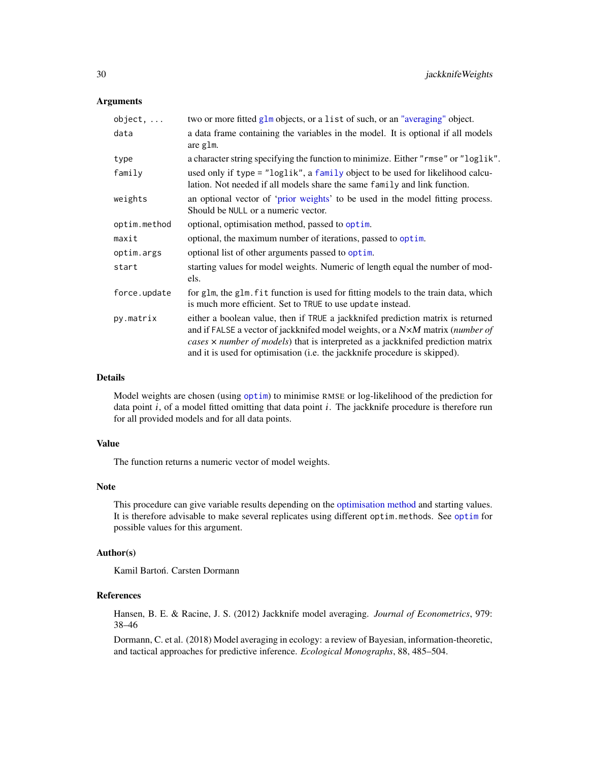### Arguments

| | |
|---|---|
| `object, ...` | two or more fitted `glm` objects, or a `list` of such, or an `"averaging"` object. |
| `data` | a data frame containing the variables in the model. It is optional if all models are `glm`. |
| `type` | a character string specifying the function to minimize. Either `"rmse"` or `"loglik"`. |
| `family` | used only if `type = "loglik"`, a `family` object to be used for likelihood calculation. Not needed if all models share the same `family` and link function. |
| `weights` | an optional vector of 'prior weights' to be used in the model fitting process. Should be `NULL` or a numeric vector. |
| `optim.method` | optional, optimisation method, passed to `optim`. |
| `maxit` | optional, the maximum number of iterations, passed to `optim`. |
| `optim.args` | optional list of other arguments passed to `optim`. |
| `start` | starting values for model weights. Numeric of length equal the number of models. |
| `force.update` | for `glm`, the `glm.fit` function is used for fitting models to the train data, which is much more efficient. Set to `TRUE` to use `update` instead. |
| `py.matrix` | either a boolean value, then if `TRUE` a jackknifed prediction matrix is returned and if `FALSE` a vector of jackknifed model weights, or a $N \times M$ matrix (*number of cases* $\times$ *number of models*) that is interpreted as a jackknifed prediction matrix and it is used for optimisation (i.e. the jackknife procedure is skipped). |

### Details

Model weights are chosen (using `optim`) to minimise RMSE or log-likelihood of the prediction for data point $i$, of a model fitted omitting that data point $i$. The jackknife procedure is therefore run for all provided models and for all data points.

### Value

The function returns a numeric vector of model weights.

### Note

This procedure can give variable results depending on the optimisation method and starting values. It is therefore advisable to make several replicates using different `optim.methods`. See `optim` for possible values for this argument.

### Author(s)

Kamil Bartoń. Carsten Dormann

### References

Hansen, B. E. & Racine, J. S. (2012) Jackknife model averaging. *Journal of Econometrics*, 979: 38–46

Dormann, C. et al. (2018) Model averaging in ecology: a review of Bayesian, information-theoretic, and tactical approaches for predictive inference. *Ecological Monographs*, 88, 485–504.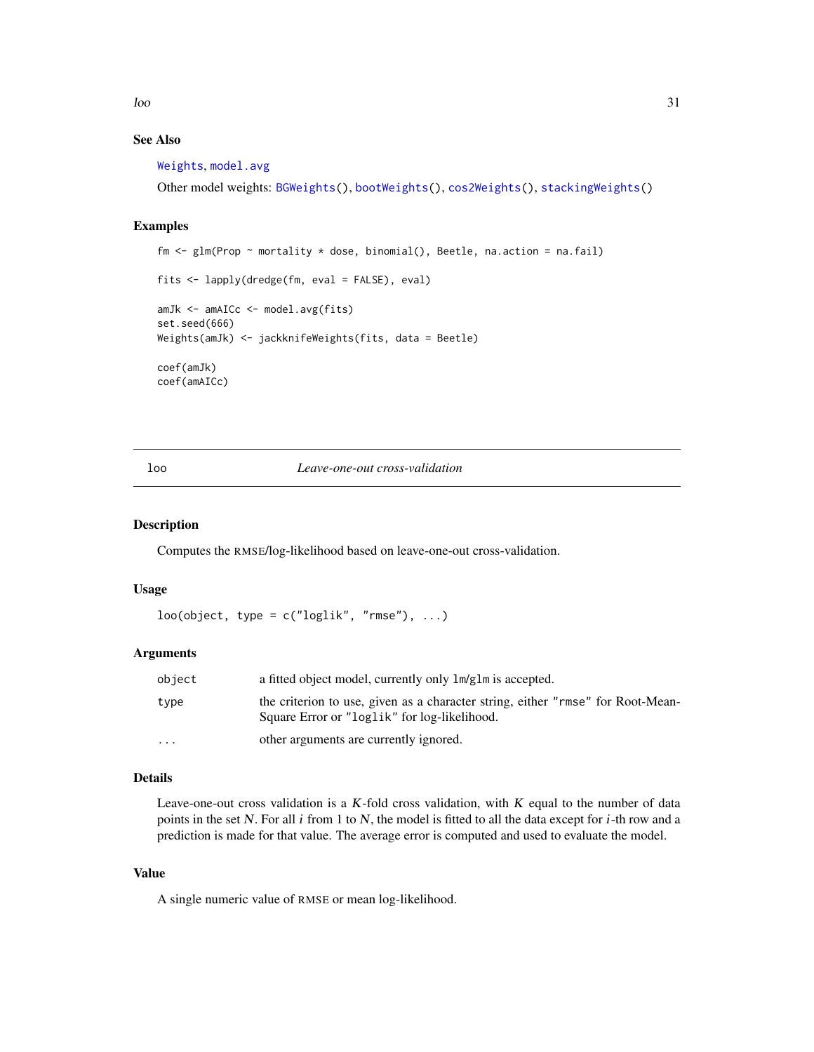## See Also

Weights, model.avg

Other model weights: BGWeights(), bootWeights(), cos2Weights(), stackingWeights()

## Examples

```
fm <- glm(Prop ~ mortality * dose, binomial(), Beetle, na.action = na.fail)

fits <- lapply(dredge(fm, eval = FALSE), eval)

amJk <- amAICc <- model.avg(fits)
set.seed(666)
Weights(amJk) <- jackknifeWeights(fits, data = Beetle)

coef(amJk)
coef(amAICc)
```

---

# loo — *Leave-one-out cross-validation*

## Description

Computes the RMSE/log-likelihood based on leave-one-out cross-validation.

## Usage

```
loo(object, type = c("loglik", "rmse"), ...)
```

## Arguments

| | |
|---|---|
| object | a fitted object model, currently only lm/glm is accepted. |
| type | the criterion to use, given as a character string, either "rmse" for Root-Mean-Square Error or "loglik" for log-likelihood. |
| ... | other arguments are currently ignored. |

## Details

Leave-one-out cross validation is a $K$-fold cross validation, with $K$ equal to the number of data points in the set $N$. For all $i$ from 1 to $N$, the model is fitted to all the data except for $i$-th row and a prediction is made for that value. The average error is computed and used to evaluate the model.

## Value

A single numeric value of RMSE or mean log-likelihood.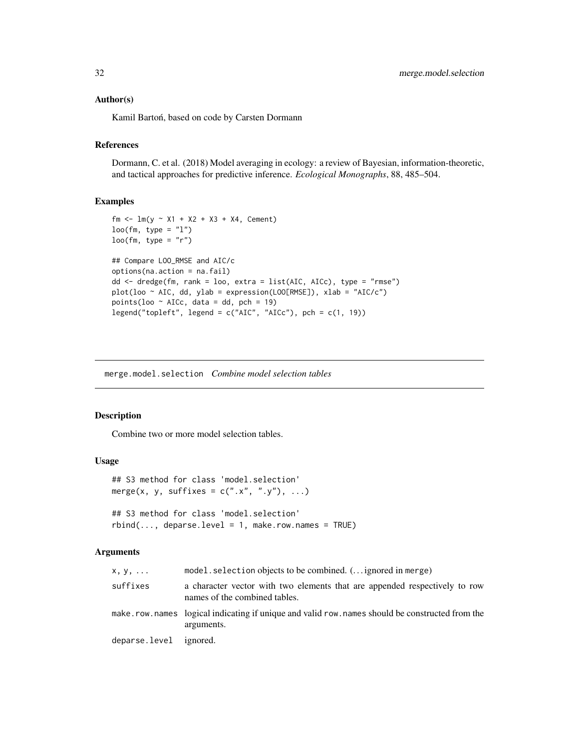### Author(s)

Kamil Bartoń, based on code by Carsten Dormann

### References

Dormann, C. et al. (2018) Model averaging in ecology: a review of Bayesian, information-theoretic, and tactical approaches for predictive inference. *Ecological Monographs*, 88, 485–504.

### Examples

```
fm <- lm(y ~ X1 + X2 + X3 + X4, Cement)
loo(fm, type = "l")
loo(fm, type = "r")

## Compare LOO_RMSE and AIC/c
options(na.action = na.fail)
dd <- dredge(fm, rank = loo, extra = list(AIC, AICc), type = "rmse")
plot(loo ~ AIC, dd, ylab = expression(LOO[RMSE]), xlab = "AIC/c")
points(loo ~ AICc, data = dd, pch = 19)
legend("topleft", legend = c("AIC", "AICc"), pch = c(1, 19))
```

---

## merge.model.selection *Combine model selection tables*

### Description

Combine two or more model selection tables.

### Usage

```
## S3 method for class 'model.selection'
merge(x, y, suffixes = c(".x", ".y"), ...)

## S3 method for class 'model.selection'
rbind(..., deparse.level = 1, make.row.names = TRUE)
```

### Arguments

| | |
|---|---|
| `x, y, ...` | `model.selection` objects to be combined. (... ignored in `merge`) |
| `suffixes` | a character vector with two elements that are appended respectively to row names of the combined tables. |
| `make.row.names` | logical indicating if unique and valid `row.names` should be constructed from the arguments. |
| `deparse.level` | ignored. |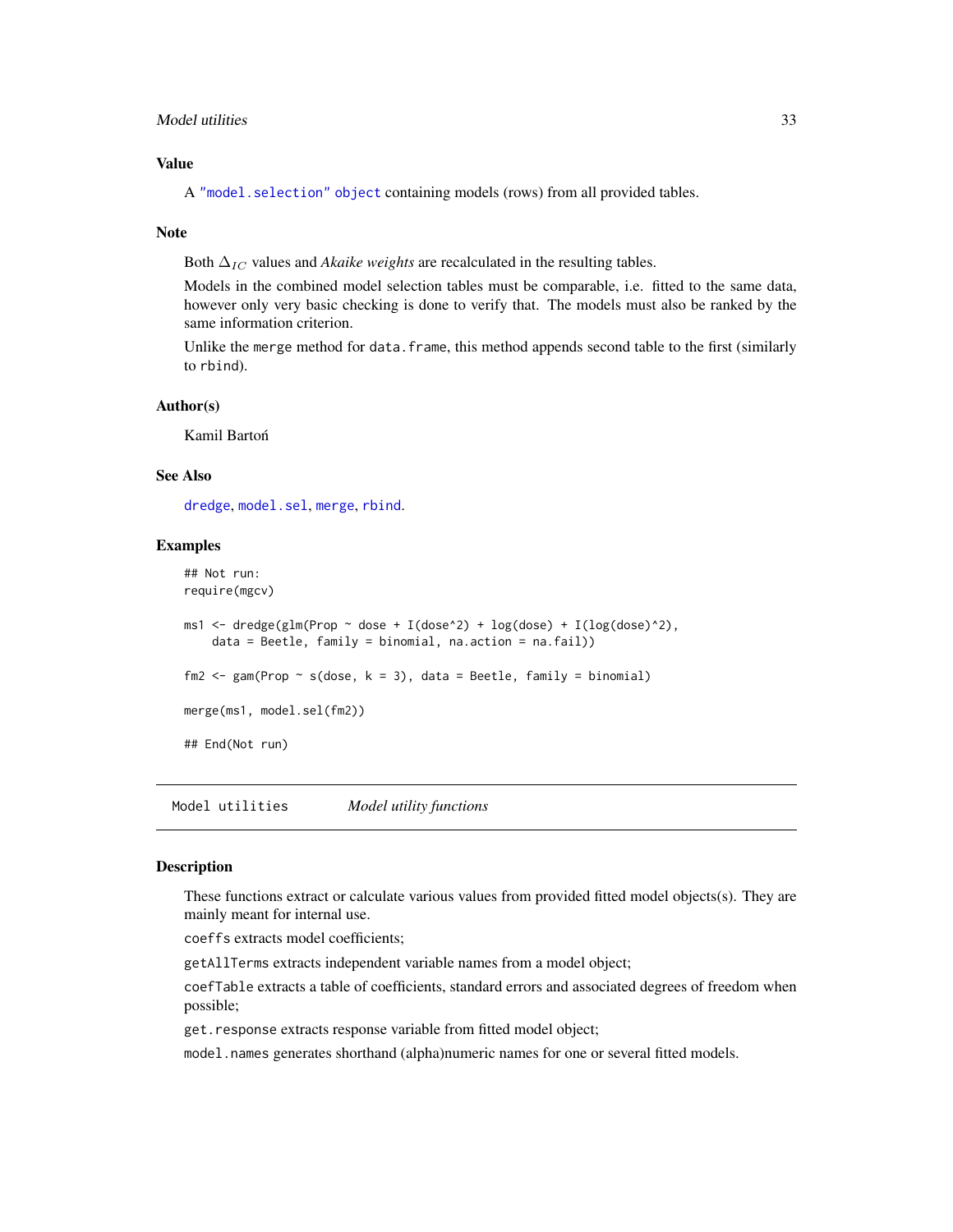### Value

A "model.selection" object containing models (rows) from all provided tables.

### Note

Both $\Delta_{IC}$ values and *Akaike weights* are recalculated in the resulting tables.

Models in the combined model selection tables must be comparable, i.e. fitted to the same data, however only very basic checking is done to verify that. The models must also be ranked by the same information criterion.

Unlike the merge method for data.frame, this method appends second table to the first (similarly to rbind).

### Author(s)

Kamil Bartoń

### See Also

dredge, model.sel, merge, rbind.

### Examples

```
## Not run:
require(mgcv)

ms1 <- dredge(glm(Prop ~ dose + I(dose^2) + log(dose) + I(log(dose)^2),
    data = Beetle, family = binomial, na.action = na.fail))

fm2 <- gam(Prop ~ s(dose, k = 3), data = Beetle, family = binomial)

merge(ms1, model.sel(fm2))

## End(Not run)
```

---

## Model utilities — *Model utility functions*

---

### Description

These functions extract or calculate various values from provided fitted model objects(s). They are mainly meant for internal use.

coeffs extracts model coefficients;

getAllTerms extracts independent variable names from a model object;

coefTable extracts a table of coefficients, standard errors and associated degrees of freedom when possible;

get.response extracts response variable from fitted model object;

model.names generates shorthand (alpha)numeric names for one or several fitted models.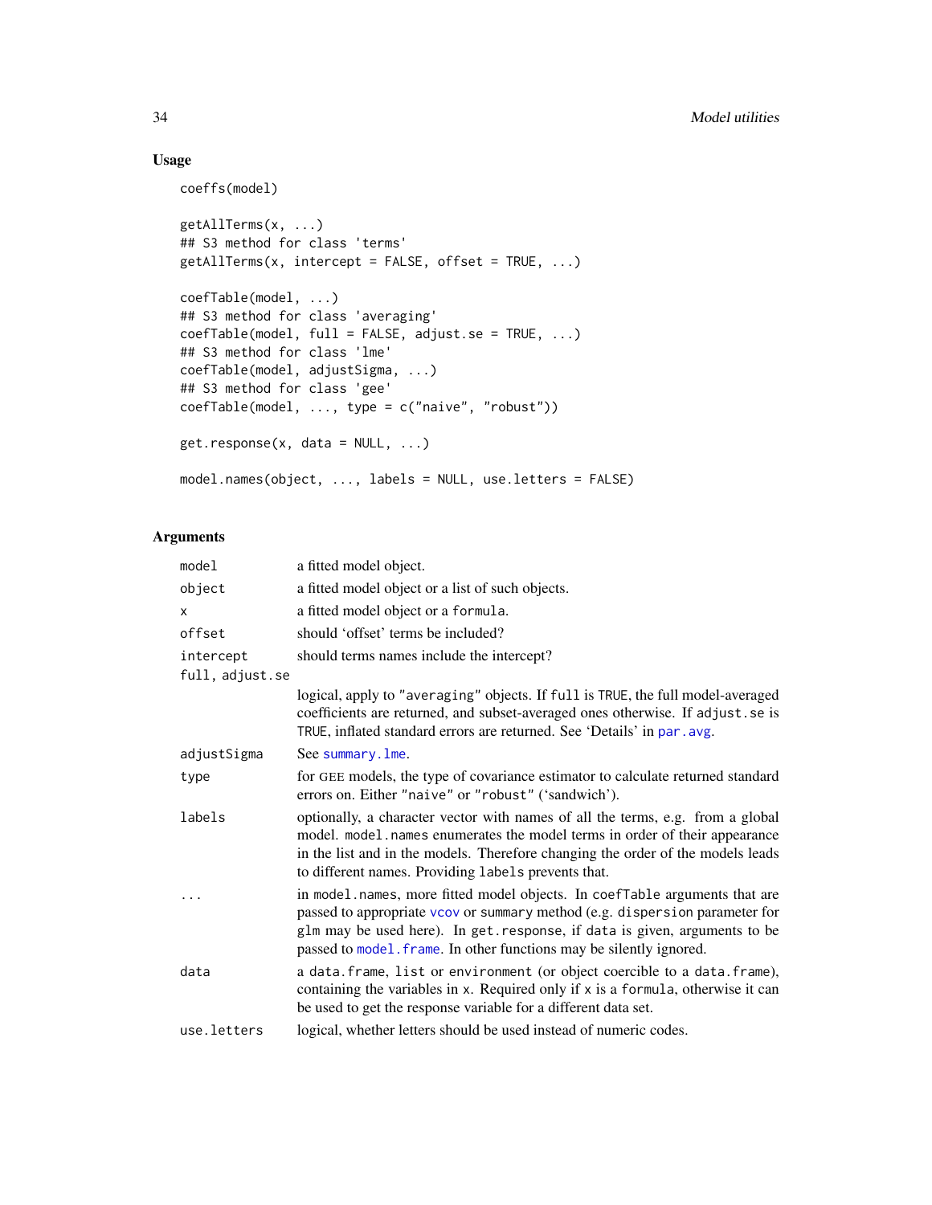## Usage

```
coeffs(model)

getAllTerms(x, ...)
## S3 method for class 'terms'
getAllTerms(x, intercept = FALSE, offset = TRUE, ...)

coefTable(model, ...)
## S3 method for class 'averaging'
coefTable(model, full = FALSE, adjust.se = TRUE, ...)
## S3 method for class 'lme'
coefTable(model, adjustSigma, ...)
## S3 method for class 'gee'
coefTable(model, ..., type = c("naive", "robust"))

get.response(x, data = NULL, ...)

model.names(object, ..., labels = NULL, use.letters = FALSE)
```

## Arguments

| | |
|---|---|
| `model` | a fitted model object. |
| `object` | a fitted model object or a list of such objects. |
| `x` | a fitted model object or a `formula`. |
| `offset` | should 'offset' terms be included? |
| `intercept` | should terms names include the intercept? |
| `full, adjust.se` | logical, apply to `"averaging"` objects. If `full` is `TRUE`, the full model-averaged coefficients are returned, and subset-averaged ones otherwise. If `adjust.se` is `TRUE`, inflated standard errors are returned. See 'Details' in `par.avg`. |
| `adjustSigma` | See `summary.lme`. |
| `type` | for GEE models, the type of covariance estimator to calculate returned standard errors on. Either `"naive"` or `"robust"` ('sandwich'). |
| `labels` | optionally, a character vector with names of all the terms, e.g. from a global model. `model.names` enumerates the model terms in order of their appearance in the list and in the models. Therefore changing the order of the models leads to different names. Providing `labels` prevents that. |
| `...` | in `model.names`, more fitted model objects. In `coefTable` arguments that are passed to appropriate `vcov` or `summary` method (e.g. `dispersion` parameter for `glm` may be used here). In `get.response`, if `data` is given, arguments to be passed to `model.frame`. In other functions may be silently ignored. |
| `data` | a `data.frame`, `list` or `environment` (or object coercible to a `data.frame`), containing the variables in `x`. Required only if `x` is a `formula`, otherwise it can be used to get the response variable for a different data set. |
| `use.letters` | logical, whether letters should be used instead of numeric codes. |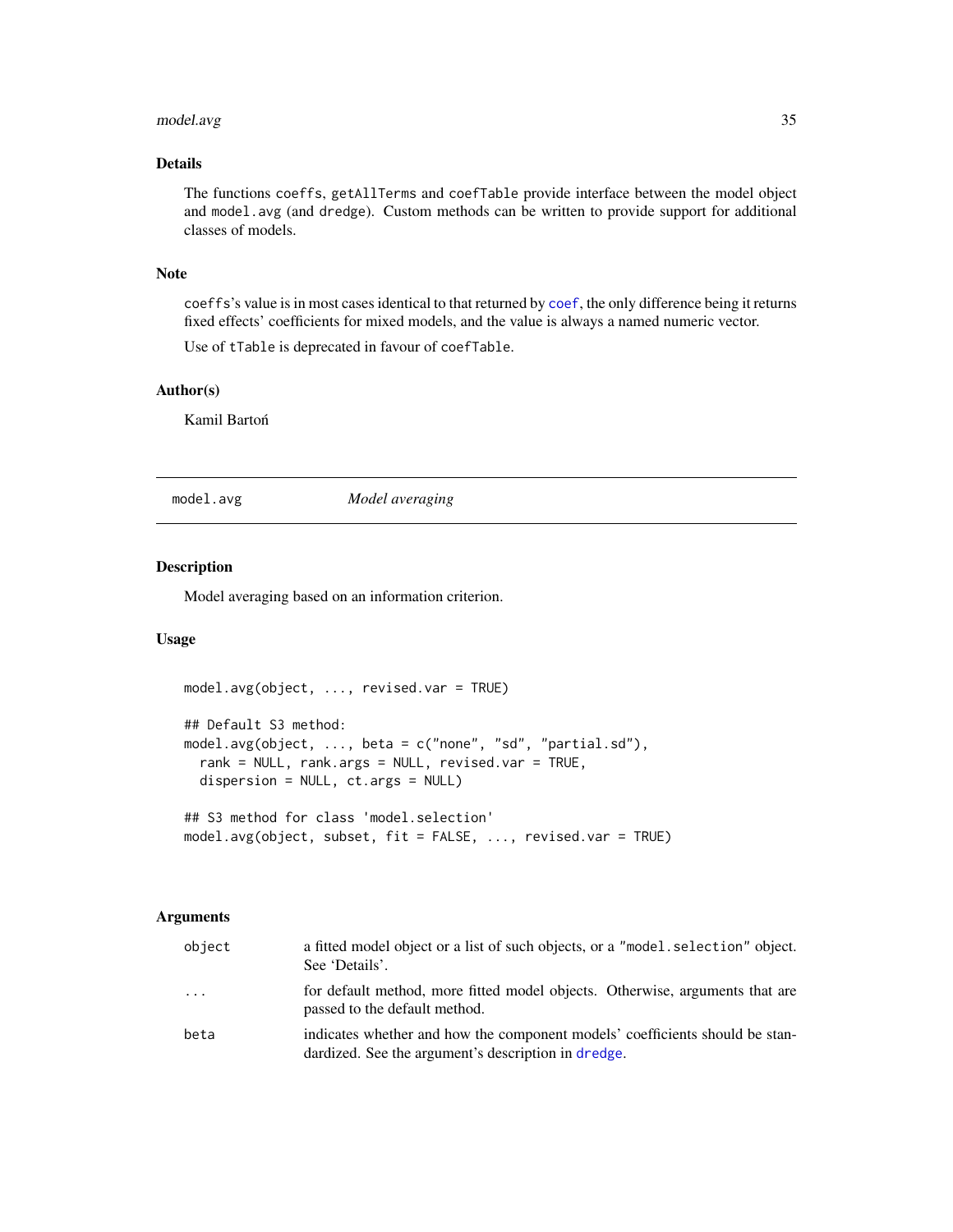### Details

The functions `coeffs`, `getAllTerms` and `coefTable` provide interface between the model object and `model.avg` (and `dredge`). Custom methods can be written to provide support for additional classes of models.

### Note

`coeffs`'s value is in most cases identical to that returned by `coef`, the only difference being it returns fixed effects' coefficients for mixed models, and the value is always a named numeric vector.

Use of `tTable` is deprecated in favour of `coefTable`.

### Author(s)

Kamil Bartoń

---

## model.avg — *Model averaging*

---

### Description

Model averaging based on an information criterion.

### Usage

```
model.avg(object, ..., revised.var = TRUE)

## Default S3 method:
model.avg(object, ..., beta = c("none", "sd", "partial.sd"),
  rank = NULL, rank.args = NULL, revised.var = TRUE,
  dispersion = NULL, ct.args = NULL)

## S3 method for class 'model.selection'
model.avg(object, subset, fit = FALSE, ..., revised.var = TRUE)
```

### Arguments

| | |
|---|---|
| `object` | a fitted model object or a list of such objects, or a `"model.selection"` object. See 'Details'. |
| `...` | for default method, more fitted model objects. Otherwise, arguments that are passed to the default method. |
| `beta` | indicates whether and how the component models' coefficients should be standardized. See the argument's description in `dredge`. |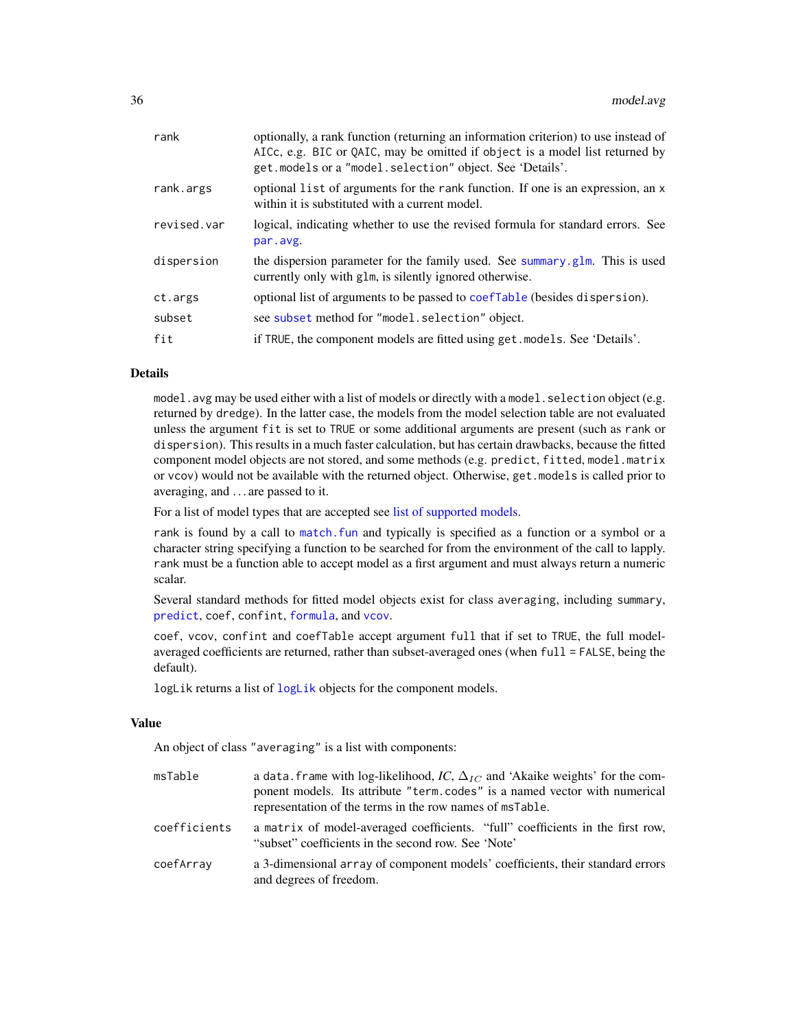| | |
|---|---|
| rank | optionally, a rank function (returning an information criterion) to use instead of AICc, e.g. BIC or QAIC, may be omitted if object is a model list returned by get.models or a "model.selection" object. See 'Details'. |
| rank.args | optional list of arguments for the rank function. If one is an expression, an x within it is substituted with a current model. |
| revised.var | logical, indicating whether to use the revised formula for standard errors. See par.avg. |
| dispersion | the dispersion parameter for the family used. See summary.glm. This is used currently only with glm, is silently ignored otherwise. |
| ct.args | optional list of arguments to be passed to coefTable (besides dispersion). |
| subset | see subset method for "model.selection" object. |
| fit | if TRUE, the component models are fitted using get.models. See 'Details'. |

## Details

model.avg may be used either with a list of models or directly with a model.selection object (e.g. returned by dredge). In the latter case, the models from the model selection table are not evaluated unless the argument fit is set to TRUE or some additional arguments are present (such as rank or dispersion). This results in a much faster calculation, but has certain drawbacks, because the fitted component model objects are not stored, and some methods (e.g. predict, fitted, model.matrix or vcov) would not be available with the returned object. Otherwise, get.models is called prior to averaging, and ... are passed to it.

For a list of model types that are accepted see list of supported models.

rank is found by a call to match.fun and typically is specified as a function or a symbol or a character string specifying a function to be searched for from the environment of the call to lapply. rank must be a function able to accept model as a first argument and must always return a numeric scalar.

Several standard methods for fitted model objects exist for class averaging, including summary, predict, coef, confint, formula, and vcov.

coef, vcov, confint and coefTable accept argument full that if set to TRUE, the full model-averaged coefficients are returned, rather than subset-averaged ones (when full = FALSE, being the default).

logLik returns a list of logLik objects for the component models.

## Value

An object of class "averaging" is a list with components:

| | |
|---|---|
| msTable | a data.frame with log-likelihood, *IC*, $\Delta_{IC}$ and 'Akaike weights' for the component models. Its attribute "term.codes" is a named vector with numerical representation of the terms in the row names of msTable. |
| coefficients | a matrix of model-averaged coefficients. "full" coefficients in the first row, "subset" coefficients in the second row. See 'Note' |
| coefArray | a 3-dimensional array of component models' coefficients, their standard errors and degrees of freedom. |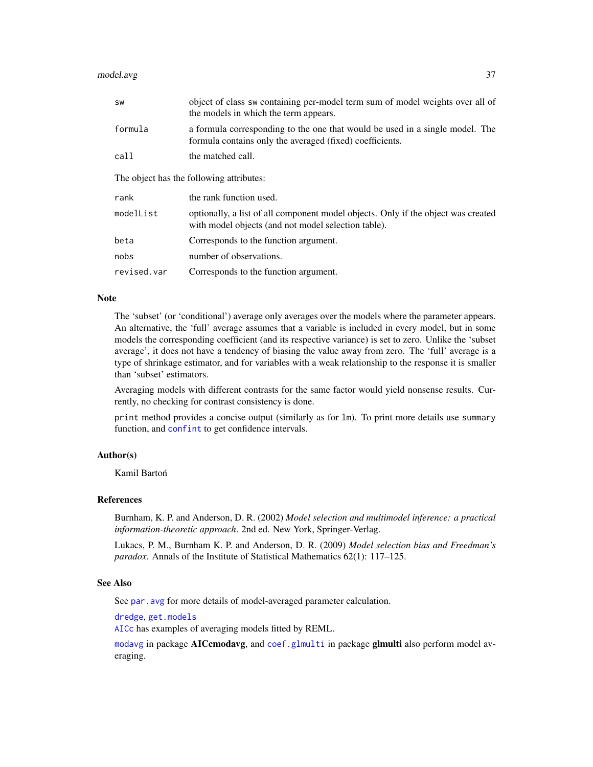| | |
|---|---|
| `sw` | object of class `sw` containing per-model term sum of model weights over all of the models in which the term appears. |
| `formula` | a formula corresponding to the one that would be used in a single model. The formula contains only the averaged (fixed) coefficients. |
| `call` | the matched call. |

The object has the following attributes:

| | |
|---|---|
| `rank` | the rank function used. |
| `modelList` | optionally, a list of all component model objects. Only if the object was created with model objects (and not model selection table). |
| `beta` | Corresponds to the function argument. |
| `nobs` | number of observations. |
| `revised.var` | Corresponds to the function argument. |

## Note

The 'subset' (or 'conditional') average only averages over the models where the parameter appears. An alternative, the 'full' average assumes that a variable is included in every model, but in some models the corresponding coefficient (and its respective variance) is set to zero. Unlike the 'subset average', it does not have a tendency of biasing the value away from zero. The 'full' average is a type of shrinkage estimator, and for variables with a weak relationship to the response it is smaller than 'subset' estimators.

Averaging models with different contrasts for the same factor would yield nonsense results. Currently, no checking for contrast consistency is done.

`print` method provides a concise output (similarly as for `lm`). To print more details use `summary` function, and `confint` to get confidence intervals.

## Author(s)

Kamil Bartoń

## References

Burnham, K. P. and Anderson, D. R. (2002) *Model selection and multimodel inference: a practical information-theoretic approach*. 2nd ed. New York, Springer-Verlag.

Lukacs, P. M., Burnham K. P. and Anderson, D. R. (2009) *Model selection bias and Freedman's paradox.* Annals of the Institute of Statistical Mathematics 62(1): 117–125.

## See Also

See `par.avg` for more details of model-averaged parameter calculation.

`dredge`, `get.models`
`AICc` has examples of averaging models fitted by REML.

`modavg` in package **AICcmodavg**, and `coef.glmulti` in package **glmulti** also perform model averaging.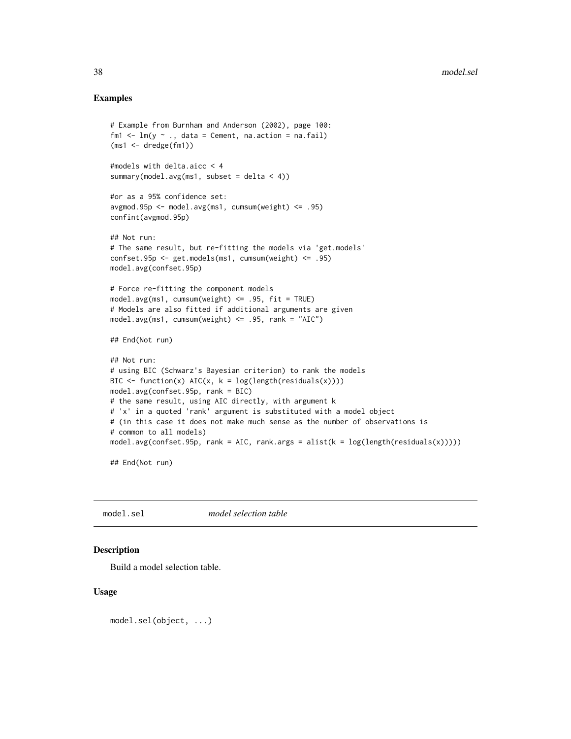### Examples

```
# Example from Burnham and Anderson (2002), page 100:
fm1 <- lm(y ~ ., data = Cement, na.action = na.fail)
(ms1 <- dredge(fm1))

#models with delta.aicc < 4
summary(model.avg(ms1, subset = delta < 4))

#or as a 95% confidence set:
avgmod.95p <- model.avg(ms1, cumsum(weight) <= .95)
confint(avgmod.95p)

## Not run:
# The same result, but re-fitting the models via 'get.models'
confset.95p <- get.models(ms1, cumsum(weight) <= .95)
model.avg(confset.95p)

# Force re-fitting the component models
model.avg(ms1, cumsum(weight) <= .95, fit = TRUE)
# Models are also fitted if additional arguments are given
model.avg(ms1, cumsum(weight) <= .95, rank = "AIC")

## End(Not run)

## Not run:
# using BIC (Schwarz's Bayesian criterion) to rank the models
BIC <- function(x) AIC(x, k = log(length(residuals(x))))
model.avg(confset.95p, rank = BIC)
# the same result, using AIC directly, with argument k
# 'x' in a quoted 'rank' argument is substituted with a model object
# (in this case it does not make much sense as the number of observations is
# common to all models)
model.avg(confset.95p, rank = AIC, rank.args = alist(k = log(length(residuals(x)))))

## End(Not run)
```

---

## model.sel *model selection table*

---

### Description

Build a model selection table.

### Usage

```
model.sel(object, ...)
```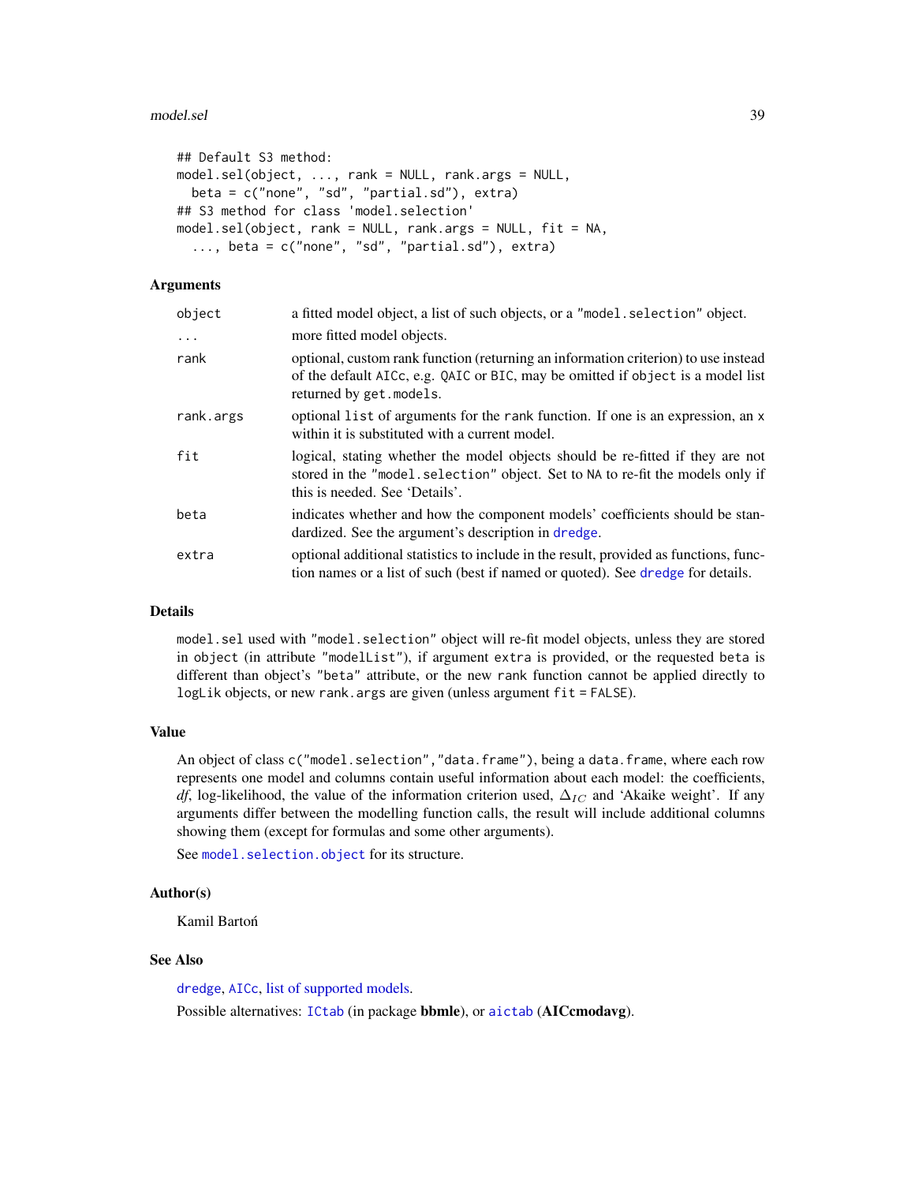```
## Default S3 method:
model.sel(object, ..., rank = NULL, rank.args = NULL,
  beta = c("none", "sd", "partial.sd"), extra)
## S3 method for class 'model.selection'
model.sel(object, rank = NULL, rank.args = NULL, fit = NA,
  ..., beta = c("none", "sd", "partial.sd"), extra)
```

### Arguments

| | |
|---|---|
| `object` | a fitted model object, a list of such objects, or a `"model.selection"` object. |
| `...` | more fitted model objects. |
| `rank` | optional, custom rank function (returning an information criterion) to use instead of the default `AICc`, e.g. `QAIC` or `BIC`, may be omitted if `object` is a model list returned by `get.models`. |
| `rank.args` | optional `list` of arguments for the `rank` function. If one is an expression, an `x` within it is substituted with a current model. |
| `fit` | logical, stating whether the model objects should be re-fitted if they are not stored in the `"model.selection"` object. Set to `NA` to re-fit the models only if this is needed. See 'Details'. |
| `beta` | indicates whether and how the component models' coefficients should be standardized. See the argument's description in `dredge`. |
| `extra` | optional additional statistics to include in the result, provided as functions, function names or a list of such (best if named or quoted). See `dredge` for details. |

### Details

`model.sel` used with `"model.selection"` object will re-fit model objects, unless they are stored in `object` (in attribute `"modelList"`), if argument `extra` is provided, or the requested `beta` is different than object's `"beta"` attribute, or the new `rank` function cannot be applied directly to `logLik` objects, or new `rank.args` are given (unless argument `fit = FALSE`).

### Value

An object of class `c("model.selection","data.frame")`, being a `data.frame`, where each row represents one model and columns contain useful information about each model: the coefficients, *df*, log-likelihood, the value of the information criterion used, $\Delta_{IC}$ and 'Akaike weight'. If any arguments differ between the modelling function calls, the result will include additional columns showing them (except for formulas and some other arguments).

See `model.selection.object` for its structure.

### Author(s)

Kamil Bartoń

### See Also

`dredge`, `AICc`, list of supported models.

Possible alternatives: `ICtab` (in package **bbmle**), or `aictab` (**AICcmodavg**).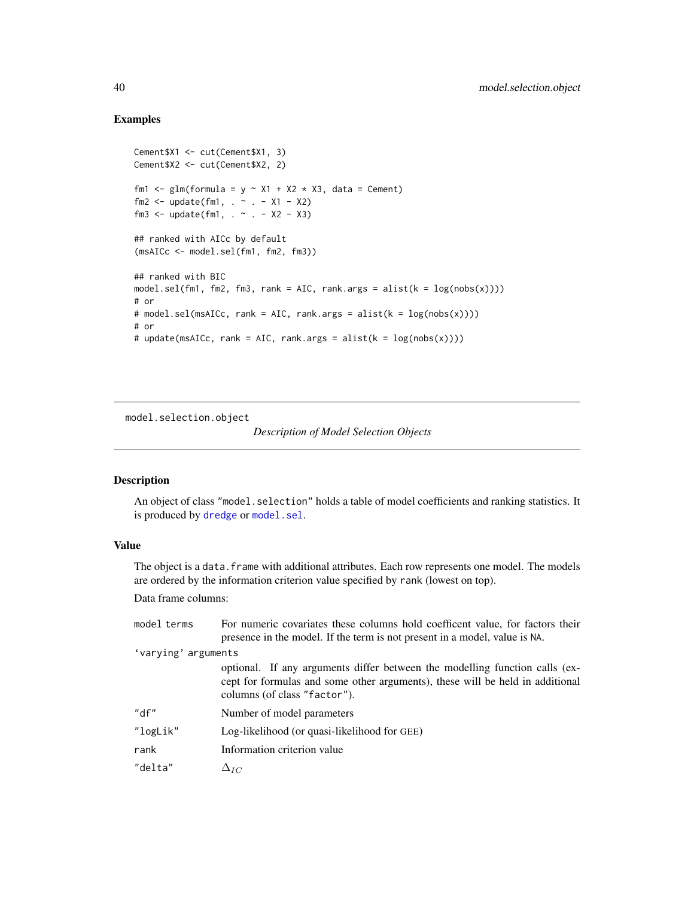## Examples

```
Cement$X1 <- cut(Cement$X1, 3)
Cement$X2 <- cut(Cement$X2, 2)

fm1 <- glm(formula = y ~ X1 + X2 * X3, data = Cement)
fm2 <- update(fm1, . ~ . - X1 - X2)
fm3 <- update(fm1, . ~ . - X2 - X3)

## ranked with AICc by default
(msAICc <- model.sel(fm1, fm2, fm3))

## ranked with BIC
model.sel(fm1, fm2, fm3, rank = AIC, rank.args = alist(k = log(nobs(x))))
# or
# model.sel(msAICc, rank = AIC, rank.args = alist(k = log(nobs(x))))
# or
# update(msAICc, rank = AIC, rank.args = alist(k = log(nobs(x))))
```

---

`model.selection.object` *Description of Model Selection Objects*

---

## Description

An object of class "`model.selection`" holds a table of model coefficients and ranking statistics. It is produced by `dredge` or `model.sel`.

## Value

The object is a `data.frame` with additional attributes. Each row represents one model. The models are ordered by the information criterion value specified by `rank` (lowest on top).

Data frame columns:

`model terms` For numeric covariates these columns hold coefficent value, for factors their presence in the model. If the term is not present in a model, value is `NA`.

'`varying`' `arguments`
optional. If any arguments differ between the modelling function calls (except for formulas and some other arguments), these will be held in additional columns (of class "`factor`").

"`df`" Number of model parameters

"`logLik`" Log-likelihood (or quasi-likelihood for GEE)

`rank` Information criterion value

"`delta`" $\Delta_{IC}$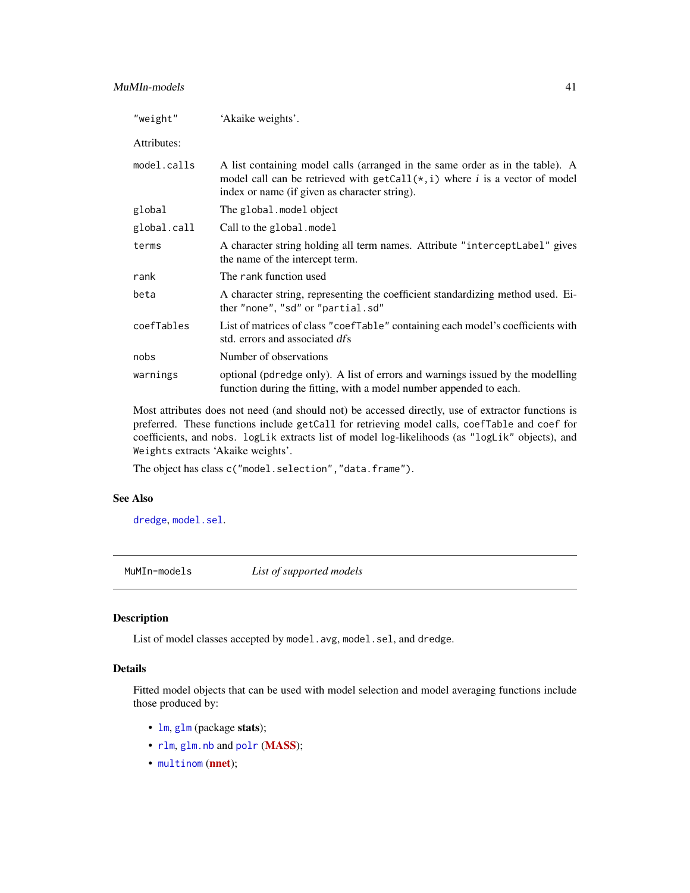| | |
|---|---|
| `"weight"` | 'Akaike weights'. |

Attributes:

| | |
|---|---|
| `model.calls` | A list containing model calls (arranged in the same order as in the table). A model call can be retrieved with `getCall(*,i)` where *i* is a vector of model index or name (if given as character string). |
| `global` | The `global.model` object |
| `global.call` | Call to the `global.model` |
| `terms` | A character string holding all term names. Attribute `"interceptLabel"` gives the name of the intercept term. |
| `rank` | The `rank` function used |
| `beta` | A character string, representing the coefficient standardizing method used. Either `"none"`, `"sd"` or `"partial.sd"` |
| `coefTables` | List of matrices of class `"coefTable"` containing each model's coefficients with std. errors and associated *df*s |
| `nobs` | Number of observations |
| `warnings` | optional (`pdredge` only). A list of errors and warnings issued by the modelling function during the fitting, with a model number appended to each. |

Most attributes does not need (and should not) be accessed directly, use of extractor functions is preferred. These functions include `getCall` for retrieving model calls, `coefTable` and `coef` for coefficients, and `nobs`. `logLik` extracts list of model log-likelihoods (as `"logLik"` objects), and `Weights` extracts 'Akaike weights'.

The object has class `c("model.selection","data.frame")`.

## See Also

`dredge`, `model.sel`.

---

# MuMIn-models — *List of supported models*

## Description

List of model classes accepted by `model.avg`, `model.sel`, and `dredge`.

## Details

Fitted model objects that can be used with model selection and model averaging functions include those produced by:

- `lm`, `glm` (package **stats**);
- `rlm`, `glm.nb` and `polr` (**MASS**);
- `multinom` (**nnet**);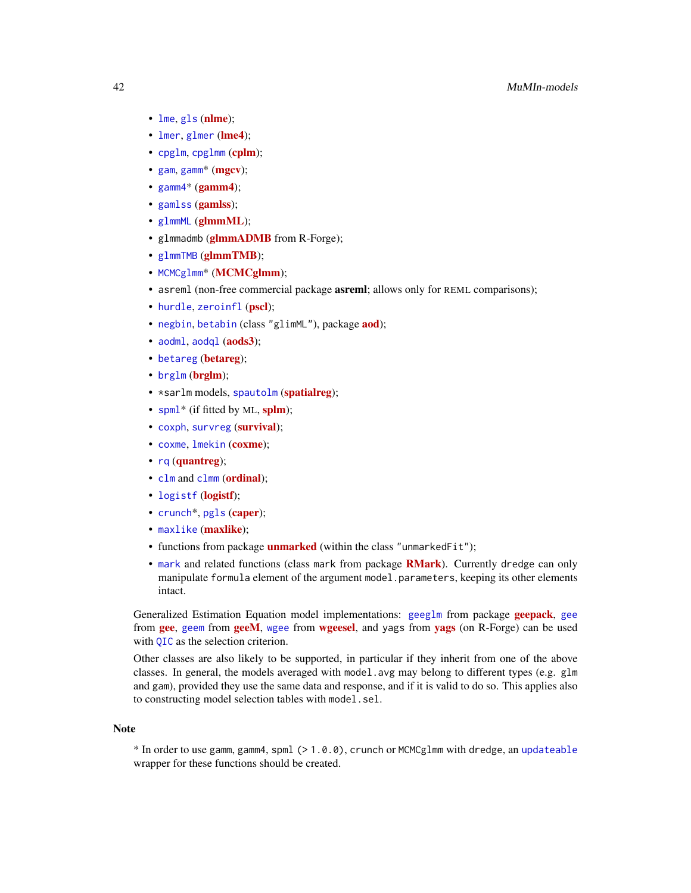- lme, gls (**nlme**);
- lmer, glmer (**lme4**);
- cpglm, cpglmm (**cplm**);
- gam, gamm* (**mgcv**);
- gamm4* (**gamm4**);
- gamlss (**gamlss**);
- glmmML (**glmmML**);
- glmmadmb (**glmmADMB** from R-Forge);
- glmmTMB (**glmmTMB**);
- MCMCglmm* (**MCMCglmm**);
- asreml (non-free commercial package **asreml**; allows only for REML comparisons);
- hurdle, zeroinfl (**pscl**);
- negbin, betabin (class "glimML"), package **aod**);
- aodml, aodql (**aods3**);
- betareg (**betareg**);
- brglm (**brglm**);
- *sarlm models, spautolm (**spatialreg**);
- spml* (if fitted by ML, **splm**);
- coxph, survreg (**survival**);
- coxme, lmekin (**coxme**);
- rq (**quantreg**);
- clm and clmm (**ordinal**);
- logistf (**logistf**);
- crunch*, pgls (**caper**);
- maxlike (**maxlike**);
- functions from package **unmarked** (within the class "unmarkedFit");
- mark and related functions (class mark from package **RMark**). Currently dredge can only manipulate formula element of the argument model.parameters, keeping its other elements intact.

Generalized Estimation Equation model implementations: geeglm from package **geepack**, gee from **gee**, geem from **geeM**, wgee from **wgeesel**, and yags from **yags** (on R-Forge) can be used with QIC as the selection criterion.

Other classes are also likely to be supported, in particular if they inherit from one of the above classes. In general, the models averaged with model.avg may belong to different types (e.g. glm and gam), provided they use the same data and response, and if it is valid to do so. This applies also to constructing model selection tables with model.sel.

## Note

* In order to use gamm, gamm4, spml (> 1.0.0), crunch or MCMCglmm with dredge, an updateable wrapper for these functions should be created.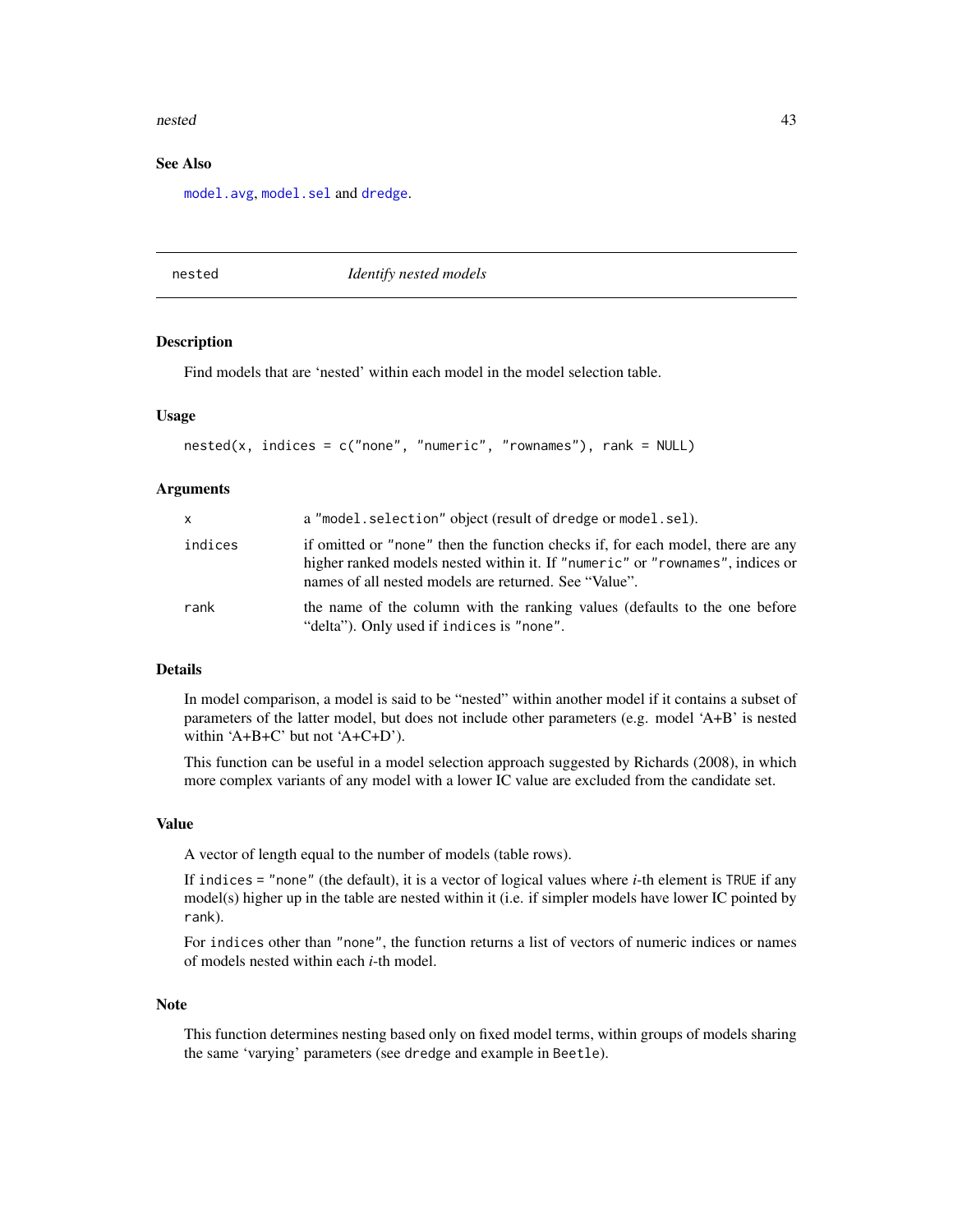## See Also

model.avg, model.sel and dredge.

---

# nested — *Identify nested models*

### Description

Find models that are 'nested' within each model in the model selection table.

### Usage

```
nested(x, indices = c("none", "numeric", "rownames"), rank = NULL)
```

### Arguments

| | |
|---|---|
| x | a "model.selection" object (result of dredge or model.sel). |
| indices | if omitted or "none" then the function checks if, for each model, there are any higher ranked models nested within it. If "numeric" or "rownames", indices or names of all nested models are returned. See "Value". |
| rank | the name of the column with the ranking values (defaults to the one before "delta"). Only used if indices is "none". |

### Details

In model comparison, a model is said to be "nested" within another model if it contains a subset of parameters of the latter model, but does not include other parameters (e.g. model 'A+B' is nested within 'A+B+C' but not 'A+C+D').

This function can be useful in a model selection approach suggested by Richards (2008), in which more complex variants of any model with a lower IC value are excluded from the candidate set.

### Value

A vector of length equal to the number of models (table rows).

If indices = "none" (the default), it is a vector of logical values where *i*-th element is TRUE if any model(s) higher up in the table are nested within it (i.e. if simpler models have lower IC pointed by rank).

For indices other than "none", the function returns a list of vectors of numeric indices or names of models nested within each *i*-th model.

### Note

This function determines nesting based only on fixed model terms, within groups of models sharing the same 'varying' parameters (see dredge and example in Beetle).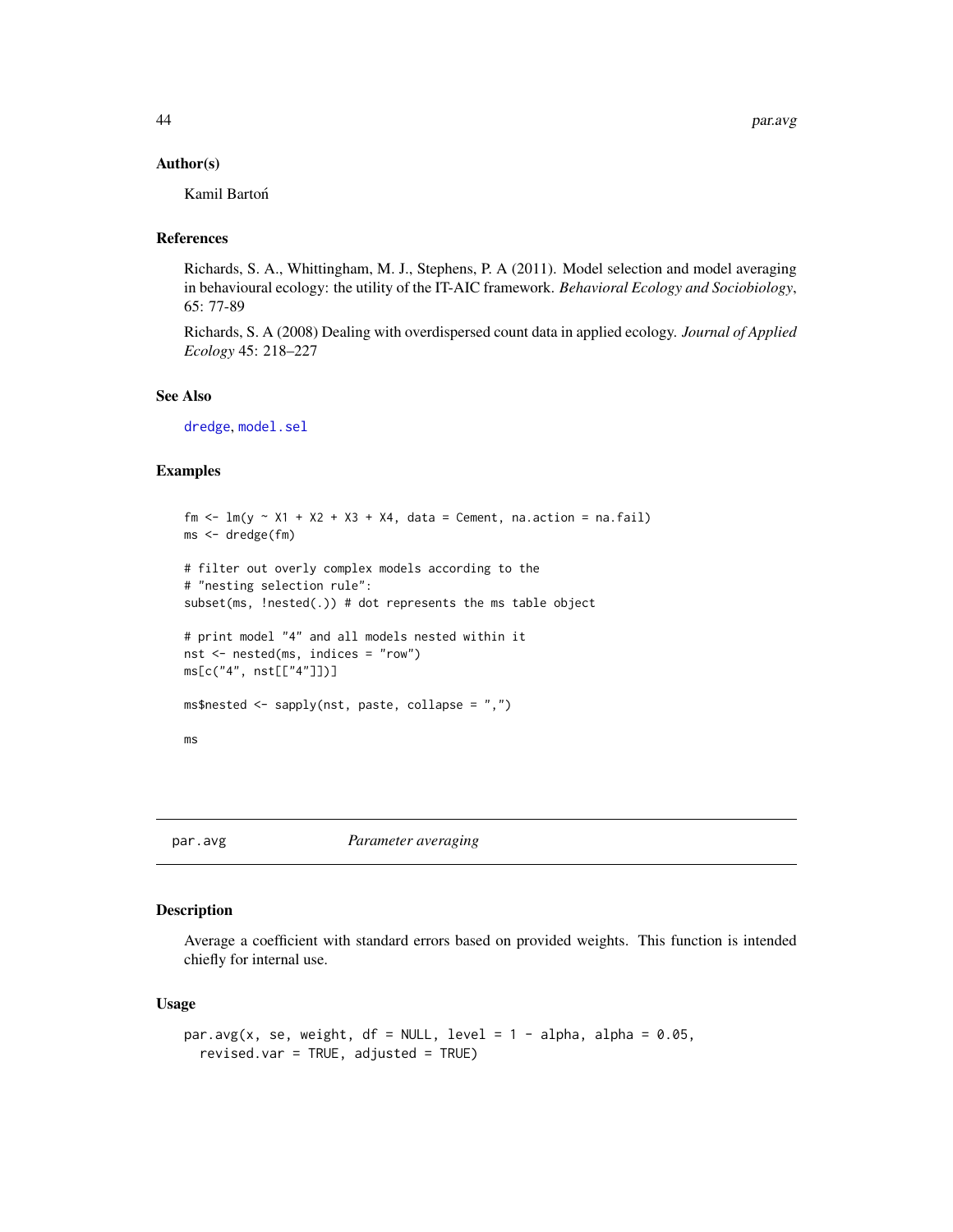### Author(s)

Kamil Bartoń

### References

Richards, S. A., Whittingham, M. J., Stephens, P. A (2011). Model selection and model averaging in behavioural ecology: the utility of the IT-AIC framework. *Behavioral Ecology and Sociobiology*, 65: 77-89

Richards, S. A (2008) Dealing with overdispersed count data in applied ecology. *Journal of Applied Ecology* 45: 218–227

### See Also

`dredge`, `model.sel`

### Examples

```
fm <- lm(y ~ X1 + X2 + X3 + X4, data = Cement, na.action = na.fail)
ms <- dredge(fm)

# filter out overly complex models according to the
# "nesting selection rule":
subset(ms, !nested(.)) # dot represents the ms table object

# print model "4" and all models nested within it
nst <- nested(ms, indices = "row")
ms[c("4", nst[["4"]])]

ms$nested <- sapply(nst, paste, collapse = ",")

ms
```

---

## par.avg *Parameter averaging*

### Description

Average a coefficient with standard errors based on provided weights. This function is intended chiefly for internal use.

### Usage

```
par.avg(x, se, weight, df = NULL, level = 1 - alpha, alpha = 0.05,
  revised.var = TRUE, adjusted = TRUE)
```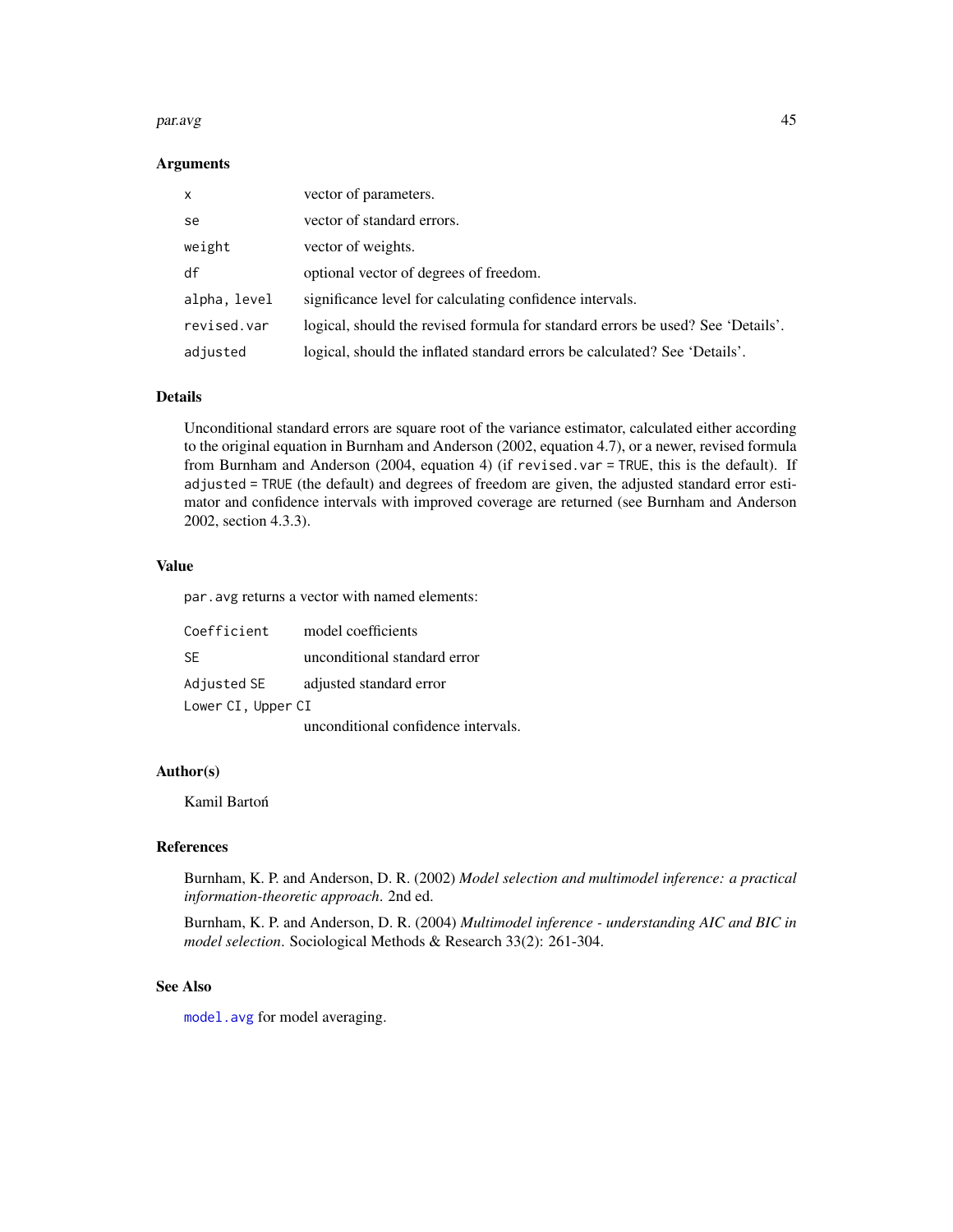### Arguments

| | |
|---|---|
| `x` | vector of parameters. |
| `se` | vector of standard errors. |
| `weight` | vector of weights. |
| `df` | optional vector of degrees of freedom. |
| `alpha, level` | significance level for calculating confidence intervals. |
| `revised.var` | logical, should the revised formula for standard errors be used? See 'Details'. |
| `adjusted` | logical, should the inflated standard errors be calculated? See 'Details'. |

### Details

Unconditional standard errors are square root of the variance estimator, calculated either according to the original equation in Burnham and Anderson (2002, equation 4.7), or a newer, revised formula from Burnham and Anderson (2004, equation 4) (if `revised.var = TRUE`, this is the default). If `adjusted = TRUE` (the default) and degrees of freedom are given, the adjusted standard error estimator and confidence intervals with improved coverage are returned (see Burnham and Anderson 2002, section 4.3.3).

### Value

`par.avg` returns a vector with named elements:

| | |
|---|---|
| `Coefficient` | model coefficients |
| `SE` | unconditional standard error |
| `Adjusted SE` | adjusted standard error |
| `Lower CI, Upper CI` | unconditional confidence intervals. |

### Author(s)

Kamil Bartoń

### References

Burnham, K. P. and Anderson, D. R. (2002) *Model selection and multimodel inference: a practical information-theoretic approach*. 2nd ed.

Burnham, K. P. and Anderson, D. R. (2004) *Multimodel inference - understanding AIC and BIC in model selection*. Sociological Methods & Research 33(2): 261-304.

### See Also

`model.avg` for model averaging.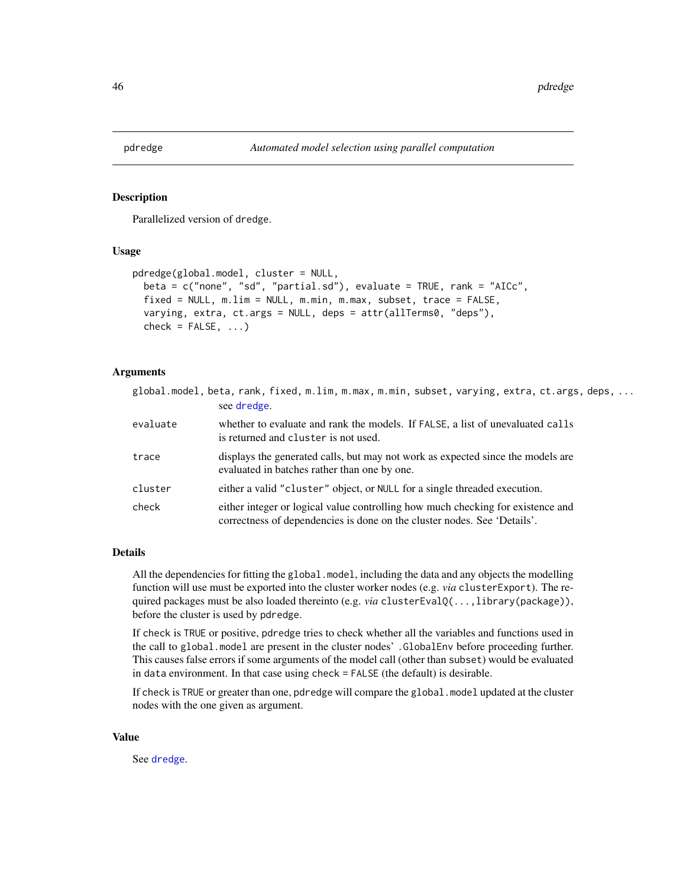## pdredge — *Automated model selection using parallel computation*

### Description

Parallelized version of dredge.

### Usage

```
pdredge(global.model, cluster = NULL,
  beta = c("none", "sd", "partial.sd"), evaluate = TRUE, rank = "AICc",
  fixed = NULL, m.lim = NULL, m.min, m.max, subset, trace = FALSE,
  varying, extra, ct.args = NULL, deps = attr(allTerms0, "deps"),
  check = FALSE, ...)
```

### Arguments

| | |
|---|---|
| global.model, beta, rank, fixed, m.lim, m.max, m.min, subset, varying, extra, ct.args, deps, ... | see dredge. |
| evaluate | whether to evaluate and rank the models. If FALSE, a list of unevaluated calls is returned and cluster is not used. |
| trace | displays the generated calls, but may not work as expected since the models are evaluated in batches rather than one by one. |
| cluster | either a valid "cluster" object, or NULL for a single threaded execution. |
| check | either integer or logical value controlling how much checking for existence and correctness of dependencies is done on the cluster nodes. See 'Details'. |

### Details

All the dependencies for fitting the global.model, including the data and any objects the modelling function will use must be exported into the cluster worker nodes (e.g. *via* clusterExport). The required packages must be also loaded thereinto (e.g. *via* clusterEvalQ(...,library(package)), before the cluster is used by pdredge.

If check is TRUE or positive, pdredge tries to check whether all the variables and functions used in the call to global.model are present in the cluster nodes' .GlobalEnv before proceeding further. This causes false errors if some arguments of the model call (other than subset) would be evaluated in data environment. In that case using check = FALSE (the default) is desirable.

If check is TRUE or greater than one, pdredge will compare the global.model updated at the cluster nodes with the one given as argument.

### Value

See dredge.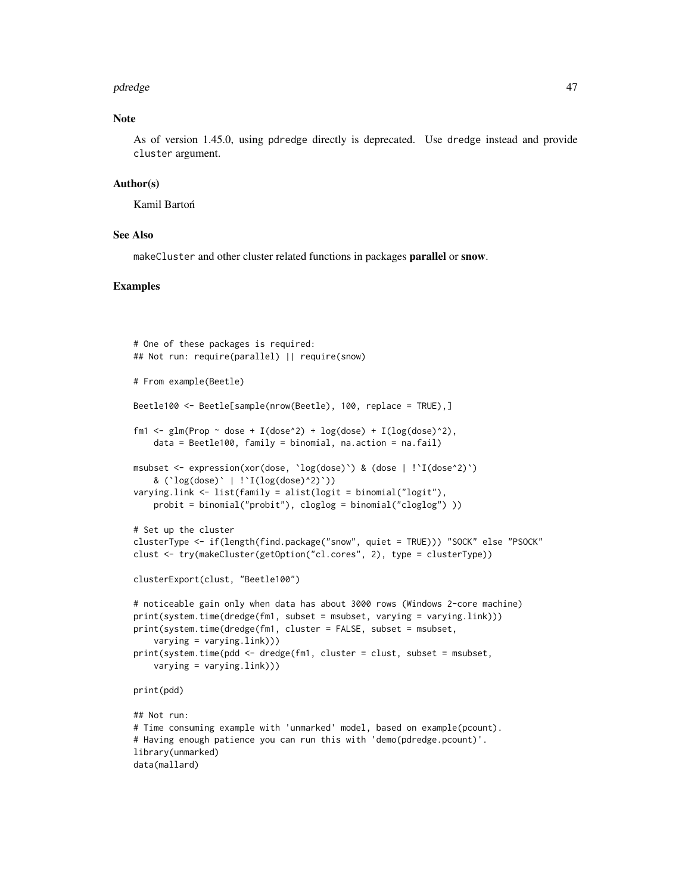### Note

As of version 1.45.0, using pdredge directly is deprecated. Use dredge instead and provide cluster argument.

### Author(s)

Kamil Bartoń

### See Also

makeCluster and other cluster related functions in packages **parallel** or **snow**.

### Examples

```
# One of these packages is required:
## Not run: require(parallel) || require(snow)

# From example(Beetle)

Beetle100 <- Beetle[sample(nrow(Beetle), 100, replace = TRUE),]

fm1 <- glm(Prop ~ dose + I(dose^2) + log(dose) + I(log(dose)^2),
    data = Beetle100, family = binomial, na.action = na.fail)

msubset <- expression(xor(dose, `log(dose)`) & (dose | !`I(dose^2)`)
    & (`log(dose)` | !`I(log(dose)^2)`))
varying.link <- list(family = alist(logit = binomial("logit"),
    probit = binomial("probit"), cloglog = binomial("cloglog") ))

# Set up the cluster
clusterType <- if(length(find.package("snow", quiet = TRUE))) "SOCK" else "PSOCK"
clust <- try(makeCluster(getOption("cl.cores", 2), type = clusterType))

clusterExport(clust, "Beetle100")

# noticeable gain only when data has about 3000 rows (Windows 2-core machine)
print(system.time(dredge(fm1, subset = msubset, varying = varying.link)))
print(system.time(dredge(fm1, cluster = FALSE, subset = msubset,
    varying = varying.link)))
print(system.time(pdd <- dredge(fm1, cluster = clust, subset = msubset,
    varying = varying.link)))

print(pdd)

## Not run:
# Time consuming example with 'unmarked' model, based on example(pcount).
# Having enough patience you can run this with 'demo(pdredge.pcount)'.
library(unmarked)
data(mallard)
```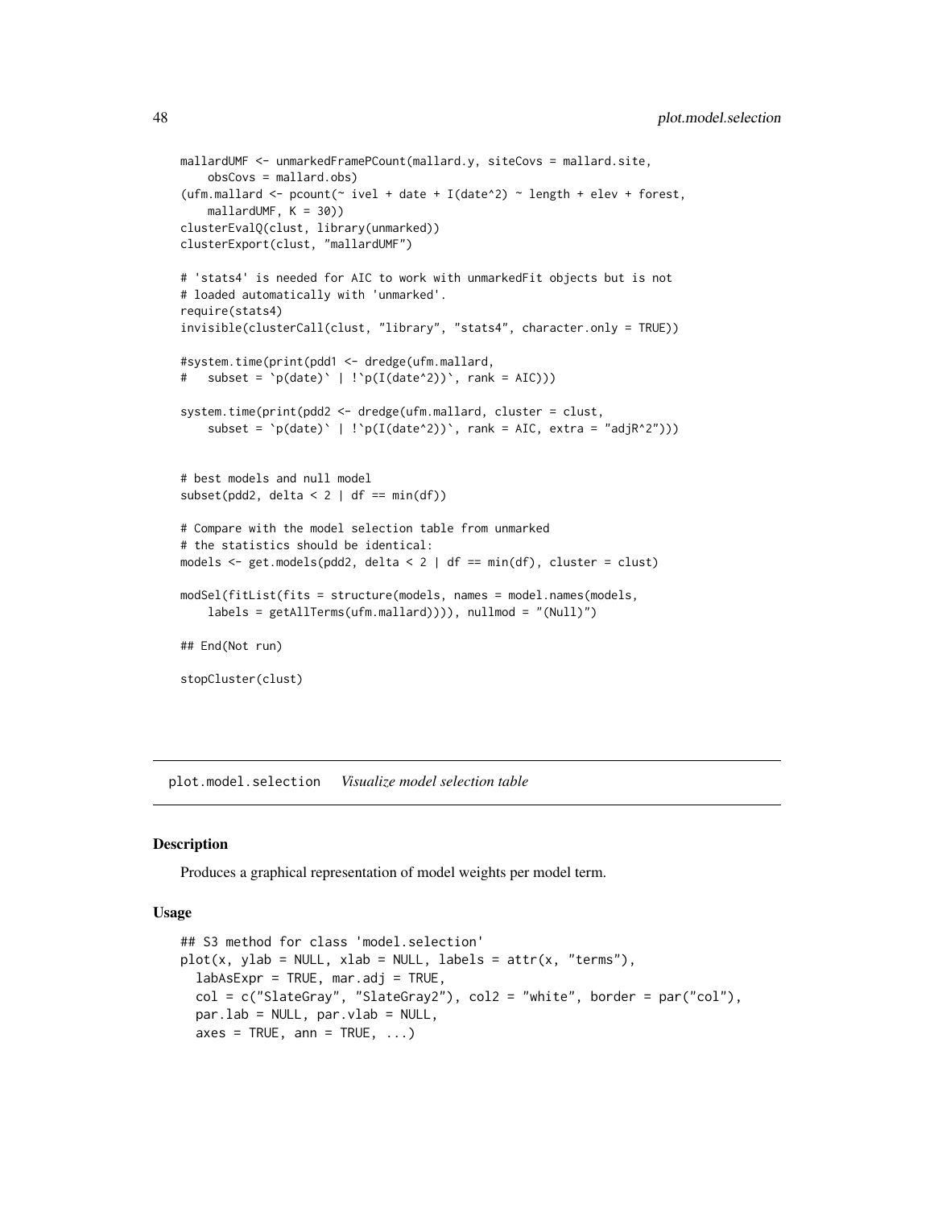```
mallardUMF <- unmarkedFramePCount(mallard.y, siteCovs = mallard.site,
    obsCovs = mallard.obs)
(ufm.mallard <- pcount(~ ivel + date + I(date^2) ~ length + elev + forest,
    mallardUMF, K = 30))
clusterEvalQ(clust, library(unmarked))
clusterExport(clust, "mallardUMF")

# 'stats4' is needed for AIC to work with unmarkedFit objects but is not
# loaded automatically with 'unmarked'.
require(stats4)
invisible(clusterCall(clust, "library", "stats4", character.only = TRUE))

#system.time(print(pdd1 <- dredge(ufm.mallard,
#   subset = `p(date)` | !`p(I(date^2))`, rank = AIC)))

system.time(print(pdd2 <- dredge(ufm.mallard, cluster = clust,
    subset = `p(date)` | !`p(I(date^2))`, rank = AIC, extra = "adjR^2")))


# best models and null model
subset(pdd2, delta < 2 | df == min(df))

# Compare with the model selection table from unmarked
# the statistics should be identical:
models <- get.models(pdd2, delta < 2 | df == min(df), cluster = clust)

modSel(fitList(fits = structure(models, names = model.names(models,
    labels = getAllTerms(ufm.mallard)))), nullmod = "(Null)")

## End(Not run)

stopCluster(clust)
```

## plot.model.selection *Visualize model selection table*

### Description

Produces a graphical representation of model weights per model term.

### Usage

```
## S3 method for class 'model.selection'
plot(x, ylab = NULL, xlab = NULL, labels = attr(x, "terms"),
  labAsExpr = TRUE, mar.adj = TRUE,
  col = c("SlateGray", "SlateGray2"), col2 = "white", border = par("col"),
  par.lab = NULL, par.vlab = NULL,
  axes = TRUE, ann = TRUE, ...)
```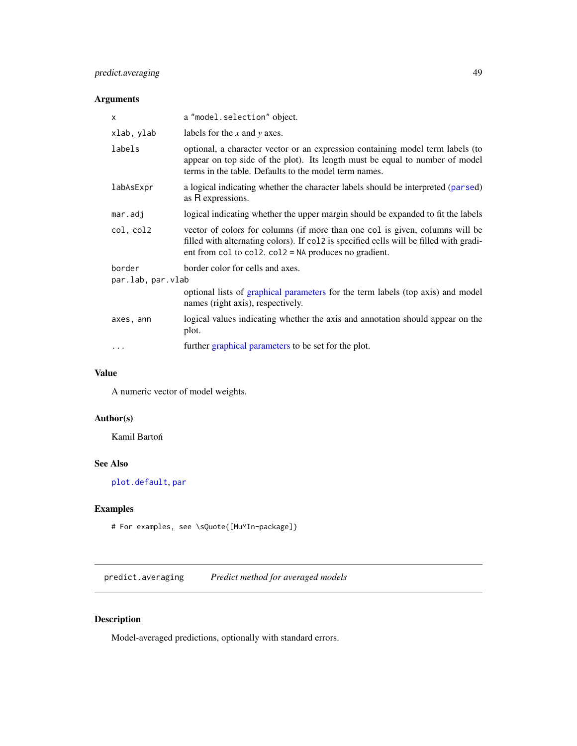### Arguments

| | |
|---|---|
| `x` | a "`model.selection`" object. |
| `xlab, ylab` | labels for the *x* and *y* axes. |
| `labels` | optional, a character vector or an expression containing model term labels (to appear on top side of the plot). Its length must be equal to number of model terms in the table. Defaults to the model term names. |
| `labAsExpr` | a logical indicating whether the character labels should be interpreted (`parse`d) as R expressions. |
| `mar.adj` | logical indicating whether the upper margin should be expanded to fit the labels |
| `col, col2` | vector of colors for columns (if more than one `col` is given, columns will be filled with alternating colors). If `col2` is specified cells will be filled with gradient from `col` to `col2`. `col2 = NA` produces no gradient. |
| `border` | border color for cells and axes. |
| `par.lab, par.vlab` | optional lists of graphical parameters for the term labels (top axis) and model names (right axis), respectively. |
| `axes, ann` | logical values indicating whether the axis and annotation should appear on the plot. |
| `...` | further graphical parameters to be set for the plot. |

### Value

A numeric vector of model weights.

### Author(s)

Kamil Bartoń

### See Also

`plot.default`, `par`

### Examples

```
# For examples, see \sQuote{[MuMIn-package]}
```

---

## predict.averaging    *Predict method for averaged models*

### Description

Model-averaged predictions, optionally with standard errors.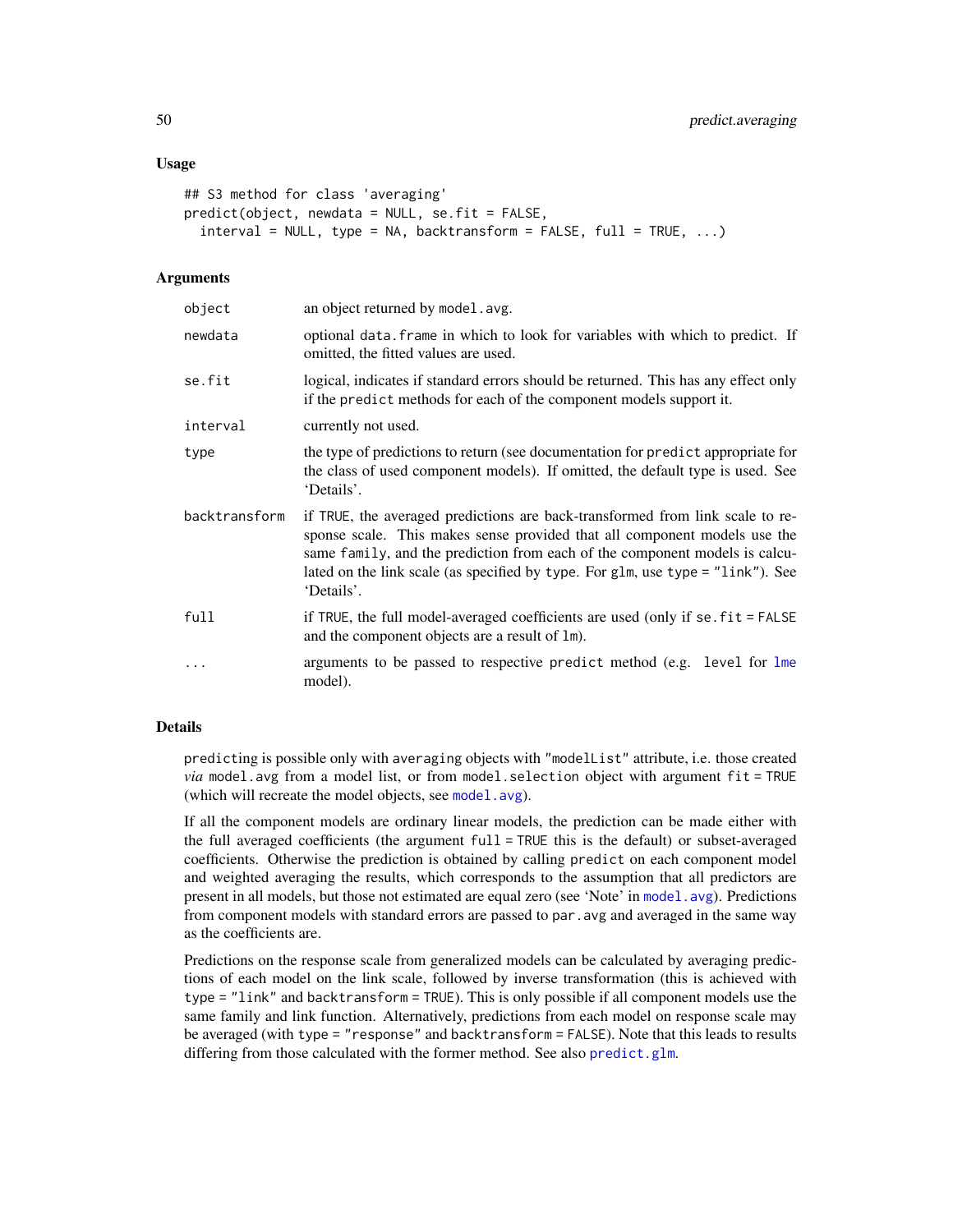### Usage

```
## S3 method for class 'averaging'
predict(object, newdata = NULL, se.fit = FALSE,
  interval = NULL, type = NA, backtransform = FALSE, full = TRUE, ...)
```

### Arguments

| | |
|---|---|
| object | an object returned by model.avg. |
| newdata | optional data.frame in which to look for variables with which to predict. If omitted, the fitted values are used. |
| se.fit | logical, indicates if standard errors should be returned. This has any effect only if the predict methods for each of the component models support it. |
| interval | currently not used. |
| type | the type of predictions to return (see documentation for predict appropriate for the class of used component models). If omitted, the default type is used. See 'Details'. |
| backtransform | if TRUE, the averaged predictions are back-transformed from link scale to response scale. This makes sense provided that all component models use the same family, and the prediction from each of the component models is calculated on the link scale (as specified by type. For glm, use type = "link"). See 'Details'. |
| full | if TRUE, the full model-averaged coefficients are used (only if se.fit = FALSE and the component objects are a result of lm). |
| ... | arguments to be passed to respective predict method (e.g. level for lme model). |

### Details

predicting is possible only with averaging objects with "modelList" attribute, i.e. those created *via* model.avg from a model list, or from model.selection object with argument fit = TRUE (which will recreate the model objects, see model.avg).

If all the component models are ordinary linear models, the prediction can be made either with the full averaged coefficients (the argument full = TRUE this is the default) or subset-averaged coefficients. Otherwise the prediction is obtained by calling predict on each component model and weighted averaging the results, which corresponds to the assumption that all predictors are present in all models, but those not estimated are equal zero (see 'Note' in model.avg). Predictions from component models with standard errors are passed to par.avg and averaged in the same way as the coefficients are.

Predictions on the response scale from generalized models can be calculated by averaging predictions of each model on the link scale, followed by inverse transformation (this is achieved with type = "link" and backtransform = TRUE). This is only possible if all component models use the same family and link function. Alternatively, predictions from each model on response scale may be averaged (with type = "response" and backtransform = FALSE). Note that this leads to results differing from those calculated with the former method. See also predict.glm.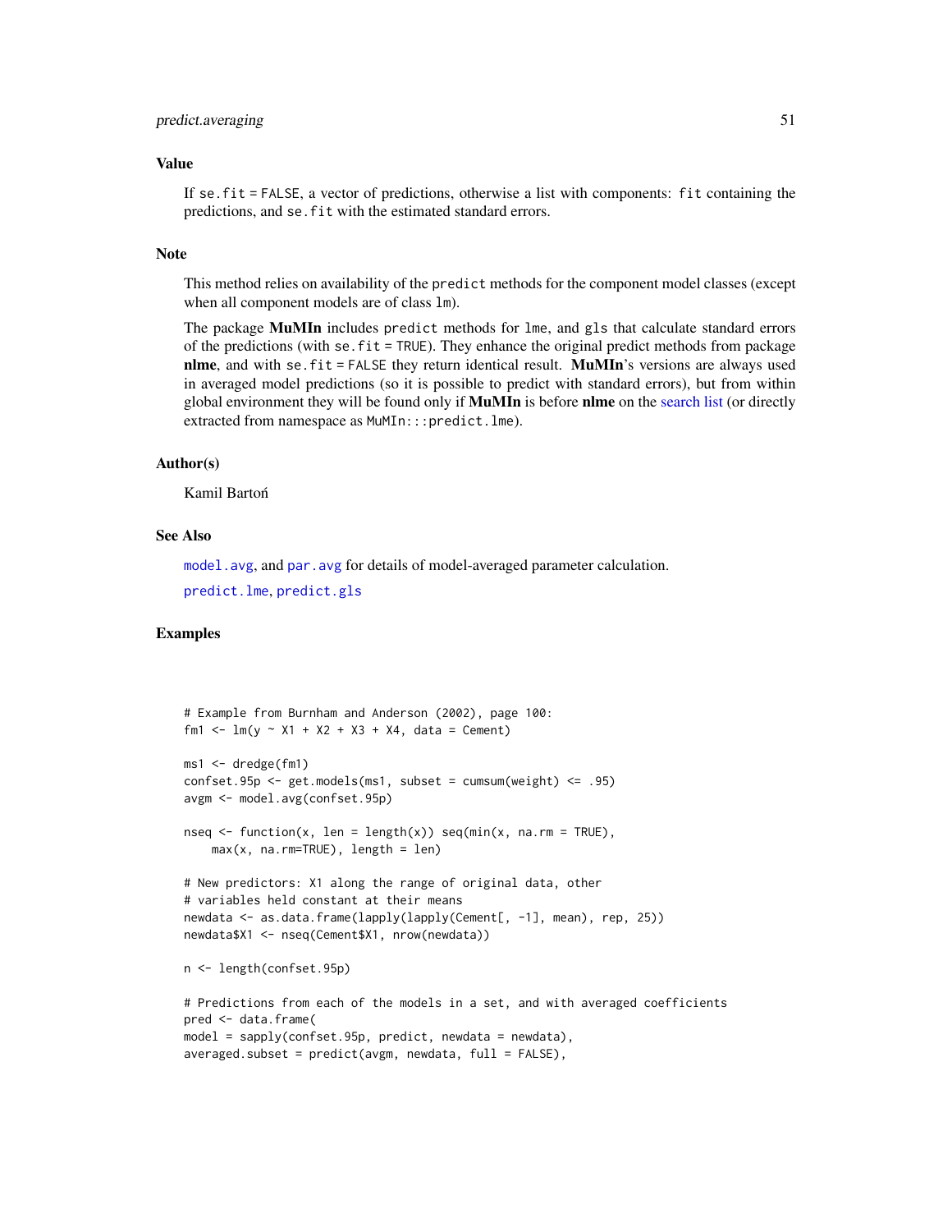## Value

If `se.fit = FALSE`, a vector of predictions, otherwise a list with components: `fit` containing the predictions, and `se.fit` with the estimated standard errors.

## Note

This method relies on availability of the `predict` methods for the component model classes (except when all component models are of class `lm`).

The package **MuMIn** includes `predict` methods for `lme`, and `gls` that calculate standard errors of the predictions (with `se.fit = TRUE`). They enhance the original predict methods from package **nlme**, and with `se.fit = FALSE` they return identical result. **MuMIn**'s versions are always used in averaged model predictions (so it is possible to predict with standard errors), but from within global environment they will be found only if **MuMIn** is before **nlme** on the search list (or directly extracted from namespace as `MuMIn:::predict.lme`).

## Author(s)

Kamil Bartoń

## See Also

`model.avg`, and `par.avg` for details of model-averaged parameter calculation.

`predict.lme`, `predict.gls`

## Examples

```
# Example from Burnham and Anderson (2002), page 100:
fm1 <- lm(y ~ X1 + X2 + X3 + X4, data = Cement)

ms1 <- dredge(fm1)
confset.95p <- get.models(ms1, subset = cumsum(weight) <= .95)
avgm <- model.avg(confset.95p)

nseq <- function(x, len = length(x)) seq(min(x, na.rm = TRUE),
    max(x, na.rm=TRUE), length = len)

# New predictors: X1 along the range of original data, other
# variables held constant at their means
newdata <- as.data.frame(lapply(lapply(Cement[, -1], mean), rep, 25))
newdata$X1 <- nseq(Cement$X1, nrow(newdata))

n <- length(confset.95p)

# Predictions from each of the models in a set, and with averaged coefficients
pred <- data.frame(
model = sapply(confset.95p, predict, newdata = newdata),
averaged.subset = predict(avgm, newdata, full = FALSE),
```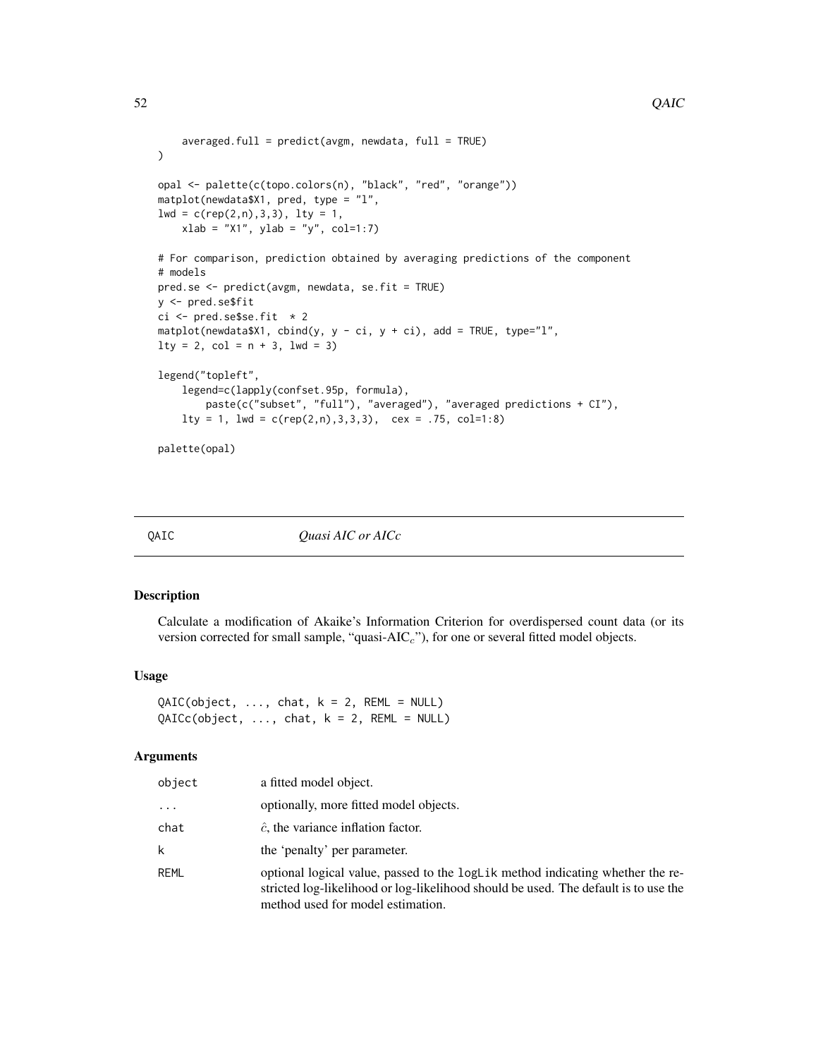```
    averaged.full = predict(avgm, newdata, full = TRUE)
)

opal <- palette(c(topo.colors(n), "black", "red", "orange"))
matplot(newdata$X1, pred, type = "l",
lwd = c(rep(2,n),3,3), lty = 1,
    xlab = "X1", ylab = "y", col=1:7)

# For comparison, prediction obtained by averaging predictions of the component
# models
pred.se <- predict(avgm, newdata, se.fit = TRUE)
y <- pred.se$fit
ci <- pred.se$se.fit  * 2
matplot(newdata$X1, cbind(y, y - ci, y + ci), add = TRUE, type="l",
lty = 2, col = n + 3, lwd = 3)

legend("topleft",
    legend=c(lapply(confset.95p, formula),
        paste(c("subset", "full"), "averaged"), "averaged predictions + CI"),
    lty = 1, lwd = c(rep(2,n),3,3,3),  cex = .75, col=1:8)

palette(opal)
```

## QAIC — *Quasi AIC or AICc*

### Description

Calculate a modification of Akaike's Information Criterion for overdispersed count data (or its version corrected for small sample, "quasi-$AIC_c$"), for one or several fitted model objects.

### Usage

```
QAIC(object, ..., chat, k = 2, REML = NULL)
QAICc(object, ..., chat, k = 2, REML = NULL)
```

### Arguments

| | |
|---|---|
| `object` | a fitted model object. |
| `...` | optionally, more fitted model objects. |
| `chat` | $\hat{c}$, the variance inflation factor. |
| `k` | the 'penalty' per parameter. |
| `REML` | optional logical value, passed to the `logLik` method indicating whether the restricted log-likelihood or log-likelihood should be used. The default is to use the method used for model estimation. |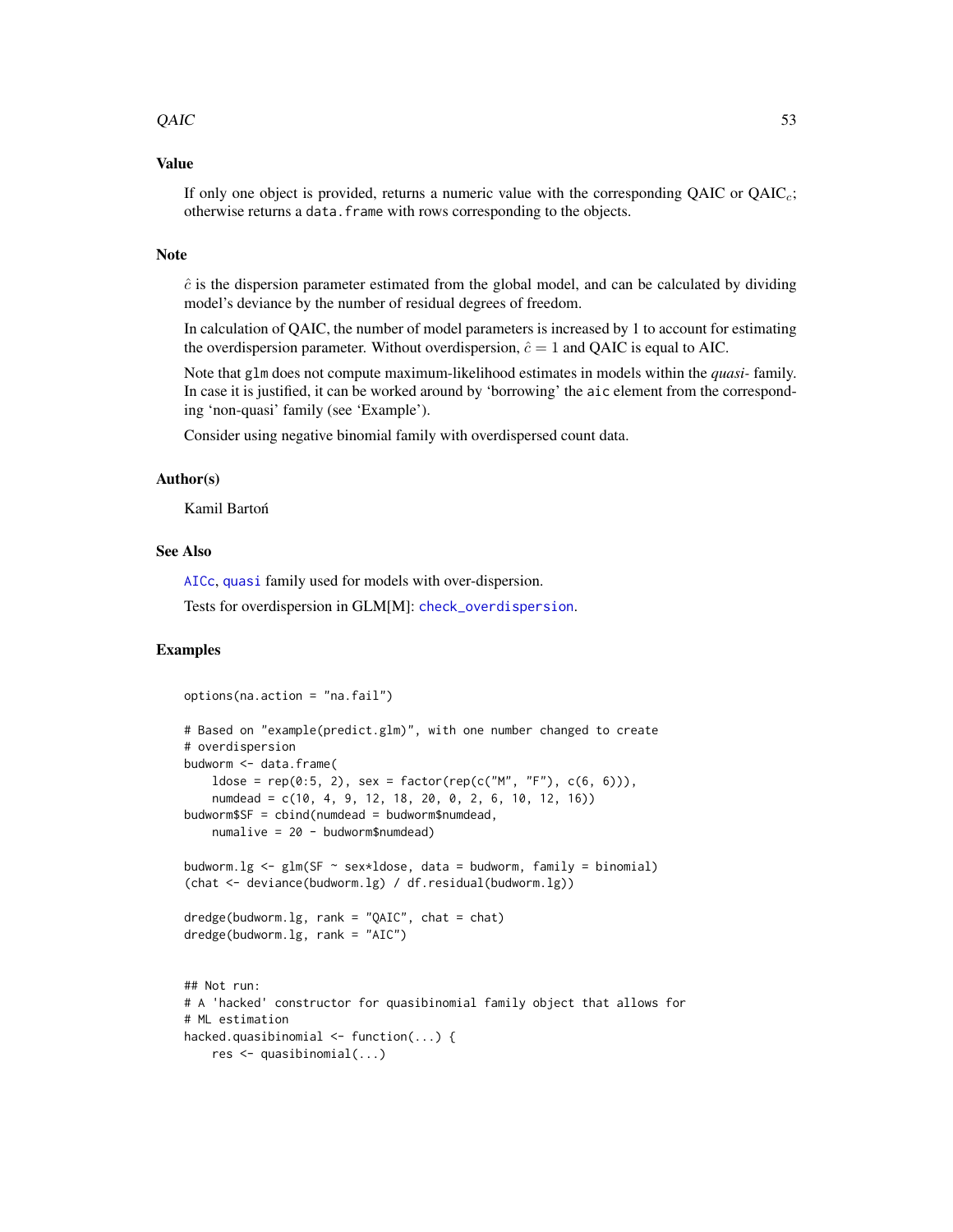### Value

If only one object is provided, returns a numeric value with the corresponding QAIC or $\mathrm{QAIC}_c$; otherwise returns a `data.frame` with rows corresponding to the objects.

### Note

$\hat{c}$ is the dispersion parameter estimated from the global model, and can be calculated by dividing model's deviance by the number of residual degrees of freedom.

In calculation of QAIC, the number of model parameters is increased by 1 to account for estimating the overdispersion parameter. Without overdispersion, $\hat{c} = 1$ and QAIC is equal to AIC.

Note that `glm` does not compute maximum-likelihood estimates in models within the *quasi-* family. In case it is justified, it can be worked around by 'borrowing' the `aic` element from the corresponding 'non-quasi' family (see 'Example').

Consider using negative binomial family with overdispersed count data.

### Author(s)

Kamil Bartoń

### See Also

`AICc`, `quasi` family used for models with over-dispersion.

Tests for overdispersion in GLM[M]: `check_overdispersion`.

### Examples

```
options(na.action = "na.fail")

# Based on "example(predict.glm)", with one number changed to create
# overdispersion
budworm <- data.frame(
    ldose = rep(0:5, 2), sex = factor(rep(c("M", "F"), c(6, 6))),
    numdead = c(10, 4, 9, 12, 18, 20, 0, 2, 6, 10, 12, 16))
budworm$SF = cbind(numdead = budworm$numdead,
    numalive = 20 - budworm$numdead)

budworm.lg <- glm(SF ~ sex*ldose, data = budworm, family = binomial)
(chat <- deviance(budworm.lg) / df.residual(budworm.lg))

dredge(budworm.lg, rank = "QAIC", chat = chat)
dredge(budworm.lg, rank = "AIC")


## Not run:
# A 'hacked' constructor for quasibinomial family object that allows for
# ML estimation
hacked.quasibinomial <- function(...) {
    res <- quasibinomial(...)
```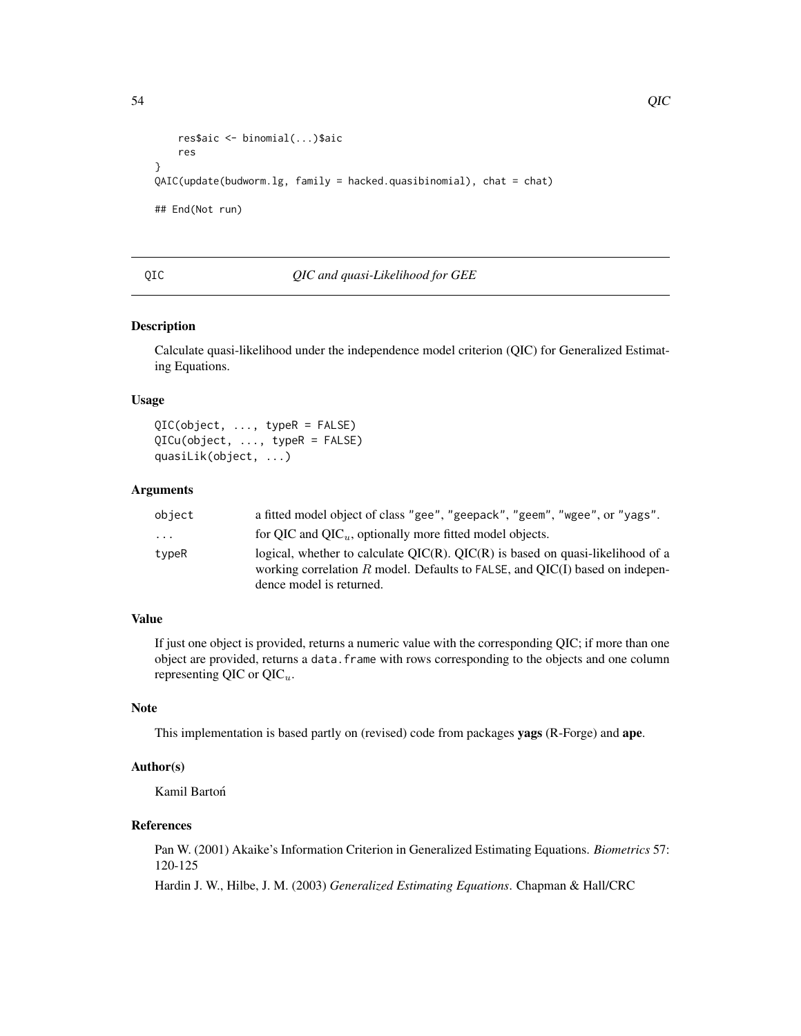```
    res$aic <- binomial(...)$aic
    res
}
QAIC(update(budworm.lg, family = hacked.quasibinomial), chat = chat)

## End(Not run)
```

---

## QIC — *QIC and quasi-Likelihood for GEE*

### Description

Calculate quasi-likelihood under the independence model criterion (QIC) for Generalized Estimating Equations.

### Usage

```
QIC(object, ..., typeR = FALSE)
QICu(object, ..., typeR = FALSE)
quasiLik(object, ...)
```

### Arguments

| | |
|---|---|
| `object` | a fitted model object of class `"gee"`, `"geepack"`, `"geem"`, `"wgee"`, or `"yags"`. |
| `...` | for QIC and $QIC_u$, optionally more fitted model objects. |
| `typeR` | logical, whether to calculate QIC(R). QIC(R) is based on quasi-likelihood of a working correlation $R$ model. Defaults to `FALSE`, and QIC(I) based on independence model is returned. |

### Value

If just one object is provided, returns a numeric value with the corresponding QIC; if more than one object are provided, returns a `data.frame` with rows corresponding to the objects and one column representing QIC or $QIC_u$.

### Note

This implementation is based partly on (revised) code from packages **yags** (R-Forge) and **ape**.

### Author(s)

Kamil Bartoń

### References

Pan W. (2001) Akaike's Information Criterion in Generalized Estimating Equations. *Biometrics* 57: 120-125

Hardin J. W., Hilbe, J. M. (2003) *Generalized Estimating Equations*. Chapman & Hall/CRC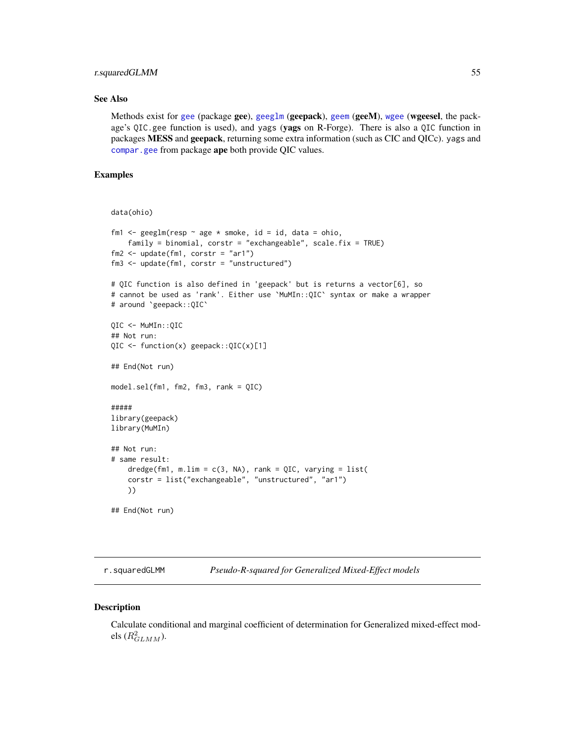### See Also

Methods exist for `gee` (package **gee**), `geeglm` (**geepack**), `geem` (**geeM**), `wgee` (**wgeesel**, the package's `QIC.gee` function is used), and `yags` (**yags** on R-Forge). There is also a `QIC` function in packages **MESS** and **geepack**, returning some extra information (such as CIC and QICc). `yags` and `compar.gee` from package **ape** both provide QIC values.

### Examples

```
data(ohio)

fm1 <- geeglm(resp ~ age * smoke, id = id, data = ohio,
    family = binomial, corstr = "exchangeable", scale.fix = TRUE)
fm2 <- update(fm1, corstr = "ar1")
fm3 <- update(fm1, corstr = "unstructured")

# QIC function is also defined in 'geepack' but is returns a vector[6], so
# cannot be used as 'rank'. Either use `MuMIn::QIC` syntax or make a wrapper
# around `geepack::QIC`

QIC <- MuMIn::QIC
## Not run:
QIC <- function(x) geepack::QIC(x)[1]

## End(Not run)

model.sel(fm1, fm2, fm3, rank = QIC)

#####
library(geepack)
library(MuMIn)

## Not run:
# same result:
    dredge(fm1, m.lim = c(3, NA), rank = QIC, varying = list(
    corstr = list("exchangeable", "unstructured", "ar1")
    ))

## End(Not run)
```

---

## r.squaredGLMM &nbsp;&nbsp;&nbsp; *Pseudo-R-squared for Generalized Mixed-Effect models*

### Description

Calculate conditional and marginal coefficient of determination for Generalized mixed-effect models ($R^2_{GLMM}$).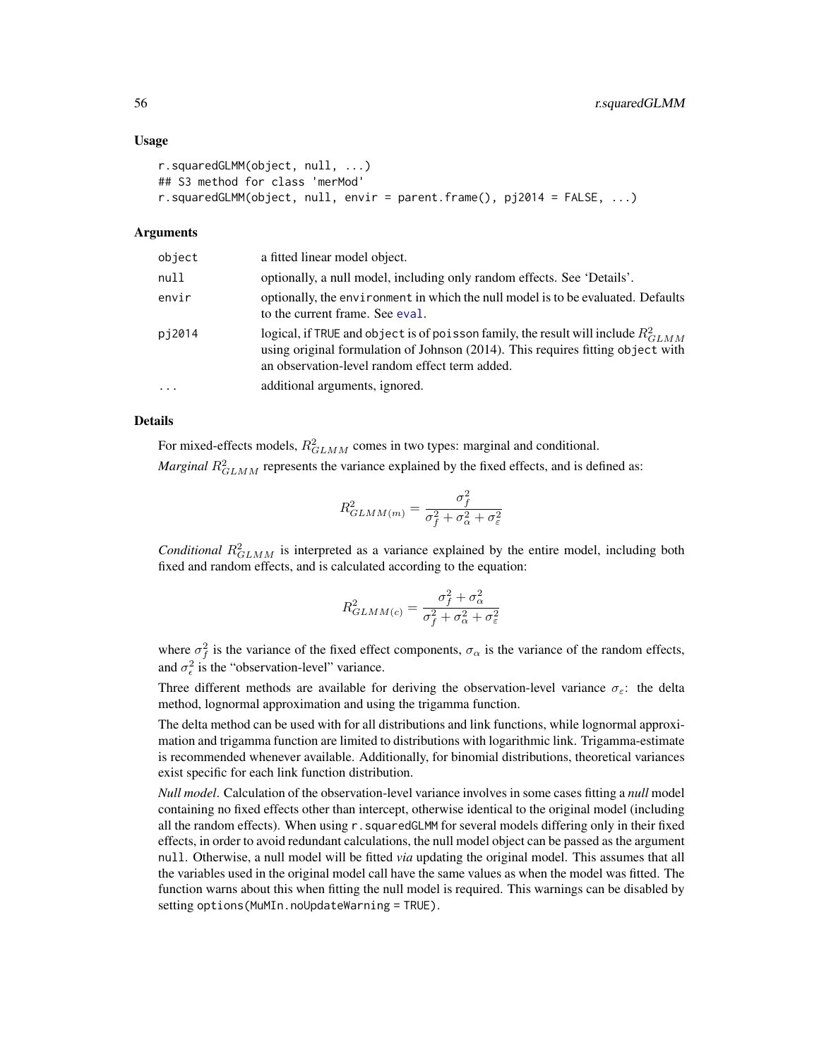### Usage

```
r.squaredGLMM(object, null, ...)
## S3 method for class 'merMod'
r.squaredGLMM(object, null, envir = parent.frame(), pj2014 = FALSE, ...)
```

### Arguments

| | |
|---|---|
| `object` | a fitted linear model object. |
| `null` | optionally, a null model, including only random effects. See 'Details'. |
| `envir` | optionally, the `environment` in which the null model is to be evaluated. Defaults to the current frame. See `eval`. |
| `pj2014` | logical, if `TRUE` and `object` is of `poisson` family, the result will include $R^2_{GLMM}$ using original formulation of Johnson (2014). This requires fitting `object` with an observation-level random effect term added. |
| `...` | additional arguments, ignored. |

### Details

For mixed-effects models, $R^2_{GLMM}$ comes in two types: marginal and conditional.

*Marginal* $R^2_{GLMM}$ represents the variance explained by the fixed effects, and is defined as:

$$R^2_{GLMM(m)} = \frac{\sigma_f^2}{\sigma_f^2 + \sigma_\alpha^2 + \sigma_\varepsilon^2}$$

*Conditional* $R^2_{GLMM}$ is interpreted as a variance explained by the entire model, including both fixed and random effects, and is calculated according to the equation:

$$R^2_{GLMM(c)} = \frac{\sigma_f^2 + \sigma_\alpha^2}{\sigma_f^2 + \sigma_\alpha^2 + \sigma_\varepsilon^2}$$

where $\sigma_f^2$ is the variance of the fixed effect components, $\sigma_\alpha$ is the variance of the random effects, and $\sigma_\epsilon^2$ is the "observation-level" variance.

Three different methods are available for deriving the observation-level variance $\sigma_\varepsilon$: the delta method, lognormal approximation and using the trigamma function.

The delta method can be used with for all distributions and link functions, while lognormal approximation and trigamma function are limited to distributions with logarithmic link. Trigamma-estimate is recommended whenever available. Additionally, for binomial distributions, theoretical variances exist specific for each link function distribution.

*Null model*. Calculation of the observation-level variance involves in some cases fitting a *null* model containing no fixed effects other than intercept, otherwise identical to the original model (including all the random effects). When using `r.squaredGLMM` for several models differing only in their fixed effects, in order to avoid redundant calculations, the null model object can be passed as the argument `null`. Otherwise, a null model will be fitted *via* updating the original model. This assumes that all the variables used in the original model call have the same values as when the model was fitted. The function warns about this when fitting the null model is required. This warnings can be disabled by setting `options(MuMIn.noUpdateWarning = TRUE)`.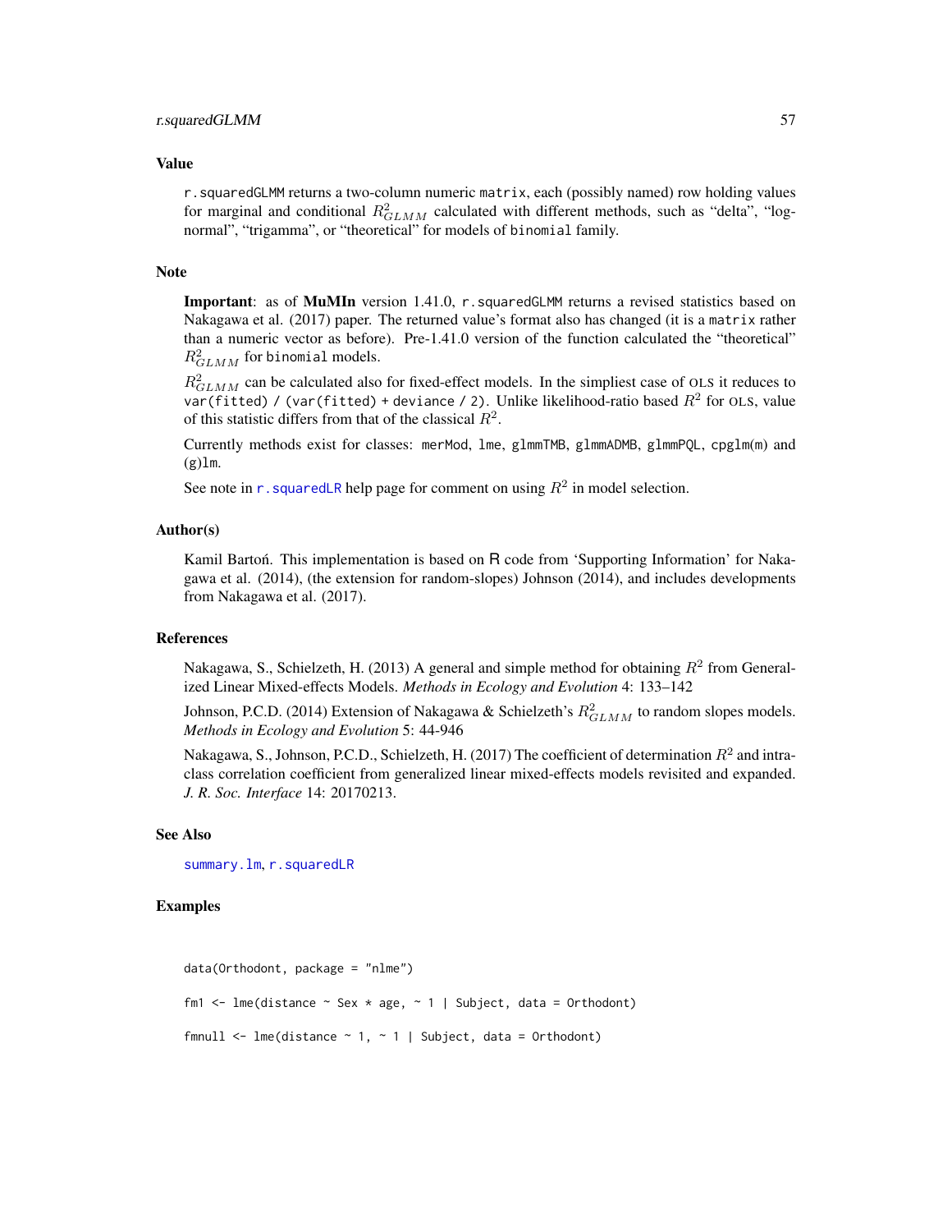### Value

`r.squaredGLMM` returns a two-column numeric `matrix`, each (possibly named) row holding values for marginal and conditional $R^2_{GLMM}$ calculated with different methods, such as "delta", "log-normal", "trigamma", or "theoretical" for models of `binomial` family.

### Note

**Important**: as of **MuMIn** version 1.41.0, `r.squaredGLMM` returns a revised statistics based on Nakagawa et al. (2017) paper. The returned value's format also has changed (it is a `matrix` rather than a numeric vector as before). Pre-1.41.0 version of the function calculated the "theoretical" $R^2_{GLMM}$ for `binomial` models.

$R^2_{GLMM}$ can be calculated also for fixed-effect models. In the simpliest case of OLS it reduces to `var(fitted) / (var(fitted) + deviance / 2)`. Unlike likelihood-ratio based $R^2$ for OLS, value of this statistic differs from that of the classical $R^2$.

Currently methods exist for classes: `merMod`, `lme`, `glmmTMB`, `glmmADMB`, `glmmPQL`, `cpglm(m)` and `(g)lm`.

See note in `r.squaredLR` help page for comment on using $R^2$ in model selection.

### Author(s)

Kamil Bartoń. This implementation is based on R code from 'Supporting Information' for Nakagawa et al. (2014), (the extension for random-slopes) Johnson (2014), and includes developments from Nakagawa et al. (2017).

### References

Nakagawa, S., Schielzeth, H. (2013) A general and simple method for obtaining $R^2$ from Generalized Linear Mixed-effects Models. *Methods in Ecology and Evolution* 4: 133–142

Johnson, P.C.D. (2014) Extension of Nakagawa & Schielzeth's $R^2_{GLMM}$ to random slopes models. *Methods in Ecology and Evolution* 5: 44-946

Nakagawa, S., Johnson, P.C.D., Schielzeth, H. (2017) The coefficient of determination $R^2$ and intra-class correlation coefficient from generalized linear mixed-effects models revisited and expanded. *J. R. Soc. Interface* 14: 20170213.

### See Also

`summary.lm`, `r.squaredLR`

### Examples

```
data(Orthodont, package = "nlme")

fm1 <- lme(distance ~ Sex * age, ~ 1 | Subject, data = Orthodont)

fmnull <- lme(distance ~ 1, ~ 1 | Subject, data = Orthodont)
```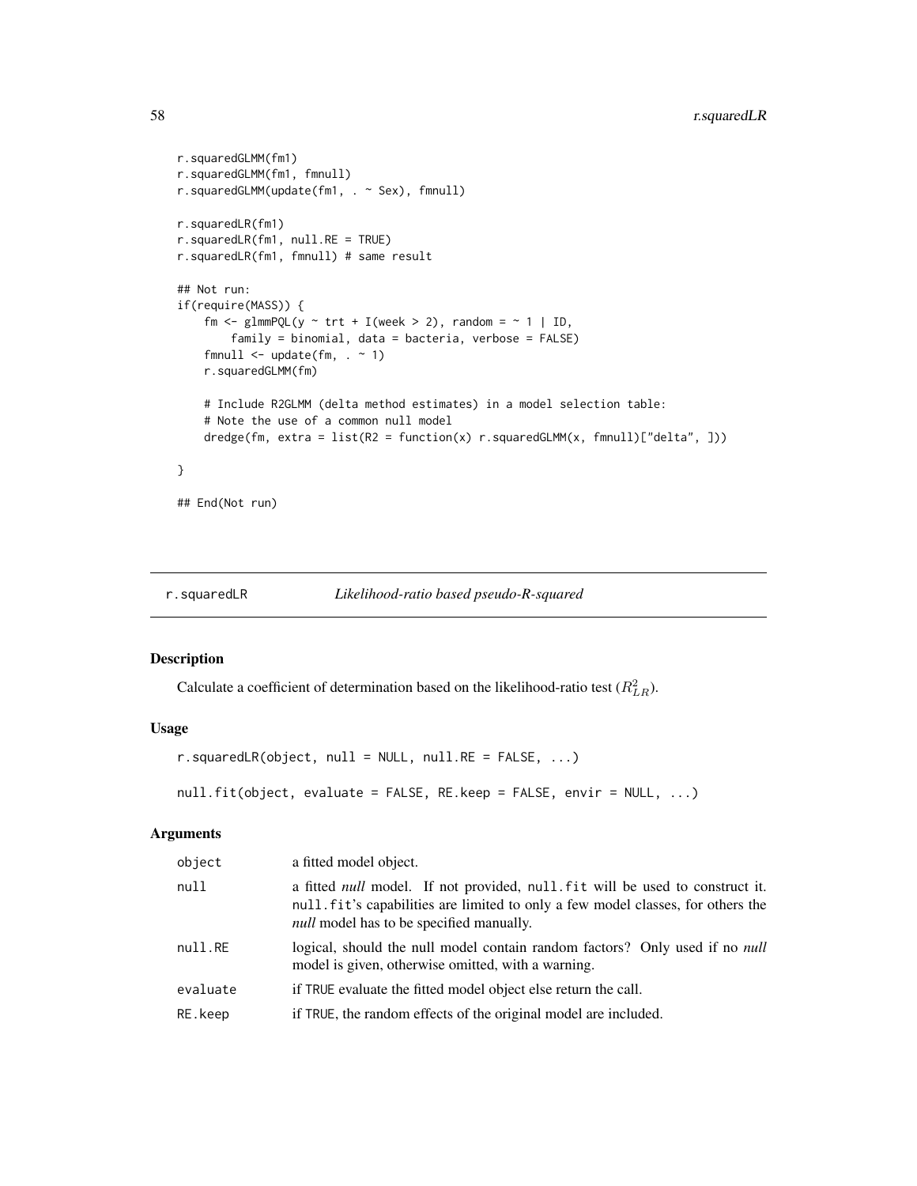```
r.squaredGLMM(fm1)
r.squaredGLMM(fm1, fmnull)
r.squaredGLMM(update(fm1, . ~ Sex), fmnull)

r.squaredLR(fm1)
r.squaredLR(fm1, null.RE = TRUE)
r.squaredLR(fm1, fmnull) # same result

## Not run:
if(require(MASS)) {
    fm <- glmmPQL(y ~ trt + I(week > 2), random = ~ 1 | ID,
        family = binomial, data = bacteria, verbose = FALSE)
    fmnull <- update(fm, . ~ 1)
    r.squaredGLMM(fm)

    # Include R2GLMM (delta method estimates) in a model selection table:
    # Note the use of a common null model
    dredge(fm, extra = list(R2 = function(x) r.squaredGLMM(x, fmnull)["delta", ]))

}

## End(Not run)
```

## r.squaredLR — *Likelihood-ratio based pseudo-R-squared*

### Description

Calculate a coefficient of determination based on the likelihood-ratio test ($R^2_{LR}$).

### Usage

```
r.squaredLR(object, null = NULL, null.RE = FALSE, ...)

null.fit(object, evaluate = FALSE, RE.keep = FALSE, envir = NULL, ...)
```

### Arguments

| | |
|---|---|
| `object` | a fitted model object. |
| `null` | a fitted *null* model. If not provided, `null.fit` will be used to construct it. `null.fit`'s capabilities are limited to only a few model classes, for others the *null* model has to be specified manually. |
| `null.RE` | logical, should the null model contain random factors? Only used if no *null* model is given, otherwise omitted, with a warning. |
| `evaluate` | if `TRUE` evaluate the fitted model object else return the call. |
| `RE.keep` | if `TRUE`, the random effects of the original model are included. |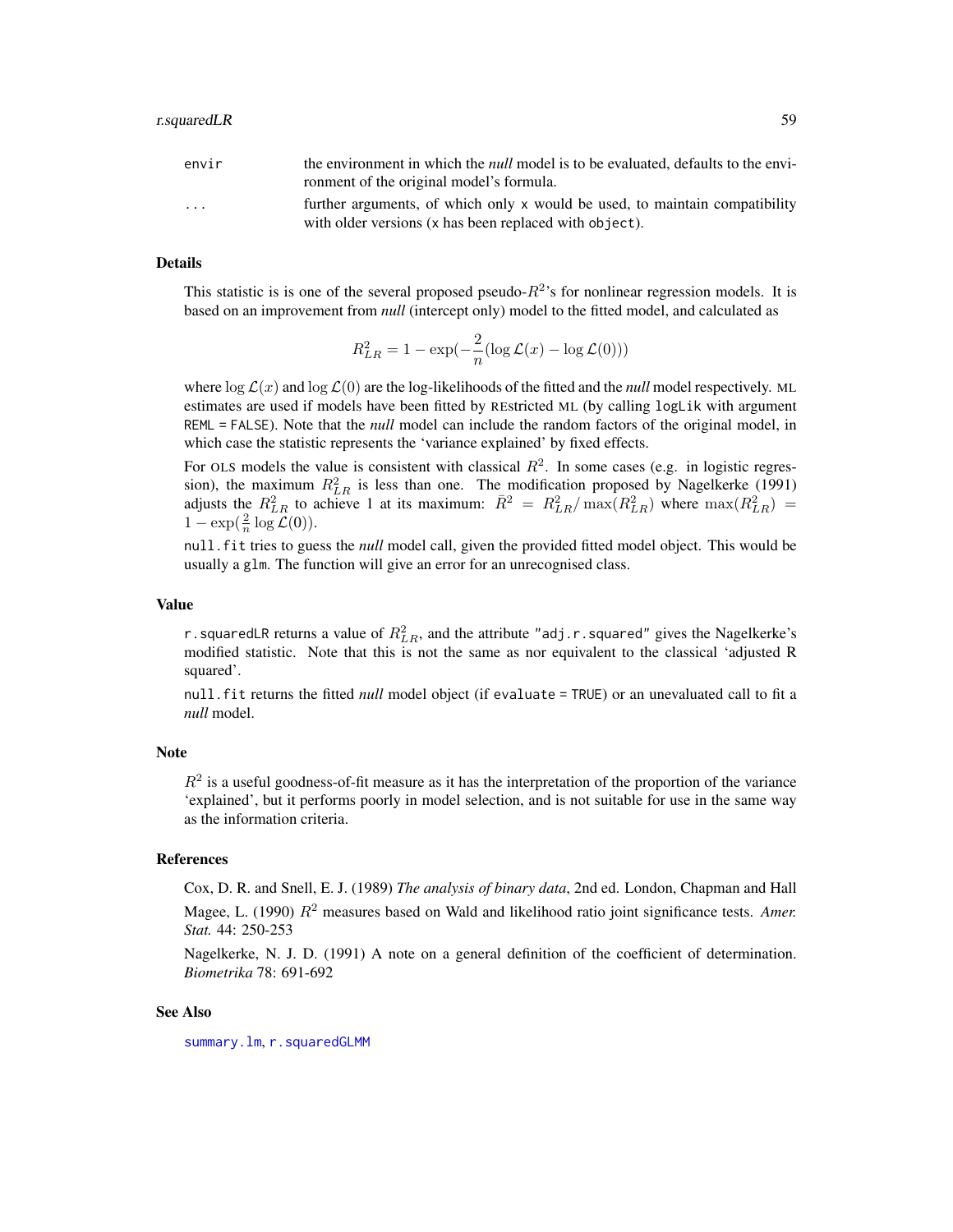| | |
|---|---|
| `envir` | the environment in which the *null* model is to be evaluated, defaults to the environment of the original model's formula. |
| `...` | further arguments, of which only `x` would be used, to maintain compatibility with older versions (`x` has been replaced with `object`). |

## Details

This statistic is is one of the several proposed pseudo-$R^2$'s for nonlinear regression models. It is based on an improvement from *null* (intercept only) model to the fitted model, and calculated as

$$R^2_{LR} = 1 - \exp(-\frac{2}{n}(\log \mathcal{L}(x) - \log \mathcal{L}(0)))$$

where $\log \mathcal{L}(x)$ and $\log \mathcal{L}(0)$ are the log-likelihoods of the fitted and the *null* model respectively. ML estimates are used if models have been fitted by REstricted ML (by calling `logLik` with argument `REML = FALSE`). Note that the *null* model can include the random factors of the original model, in which case the statistic represents the 'variance explained' by fixed effects.

For OLS models the value is consistent with classical $R^2$. In some cases (e.g. in logistic regression), the maximum $R^2_{LR}$ is less than one. The modification proposed by Nagelkerke (1991) adjusts the $R^2_{LR}$ to achieve 1 at its maximum: $\bar{R}^2 = R^2_{LR}/\max(R^2_{LR})$ where $\max(R^2_{LR}) = 1 - \exp(\frac{2}{n}\log \mathcal{L}(0))$.

`null.fit` tries to guess the *null* model call, given the provided fitted model object. This would be usually a `glm`. The function will give an error for an unrecognised class.

## Value

`r.squaredLR` returns a value of $R^2_{LR}$, and the attribute `"adj.r.squared"` gives the Nagelkerke's modified statistic. Note that this is not the same as nor equivalent to the classical 'adjusted R squared'.

`null.fit` returns the fitted *null* model object (if `evaluate = TRUE`) or an unevaluated call to fit a *null* model.

## Note

$R^2$ is a useful goodness-of-fit measure as it has the interpretation of the proportion of the variance 'explained', but it performs poorly in model selection, and is not suitable for use in the same way as the information criteria.

## References

Cox, D. R. and Snell, E. J. (1989) *The analysis of binary data*, 2nd ed. London, Chapman and Hall

Magee, L. (1990) $R^2$ measures based on Wald and likelihood ratio joint significance tests. *Amer. Stat.* 44: 250-253

Nagelkerke, N. J. D. (1991) A note on a general definition of the coefficient of determination. *Biometrika* 78: 691-692

## See Also

`summary.lm`, `r.squaredGLMM`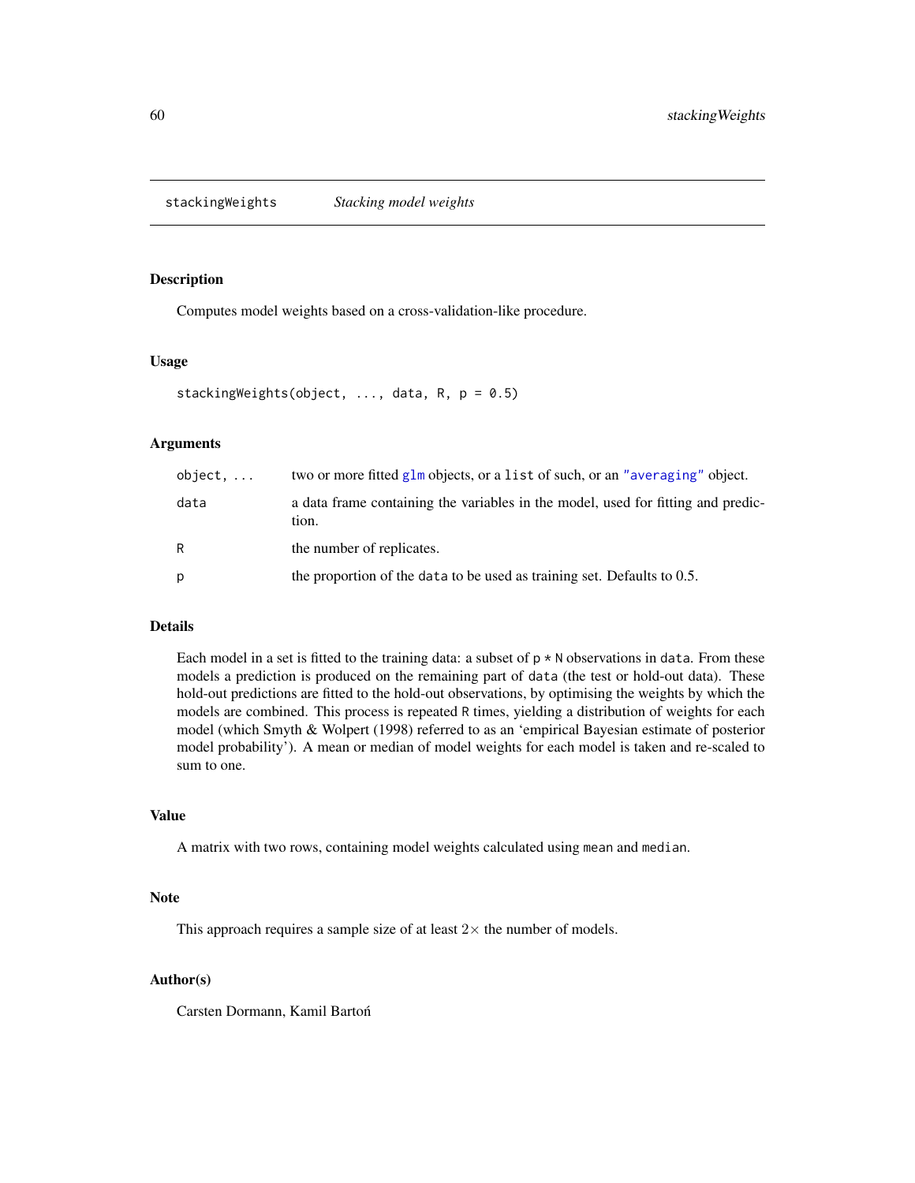stackingWeights *Stacking model weights*

## Description

Computes model weights based on a cross-validation-like procedure.

## Usage

```
stackingWeights(object, ..., data, R, p = 0.5)
```

## Arguments

| | |
|---|---|
| object, ... | two or more fitted glm objects, or a list of such, or an "averaging" object. |
| data | a data frame containing the variables in the model, used for fitting and prediction. |
| R | the number of replicates. |
| p | the proportion of the data to be used as training set. Defaults to 0.5. |

## Details

Each model in a set is fitted to the training data: a subset of p * N observations in data. From these models a prediction is produced on the remaining part of data (the test or hold-out data). These hold-out predictions are fitted to the hold-out observations, by optimising the weights by which the models are combined. This process is repeated R times, yielding a distribution of weights for each model (which Smyth & Wolpert (1998) referred to as an 'empirical Bayesian estimate of posterior model probability'). A mean or median of model weights for each model is taken and re-scaled to sum to one.

## Value

A matrix with two rows, containing model weights calculated using mean and median.

## Note

This approach requires a sample size of at least $2\times$ the number of models.

## Author(s)

Carsten Dormann, Kamil Bartoń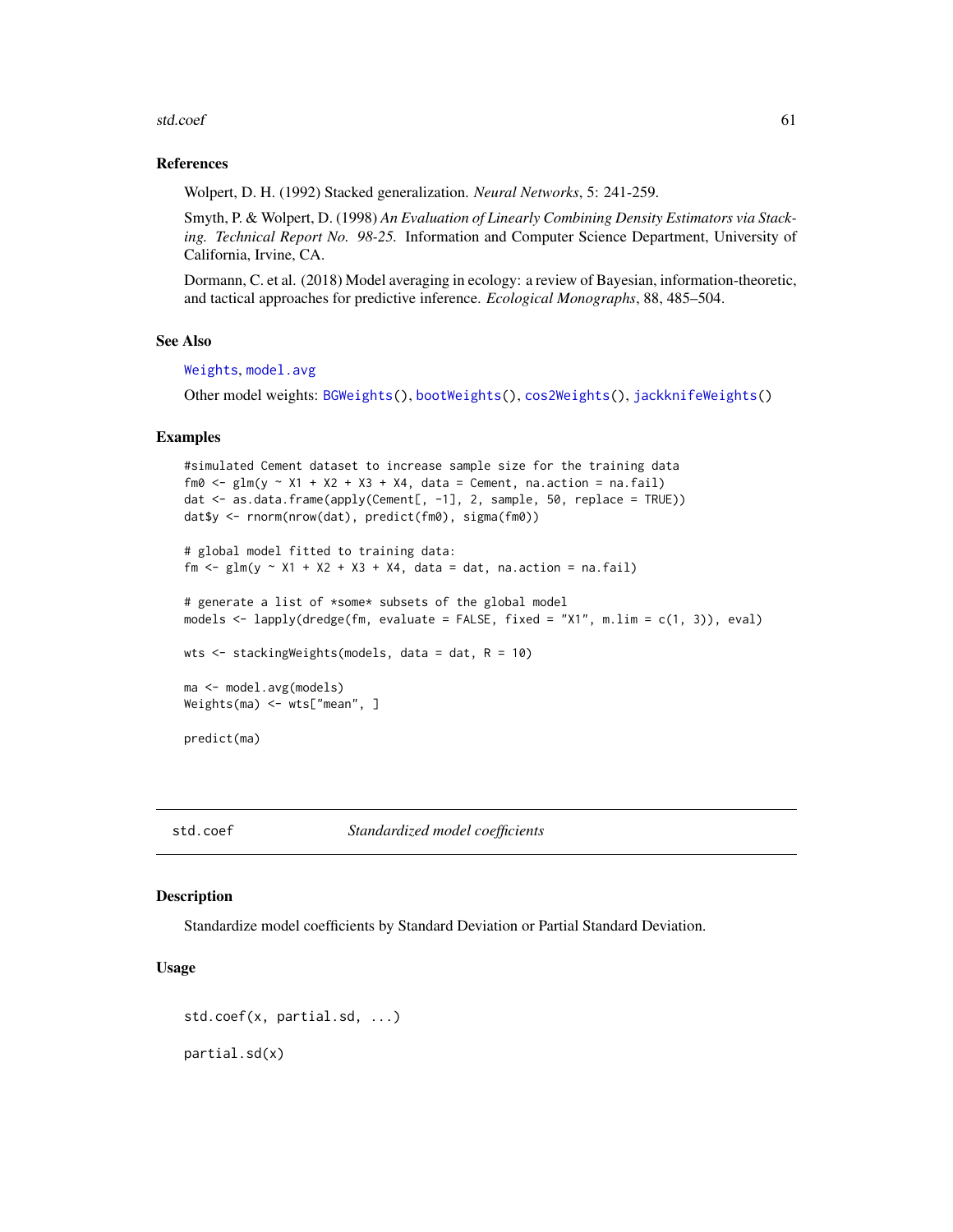### References

Wolpert, D. H. (1992) Stacked generalization. *Neural Networks*, 5: 241-259.

Smyth, P. & Wolpert, D. (1998) *An Evaluation of Linearly Combining Density Estimators via Stacking. Technical Report No. 98-25.* Information and Computer Science Department, University of California, Irvine, CA.

Dormann, C. et al. (2018) Model averaging in ecology: a review of Bayesian, information-theoretic, and tactical approaches for predictive inference. *Ecological Monographs*, 88, 485–504.

### See Also

Weights, model.avg

Other model weights: BGWeights(), bootWeights(), cos2Weights(), jackknifeWeights()

### Examples

```
#simulated Cement dataset to increase sample size for the training data
fm0 <- glm(y ~ X1 + X2 + X3 + X4, data = Cement, na.action = na.fail)
dat <- as.data.frame(apply(Cement[, -1], 2, sample, 50, replace = TRUE))
dat$y <- rnorm(nrow(dat), predict(fm0), sigma(fm0))

# global model fitted to training data:
fm <- glm(y ~ X1 + X2 + X3 + X4, data = dat, na.action = na.fail)

# generate a list of *some* subsets of the global model
models <- lapply(dredge(fm, evaluate = FALSE, fixed = "X1", m.lim = c(1, 3)), eval)

wts <- stackingWeights(models, data = dat, R = 10)

ma <- model.avg(models)
Weights(ma) <- wts["mean", ]

predict(ma)
```

## std.coef — *Standardized model coefficients*

### Description

Standardize model coefficients by Standard Deviation or Partial Standard Deviation.

### Usage

```
std.coef(x, partial.sd, ...)

partial.sd(x)
```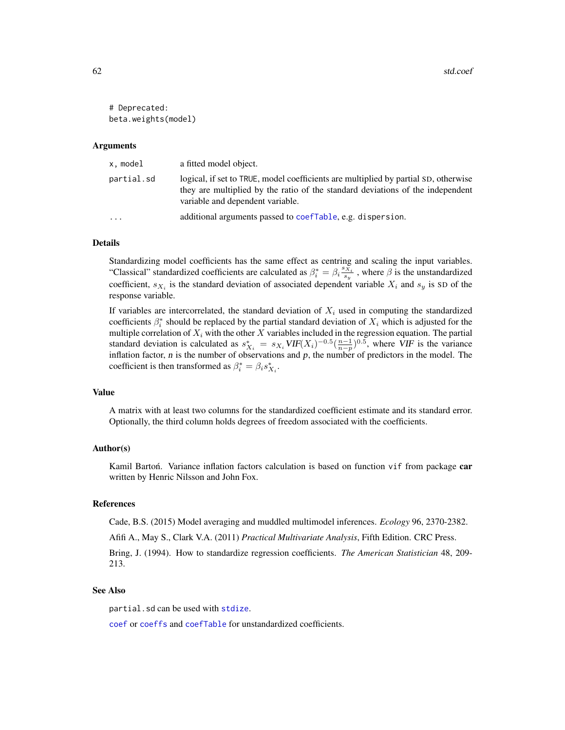```
# Deprecated:
beta.weights(model)
```

## Arguments

| | |
|---|---|
| x, model | a fitted model object. |
| partial.sd | logical, if set to TRUE, model coefficients are multiplied by partial SD, otherwise they are multiplied by the ratio of the standard deviations of the independent variable and dependent variable. |
| ... | additional arguments passed to coefTable, e.g. dispersion. |

## Details

Standardizing model coefficients has the same effect as centring and scaling the input variables. "Classical" standardized coefficients are calculated as $\beta^*_i = \beta_i \frac{s_{X_i}}{s_y}$ , where $\beta$ is the unstandardized coefficient, $s_{X_i}$ is the standard deviation of associated dependent variable $X_i$ and $s_y$ is SD of the response variable.

If variables are intercorrelated, the standard deviation of $X_i$ used in computing the standardized coefficients $\beta^*_i$ should be replaced by the partial standard deviation of $X_i$ which is adjusted for the multiple correlation of $X_i$ with the other $X$ variables included in the regression equation. The partial standard deviation is calculated as $s^*_{X_i} = s_{X_i} \mathit{VIF}(X_i)^{-0.5} (\frac{n-1}{n-p})^{0.5}$, where *VIF* is the variance inflation factor, *n* is the number of observations and *p*, the number of predictors in the model. The coefficient is then transformed as $\beta^*_i = \beta_i s^*_{X_i}$.

## Value

A matrix with at least two columns for the standardized coefficient estimate and its standard error. Optionally, the third column holds degrees of freedom associated with the coefficients.

## Author(s)

Kamil Bartoń. Variance inflation factors calculation is based on function vif from package **car** written by Henric Nilsson and John Fox.

## References

Cade, B.S. (2015) Model averaging and muddled multimodel inferences. *Ecology* 96, 2370-2382.

Afifi A., May S., Clark V.A. (2011) *Practical Multivariate Analysis*, Fifth Edition. CRC Press.

Bring, J. (1994). How to standardize regression coefficients. *The American Statistician* 48, 209-213.

## See Also

partial.sd can be used with stdize.

coef or coeffs and coefTable for unstandardized coefficients.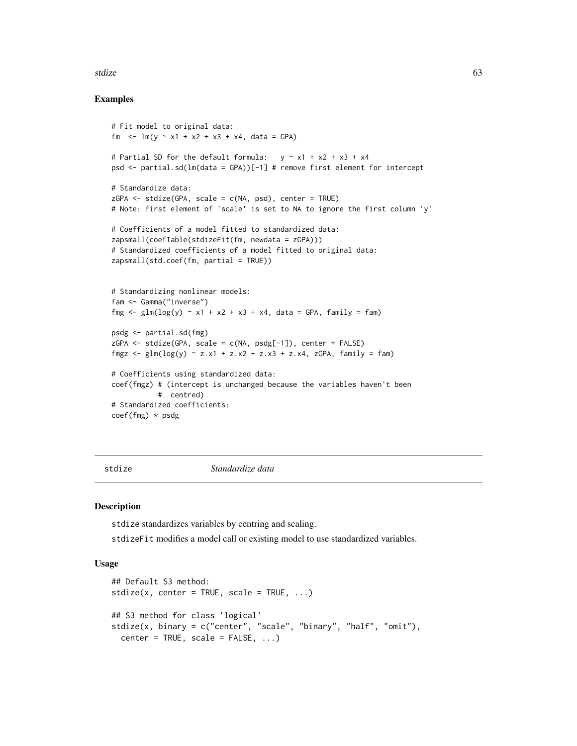### Examples

```
# Fit model to original data:
fm  <- lm(y ~ x1 + x2 + x3 + x4, data = GPA)

# Partial SD for the default formula:   y ~ x1 + x2 + x3 + x4
psd <- partial.sd(lm(data = GPA))[-1] # remove first element for intercept

# Standardize data:
zGPA <- stdize(GPA, scale = c(NA, psd), center = TRUE)
# Note: first element of 'scale' is set to NA to ignore the first column 'y'

# Coefficients of a model fitted to standardized data:
zapsmall(coefTable(stdizeFit(fm, newdata = zGPA)))
# Standardized coefficients of a model fitted to original data:
zapsmall(std.coef(fm, partial = TRUE))


# Standardizing nonlinear models:
fam <- Gamma("inverse")
fmg <- glm(log(y) ~ x1 + x2 + x3 + x4, data = GPA, family = fam)

psdg <- partial.sd(fmg)
zGPA <- stdize(GPA, scale = c(NA, psdg[-1]), center = FALSE)
fmgz <- glm(log(y) ~ z.x1 + z.x2 + z.x3 + z.x4, zGPA, family = fam)

# Coefficients using standardized data:
coef(fmgz) # (intercept is unchanged because the variables haven't been
           #  centred)
# Standardized coefficients:
coef(fmg) * psdg
```

---

## stdize — *Standardize data*

---

### Description

stdize standardizes variables by centring and scaling.

stdizeFit modifies a model call or existing model to use standardized variables.

### Usage

```
## Default S3 method:
stdize(x, center = TRUE, scale = TRUE, ...)

## S3 method for class 'logical'
stdize(x, binary = c("center", "scale", "binary", "half", "omit"),
  center = TRUE, scale = FALSE, ...)
```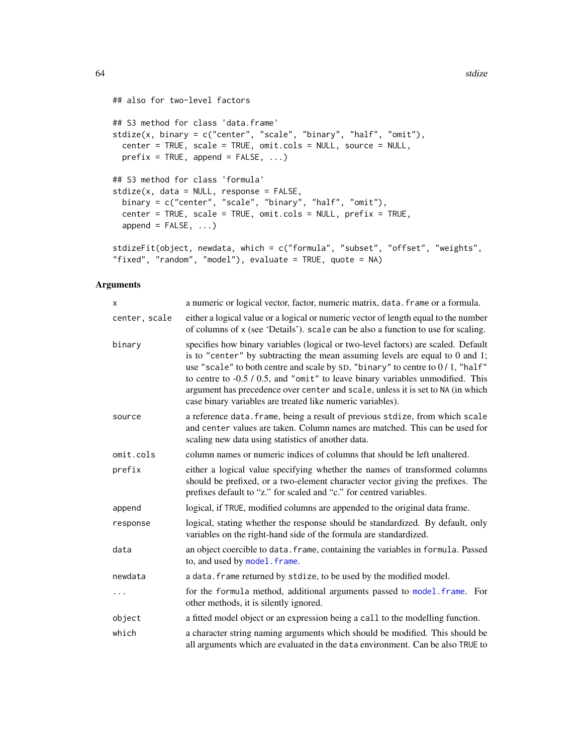```
## also for two-level factors

## S3 method for class 'data.frame'
stdize(x, binary = c("center", "scale", "binary", "half", "omit"),
  center = TRUE, scale = TRUE, omit.cols = NULL, source = NULL,
  prefix = TRUE, append = FALSE, ...)

## S3 method for class 'formula'
stdize(x, data = NULL, response = FALSE,
  binary = c("center", "scale", "binary", "half", "omit"),
  center = TRUE, scale = TRUE, omit.cols = NULL, prefix = TRUE,
  append = FALSE, ...)

stdizeFit(object, newdata, which = c("formula", "subset", "offset", "weights",
"fixed", "random", "model"), evaluate = TRUE, quote = NA)
```

## Arguments

| | |
|---|---|
| `x` | a numeric or logical vector, factor, numeric matrix, `data.frame` or a formula. |
| `center, scale` | either a logical value or a logical or numeric vector of length equal to the number of columns of `x` (see 'Details'). `scale` can be also a function to use for scaling. |
| `binary` | specifies how binary variables (logical or two-level factors) are scaled. Default is to `"center"` by subtracting the mean assuming levels are equal to 0 and 1; use `"scale"` to both centre and scale by SD, `"binary"` to centre to 0 / 1, `"half"` to centre to -0.5 / 0.5, and `"omit"` to leave binary variables unmodified. This argument has precedence over `center` and `scale`, unless it is set to `NA` (in which case binary variables are treated like numeric variables). |
| `source` | a reference `data.frame`, being a result of previous `stdize`, from which `scale` and `center` values are taken. Column names are matched. This can be used for scaling new data using statistics of another data. |
| `omit.cols` | column names or numeric indices of columns that should be left unaltered. |
| `prefix` | either a logical value specifying whether the names of transformed columns should be prefixed, or a two-element character vector giving the prefixes. The prefixes default to "z." for scaled and "c." for centred variables. |
| `append` | logical, if `TRUE`, modified columns are appended to the original data frame. |
| `response` | logical, stating whether the response should be standardized. By default, only variables on the right-hand side of the formula are standardized. |
| `data` | an object coercible to `data.frame`, containing the variables in `formula`. Passed to, and used by `model.frame`. |
| `newdata` | a `data.frame` returned by `stdize`, to be used by the modified model. |
| `...` | for the `formula` method, additional arguments passed to `model.frame`. For other methods, it is silently ignored. |
| `object` | a fitted model object or an expression being a `call` to the modelling function. |
| `which` | a character string naming arguments which should be modified. This should be all arguments which are evaluated in the `data` environment. Can be also `TRUE` to |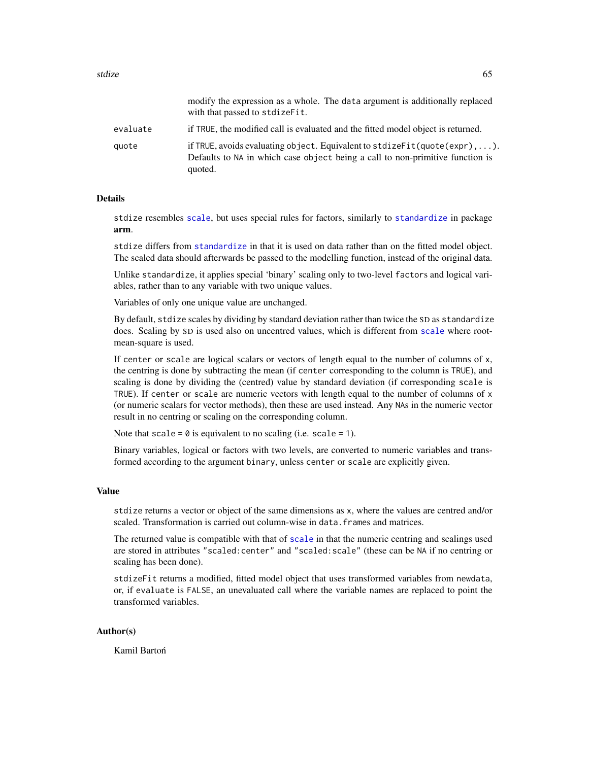modify the expression as a whole. The `data` argument is additionally replaced with that passed to `stdizeFit`.

`evaluate` if `TRUE`, the modified call is evaluated and the fitted model object is returned.

`quote` if `TRUE`, avoids evaluating `object`. Equivalent to `stdizeFit(quote(expr),...)`. Defaults to `NA` in which case `object` being a call to non-primitive function is quoted.

## Details

`stdize` resembles `scale`, but uses special rules for factors, similarly to `standardize` in package **arm**.

`stdize` differs from `standardize` in that it is used on data rather than on the fitted model object. The scaled data should afterwards be passed to the modelling function, instead of the original data.

Unlike `standardize`, it applies special 'binary' scaling only to two-level `factor`s and logical variables, rather than to any variable with two unique values.

Variables of only one unique value are unchanged.

By default, `stdize` scales by dividing by standard deviation rather than twice the SD as `standardize` does. Scaling by SD is used also on uncentred values, which is different from `scale` where root-mean-square is used.

If `center` or `scale` are logical scalars or vectors of length equal to the number of columns of `x`, the centring is done by subtracting the mean (if `center` corresponding to the column is `TRUE`), and scaling is done by dividing the (centred) value by standard deviation (if corresponding `scale` is `TRUE`). If `center` or `scale` are numeric vectors with length equal to the number of columns of `x` (or numeric scalars for vector methods), then these are used instead. Any `NA`s in the numeric vector result in no centring or scaling on the corresponding column.

Note that `scale = 0` is equivalent to no scaling (i.e. `scale = 1`).

Binary variables, logical or factors with two levels, are converted to numeric variables and transformed according to the argument `binary`, unless `center` or `scale` are explicitly given.

## Value

`stdize` returns a vector or object of the same dimensions as `x`, where the values are centred and/or scaled. Transformation is carried out column-wise in `data.frame`s and matrices.

The returned value is compatible with that of `scale` in that the numeric centring and scalings used are stored in attributes `"scaled:center"` and `"scaled:scale"` (these can be `NA` if no centring or scaling has been done).

`stdizeFit` returns a modified, fitted model object that uses transformed variables from `newdata`, or, if `evaluate` is `FALSE`, an unevaluated call where the variable names are replaced to point the transformed variables.

## Author(s)

Kamil Bartoń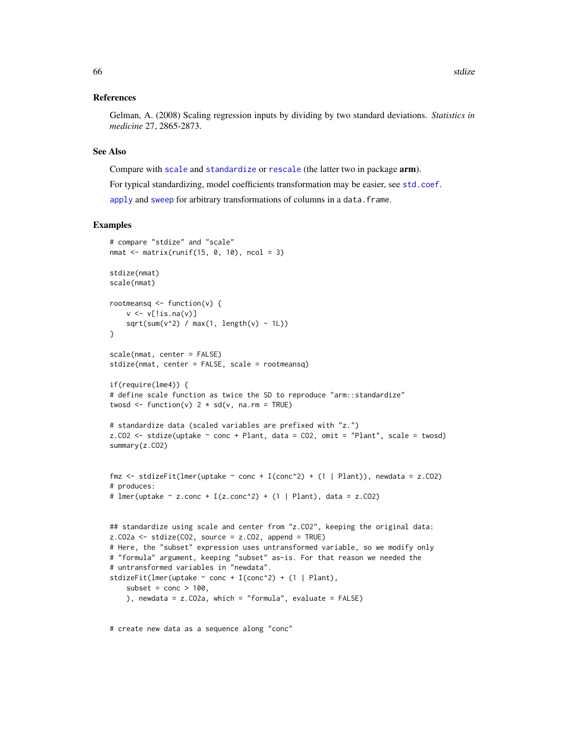### References

Gelman, A. (2008) Scaling regression inputs by dividing by two standard deviations. *Statistics in medicine* 27, 2865-2873.

### See Also

Compare with `scale` and `standardize` or `rescale` (the latter two in package **arm**).

For typical standardizing, model coefficients transformation may be easier, see `std.coef`.

`apply` and `sweep` for arbitrary transformations of columns in a `data.frame`.

### Examples

```
# compare "stdize" and "scale"
nmat <- matrix(runif(15, 0, 10), ncol = 3)

stdize(nmat)
scale(nmat)

rootmeansq <- function(v) {
    v <- v[!is.na(v)]
    sqrt(sum(v^2) / max(1, length(v) - 1L))
}

scale(nmat, center = FALSE)
stdize(nmat, center = FALSE, scale = rootmeansq)

if(require(lme4)) {
# define scale function as twice the SD to reproduce "arm::standardize"
twosd <- function(v) 2 * sd(v, na.rm = TRUE)

# standardize data (scaled variables are prefixed with "z.")
z.CO2 <- stdize(uptake ~ conc + Plant, data = CO2, omit = "Plant", scale = twosd)
summary(z.CO2)


fmz <- stdizeFit(lmer(uptake ~ conc + I(conc^2) + (1 | Plant)), newdata = z.CO2)
# produces:
# lmer(uptake ~ z.conc + I(z.conc^2) + (1 | Plant), data = z.CO2)


## standardize using scale and center from "z.CO2", keeping the original data:
z.CO2a <- stdize(CO2, source = z.CO2, append = TRUE)
# Here, the "subset" expression uses untransformed variable, so we modify only
# "formula" argument, keeping "subset" as-is. For that reason we needed the
# untransformed variables in "newdata".
stdizeFit(lmer(uptake ~ conc + I(conc^2) + (1 | Plant),
    subset = conc > 100,
    ), newdata = z.CO2a, which = "formula", evaluate = FALSE)


# create new data as a sequence along "conc"
```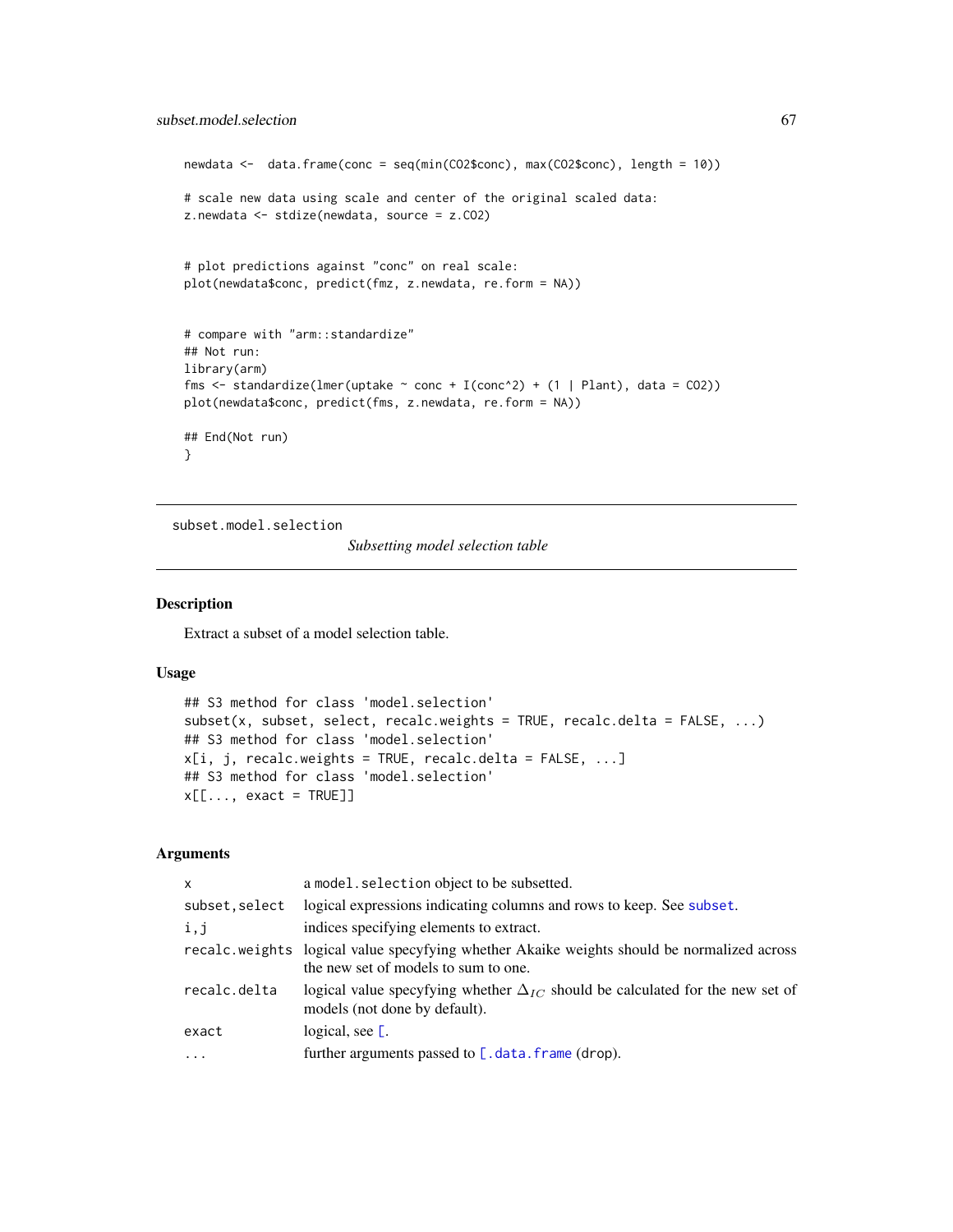```
newdata <-  data.frame(conc = seq(min(CO2$conc), max(CO2$conc), length = 10))

# scale new data using scale and center of the original scaled data:
z.newdata <- stdize(newdata, source = z.CO2)


# plot predictions against "conc" on real scale:
plot(newdata$conc, predict(fmz, z.newdata, re.form = NA))


# compare with "arm::standardize"
## Not run:
library(arm)
fms <- standardize(lmer(uptake ~ conc + I(conc^2) + (1 | Plant), data = CO2))
plot(newdata$conc, predict(fms, z.newdata, re.form = NA))

## End(Not run)
}
```

---

subset.model.selection    *Subsetting model selection table*

---

## Description

Extract a subset of a model selection table.

## Usage

```
## S3 method for class 'model.selection'
subset(x, subset, select, recalc.weights = TRUE, recalc.delta = FALSE, ...)
## S3 method for class 'model.selection'
x[i, j, recalc.weights = TRUE, recalc.delta = FALSE, ...]
## S3 method for class 'model.selection'
x[[..., exact = TRUE]]
```

## Arguments

| | |
|---|---|
| `x` | a `model.selection` object to be subsetted. |
| `subset,select` | logical expressions indicating columns and rows to keep. See `subset`. |
| `i,j` | indices specifying elements to extract. |
| `recalc.weights` | logical value specyfying whether Akaike weights should be normalized across the new set of models to sum to one. |
| `recalc.delta` | logical value specyfying whether $\Delta_{IC}$ should be calculated for the new set of models (not done by default). |
| `exact` | logical, see `[`. |
| `...` | further arguments passed to `[.data.frame` (drop). |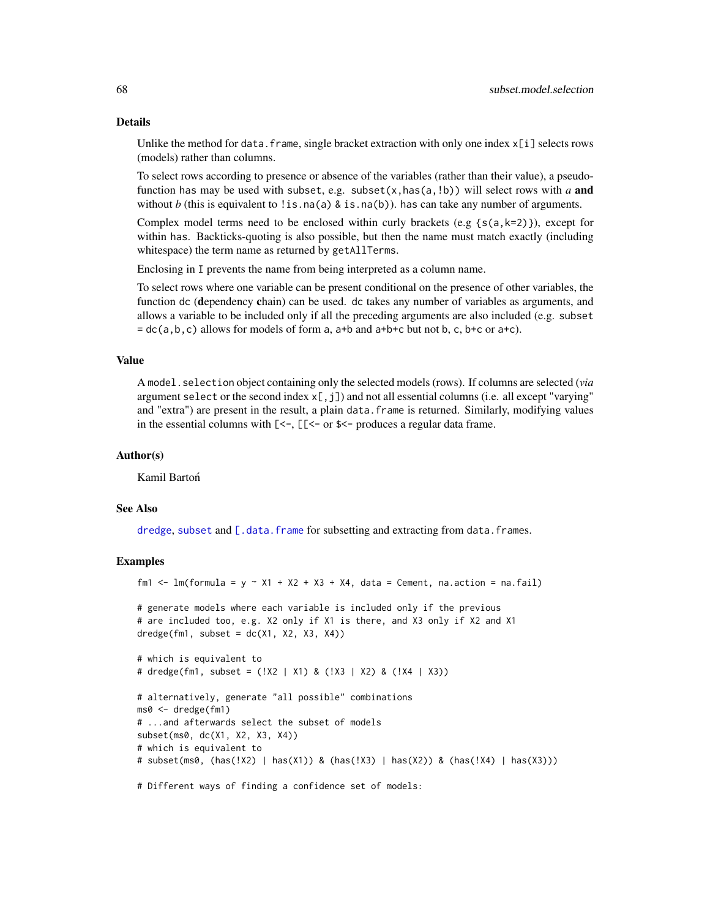## Details

Unlike the method for `data.frame`, single bracket extraction with only one index `x[i]` selects rows (models) rather than columns.

To select rows according to presence or absence of the variables (rather than their value), a pseudo-function `has` may be used with `subset`, e.g. `subset(x,has(a,!b))` will select rows with *a* **and** without *b* (this is equivalent to `!is.na(a) & is.na(b)`). `has` can take any number of arguments.

Complex model terms need to be enclosed within curly brackets (e.g `{s(a,k=2)}`), except for within `has`. Backticks-quoting is also possible, but then the name must match exactly (including whitespace) the term name as returned by `getAllTerms`.

Enclosing in `I` prevents the name from being interpreted as a column name.

To select rows where one variable can be present conditional on the presence of other variables, the function `dc` (**d**ependency **c**hain) can be used. `dc` takes any number of variables as arguments, and allows a variable to be included only if all the preceding arguments are also included (e.g. `subset = dc(a,b,c)` allows for models of form `a`, `a+b` and `a+b+c` but not `b`, `c`, `b+c` or `a+c`).

## Value

A `model.selection` object containing only the selected models (rows). If columns are selected (*via* argument `select` or the second index `x[,j]`) and not all essential columns (i.e. all except "varying" and "extra") are present in the result, a plain `data.frame` is returned. Similarly, modifying values in the essential columns with `[<-`, `[[<-` or `$<-` produces a regular data frame.

## Author(s)

Kamil Bartoń

## See Also

`dredge`, `subset` and `[.data.frame` for subsetting and extracting from `data.frames`.

## Examples

```
fm1 <- lm(formula = y ~ X1 + X2 + X3 + X4, data = Cement, na.action = na.fail)

# generate models where each variable is included only if the previous
# are included too, e.g. X2 only if X1 is there, and X3 only if X2 and X1
dredge(fm1, subset = dc(X1, X2, X3, X4))

# which is equivalent to
# dredge(fm1, subset = (!X2 | X1) & (!X3 | X2) & (!X4 | X3))

# alternatively, generate "all possible" combinations
ms0 <- dredge(fm1)
# ...and afterwards select the subset of models
subset(ms0, dc(X1, X2, X3, X4))
# which is equivalent to
# subset(ms0, (has(!X2) | has(X1)) & (has(!X3) | has(X2)) & (has(!X4) | has(X3)))

# Different ways of finding a confidence set of models:
```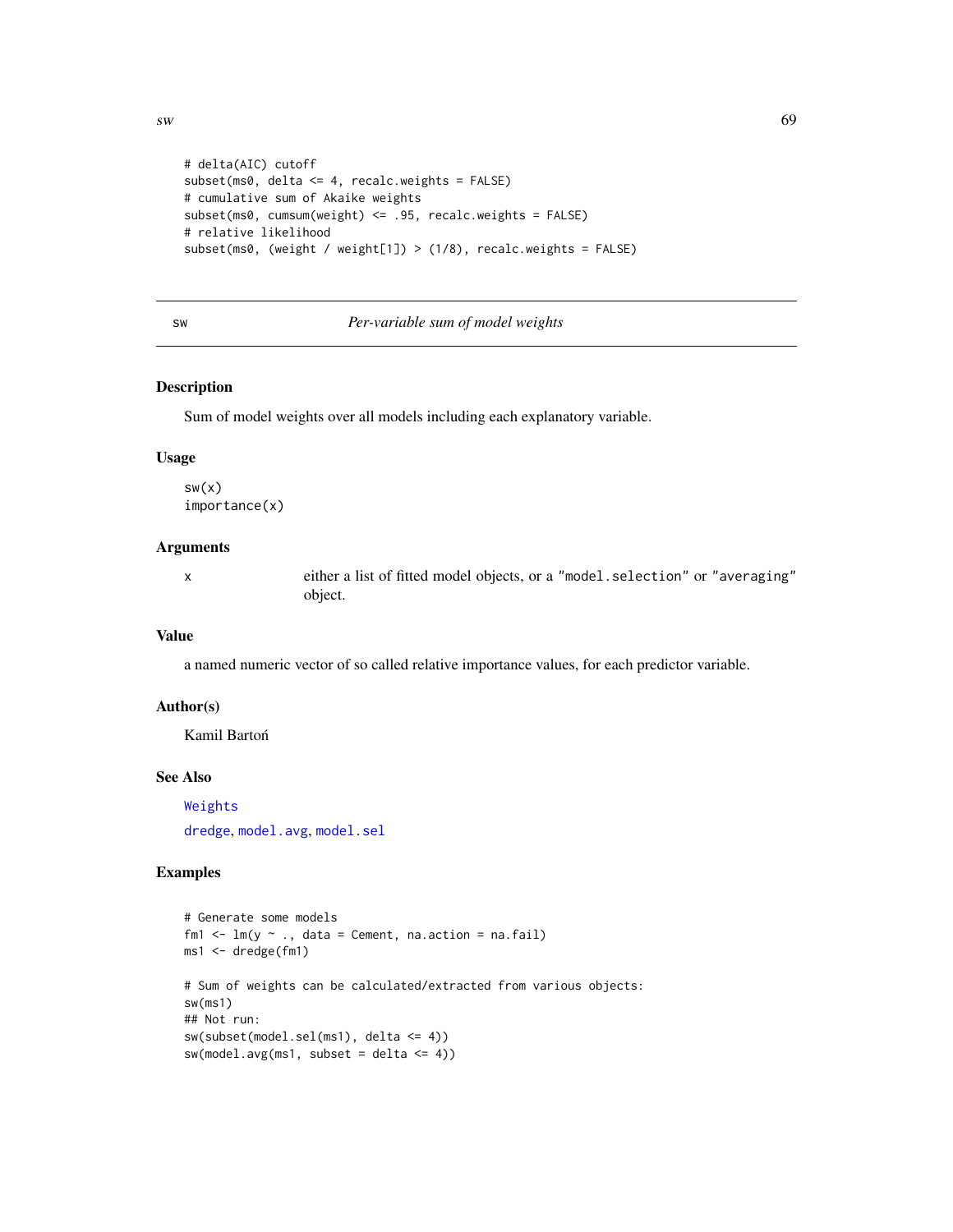```
# delta(AIC) cutoff
subset(ms0, delta <= 4, recalc.weights = FALSE)
# cumulative sum of Akaike weights
subset(ms0, cumsum(weight) <= .95, recalc.weights = FALSE)
# relative likelihood
subset(ms0, (weight / weight[1]) > (1/8), recalc.weights = FALSE)
```

---

## sw — *Per-variable sum of model weights*

### Description

Sum of model weights over all models including each explanatory variable.

### Usage

```
sw(x)
importance(x)
```

### Arguments

| | |
|---|---|
| x | either a list of fitted model objects, or a "model.selection" or "averaging" object. |

### Value

a named numeric vector of so called relative importance values, for each predictor variable.

### Author(s)

Kamil Bartoń

### See Also

Weights

dredge, model.avg, model.sel

### Examples

```
# Generate some models
fm1 <- lm(y ~ ., data = Cement, na.action = na.fail)
ms1 <- dredge(fm1)

# Sum of weights can be calculated/extracted from various objects:
sw(ms1)
## Not run:
sw(subset(model.sel(ms1), delta <= 4))
sw(model.avg(ms1, subset = delta <= 4))
```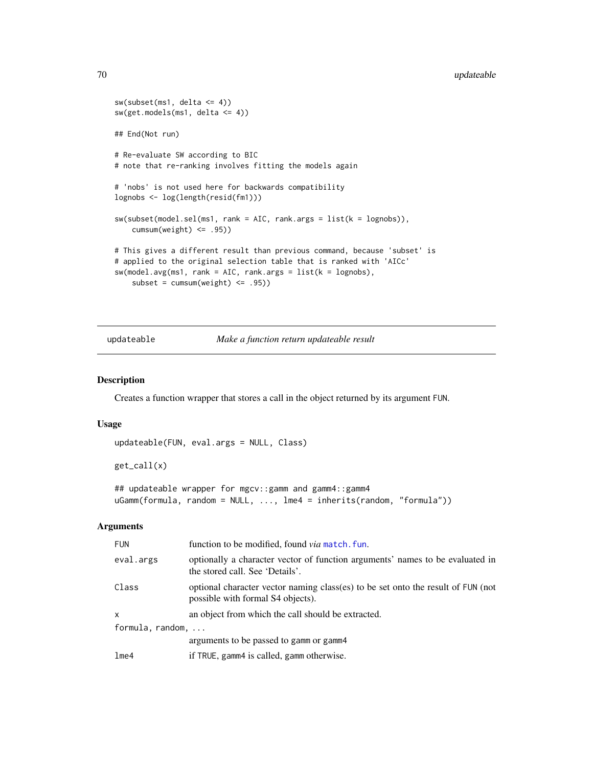```
sw(subset(ms1, delta <= 4))
sw(get.models(ms1, delta <= 4))

## End(Not run)

# Re-evaluate SW according to BIC
# note that re-ranking involves fitting the models again

# 'nobs' is not used here for backwards compatibility
lognobs <- log(length(resid(fm1)))

sw(subset(model.sel(ms1, rank = AIC, rank.args = list(k = lognobs)),
    cumsum(weight) <= .95))

# This gives a different result than previous command, because 'subset' is
# applied to the original selection table that is ranked with 'AICc'
sw(model.avg(ms1, rank = AIC, rank.args = list(k = lognobs),
    subset = cumsum(weight) <= .95))
```

---

## updateable — *Make a function return updateable result*

### Description

Creates a function wrapper that stores a call in the object returned by its argument FUN.

### Usage

```
updateable(FUN, eval.args = NULL, Class)

get_call(x)

## updateable wrapper for mgcv::gamm and gamm4::gamm4
uGamm(formula, random = NULL, ..., lme4 = inherits(random, "formula"))
```

### Arguments

| | |
|---|---|
| FUN | function to be modified, found *via* match.fun. |
| eval.args | optionally a character vector of function arguments' names to be evaluated in the stored call. See 'Details'. |
| Class | optional character vector naming class(es) to be set onto the result of FUN (not possible with formal S4 objects). |
| x | an object from which the call should be extracted. |
| formula, random, ... | arguments to be passed to gamm or gamm4 |
| lme4 | if TRUE, gamm4 is called, gamm otherwise. |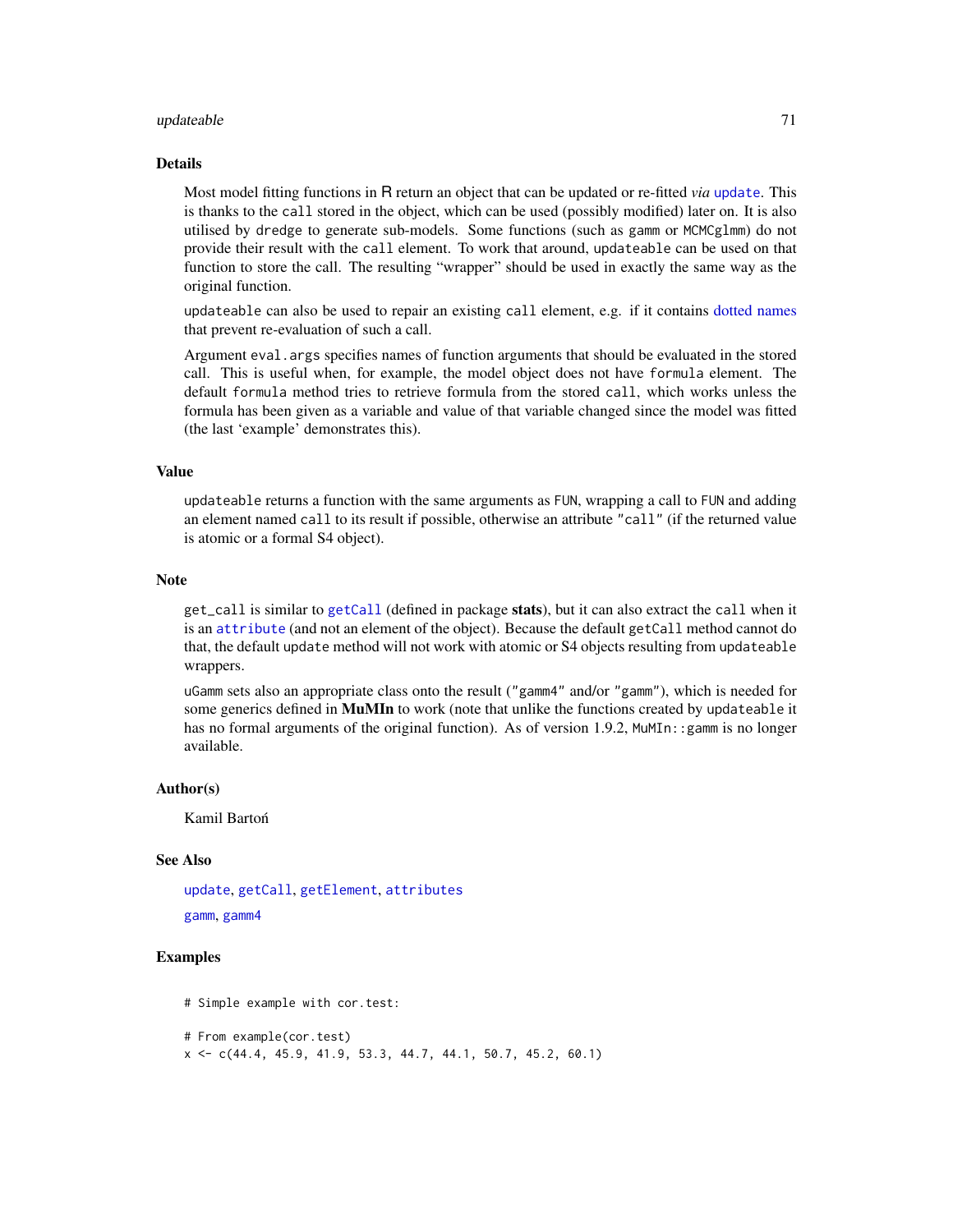## Details

Most model fitting functions in R return an object that can be updated or re-fitted *via* `update`. This is thanks to the `call` stored in the object, which can be used (possibly modified) later on. It is also utilised by `dredge` to generate sub-models. Some functions (such as `gamm` or `MCMCglmm`) do not provide their result with the `call` element. To work that around, `updateable` can be used on that function to store the call. The resulting "wrapper" should be used in exactly the same way as the original function.

`updateable` can also be used to repair an existing `call` element, e.g. if it contains dotted names that prevent re-evaluation of such a call.

Argument `eval.args` specifies names of function arguments that should be evaluated in the stored call. This is useful when, for example, the model object does not have `formula` element. The default `formula` method tries to retrieve formula from the stored `call`, which works unless the formula has been given as a variable and value of that variable changed since the model was fitted (the last 'example' demonstrates this).

## Value

`updateable` returns a function with the same arguments as `FUN`, wrapping a call to `FUN` and adding an element named `call` to its result if possible, otherwise an attribute `"call"` (if the returned value is atomic or a formal S4 object).

## Note

`get_call` is similar to `getCall` (defined in package **stats**), but it can also extract the `call` when it is an `attribute` (and not an element of the object). Because the default `getCall` method cannot do that, the default `update` method will not work with atomic or S4 objects resulting from `updateable` wrappers.

`uGamm` sets also an appropriate class onto the result (`"gamm4"` and/or `"gamm"`), which is needed for some generics defined in **MuMIn** to work (note that unlike the functions created by `updateable` it has no formal arguments of the original function). As of version 1.9.2, `MuMIn::gamm` is no longer available.

## Author(s)

Kamil Bartoń

## See Also

`update`, `getCall`, `getElement`, `attributes`

`gamm`, `gamm4`

## Examples

```
# Simple example with cor.test:

# From example(cor.test)
x <- c(44.4, 45.9, 41.9, 53.3, 44.7, 44.1, 50.7, 45.2, 60.1)
```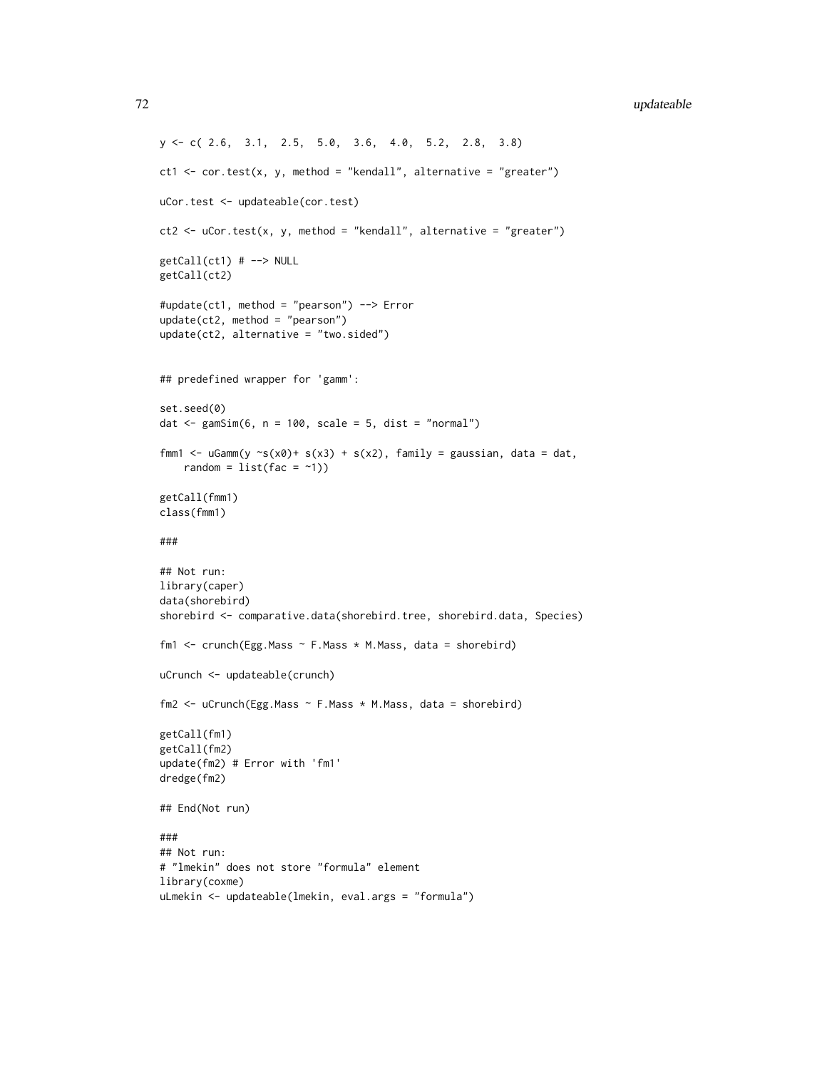```
y <- c( 2.6,  3.1,  2.5,  5.0,  3.6,  4.0,  5.2,  2.8,  3.8)

ct1 <- cor.test(x, y, method = "kendall", alternative = "greater")

uCor.test <- updateable(cor.test)

ct2 <- uCor.test(x, y, method = "kendall", alternative = "greater")

getCall(ct1) # --> NULL
getCall(ct2)

#update(ct1, method = "pearson") --> Error
update(ct2, method = "pearson")
update(ct2, alternative = "two.sided")


## predefined wrapper for 'gamm':

set.seed(0)
dat <- gamSim(6, n = 100, scale = 5, dist = "normal")

fmm1 <- uGamm(y ~s(x0)+ s(x3) + s(x2), family = gaussian, data = dat,
    random = list(fac = ~1))

getCall(fmm1)
class(fmm1)

###

## Not run:
library(caper)
data(shorebird)
shorebird <- comparative.data(shorebird.tree, shorebird.data, Species)

fm1 <- crunch(Egg.Mass ~ F.Mass * M.Mass, data = shorebird)

uCrunch <- updateable(crunch)

fm2 <- uCrunch(Egg.Mass ~ F.Mass * M.Mass, data = shorebird)

getCall(fm1)
getCall(fm2)
update(fm2) # Error with 'fm1'
dredge(fm2)

## End(Not run)

###
## Not run:
# "lmekin" does not store "formula" element
library(coxme)
uLmekin <- updateable(lmekin, eval.args = "formula")
```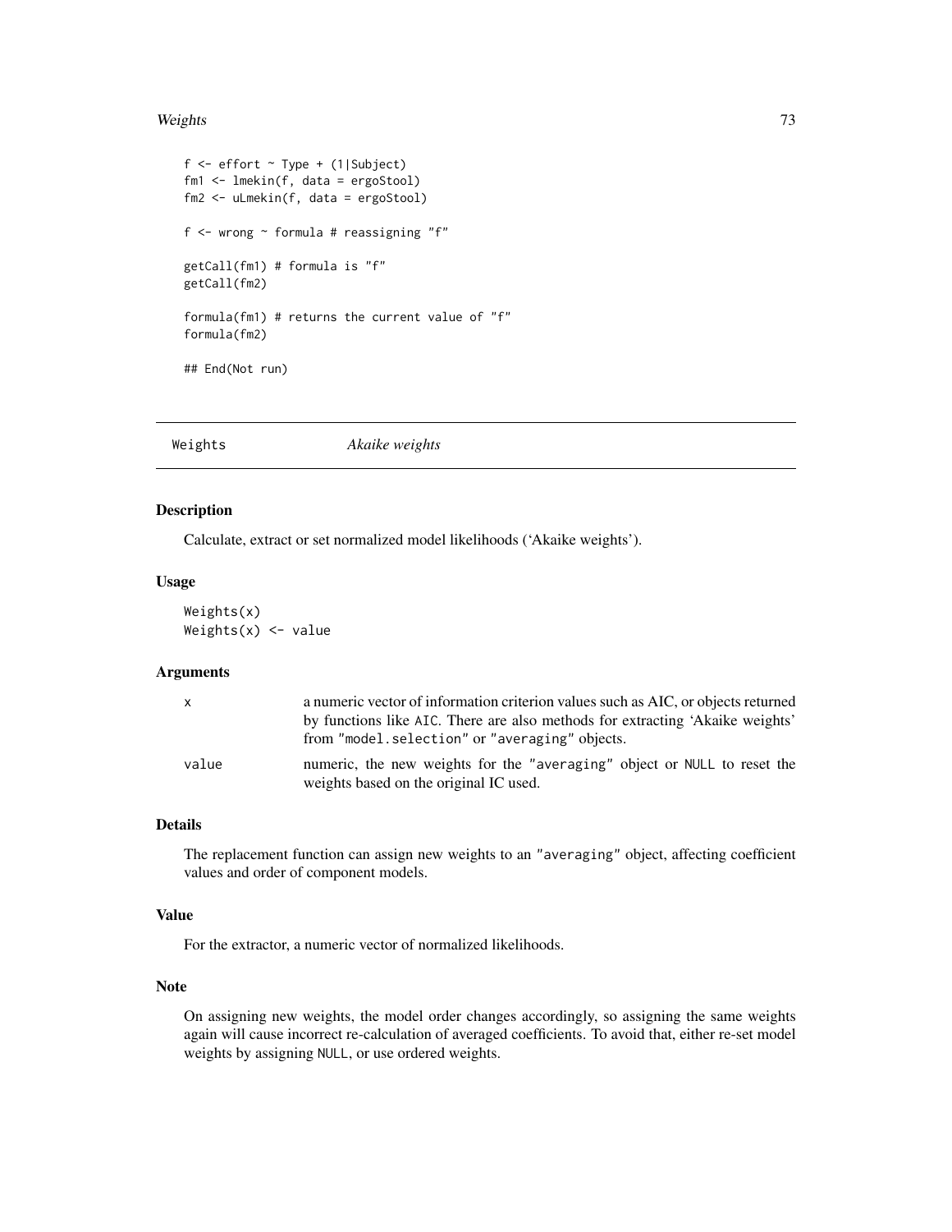```
f <- effort ~ Type + (1|Subject)
fm1 <- lmekin(f, data = ergoStool)
fm2 <- uLmekin(f, data = ergoStool)

f <- wrong ~ formula # reassigning "f"

getCall(fm1) # formula is "f"
getCall(fm2)

formula(fm1) # returns the current value of "f"
formula(fm2)

## End(Not run)
```

---

## Weights — *Akaike weights*

### Description

Calculate, extract or set normalized model likelihoods ('Akaike weights').

### Usage

```
Weights(x)
Weights(x) <- value
```

### Arguments

| | |
|---|---|
| x | a numeric vector of information criterion values such as AIC, or objects returned by functions like AIC. There are also methods for extracting 'Akaike weights' from "model.selection" or "averaging" objects. |
| value | numeric, the new weights for the "averaging" object or NULL to reset the weights based on the original IC used. |

### Details

The replacement function can assign new weights to an "averaging" object, affecting coefficient values and order of component models.

### Value

For the extractor, a numeric vector of normalized likelihoods.

### Note

On assigning new weights, the model order changes accordingly, so assigning the same weights again will cause incorrect re-calculation of averaged coefficients. To avoid that, either re-set model weights by assigning NULL, or use ordered weights.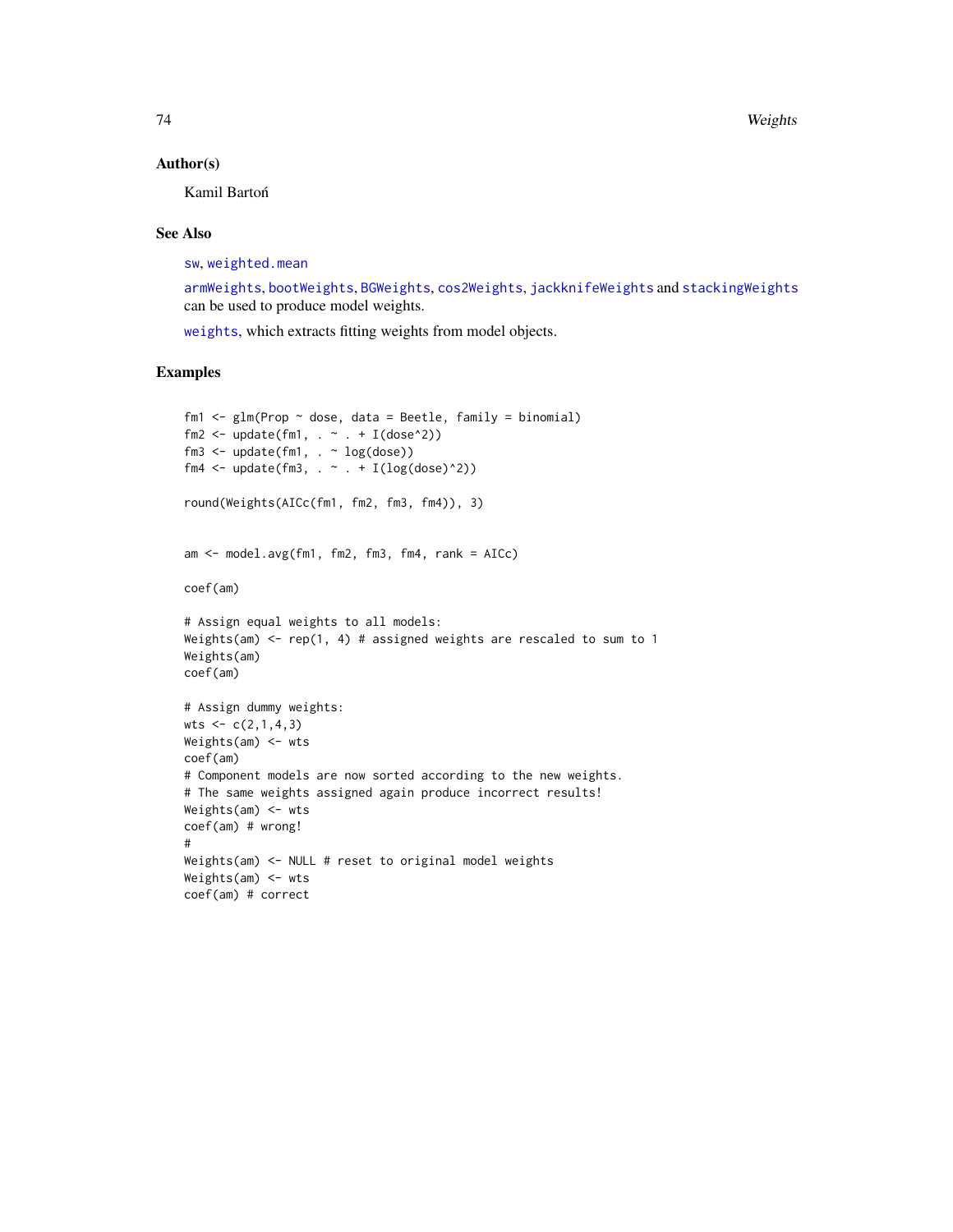### Author(s)

Kamil Bartoń

### See Also

sw, weighted.mean

armWeights, bootWeights, BGWeights, cos2Weights, jackknifeWeights and stackingWeights can be used to produce model weights.

weights, which extracts fitting weights from model objects.

### Examples

```
fm1 <- glm(Prop ~ dose, data = Beetle, family = binomial)
fm2 <- update(fm1, . ~ . + I(dose^2))
fm3 <- update(fm1, . ~ log(dose))
fm4 <- update(fm3, . ~ . + I(log(dose)^2))

round(Weights(AICc(fm1, fm2, fm3, fm4)), 3)


am <- model.avg(fm1, fm2, fm3, fm4, rank = AICc)

coef(am)

# Assign equal weights to all models:
Weights(am) <- rep(1, 4) # assigned weights are rescaled to sum to 1
Weights(am)
coef(am)

# Assign dummy weights:
wts <- c(2,1,4,3)
Weights(am) <- wts
coef(am)
# Component models are now sorted according to the new weights.
# The same weights assigned again produce incorrect results!
Weights(am) <- wts
coef(am) # wrong!
#
Weights(am) <- NULL # reset to original model weights
Weights(am) <- wts
coef(am) # correct
```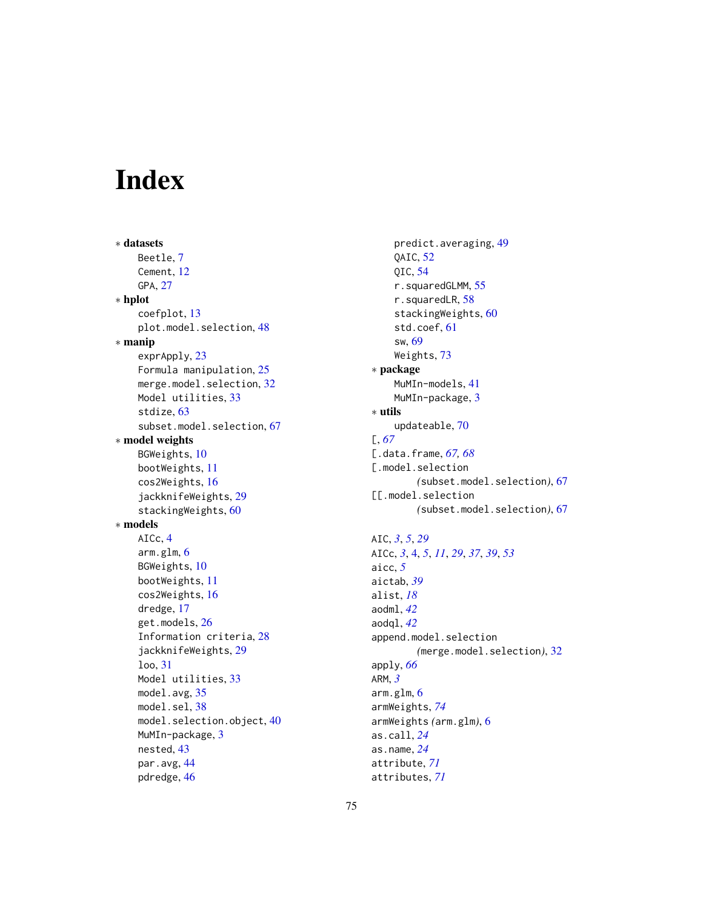# Index

* **datasets**
    - Beetle, 7
    - Cement, 12
    - GPA, 27
* **hplot**
    - coefplot, 13
    - plot.model.selection, 48
* **manip**
    - exprApply, 23
    - Formula manipulation, 25
    - merge.model.selection, 32
    - Model utilities, 33
    - stdize, 63
    - subset.model.selection, 67
* **model weights**
    - BGWeights, 10
    - bootWeights, 11
    - cos2Weights, 16
    - jackknifeWeights, 29
    - stackingWeights, 60
* **models**
    - AICc, 4
    - arm.glm, 6
    - BGWeights, 10
    - bootWeights, 11
    - cos2Weights, 16
    - dredge, 17
    - get.models, 26
    - Information criteria, 28
    - jackknifeWeights, 29
    - loo, 31
    - Model utilities, 33
    - model.avg, 35
    - model.sel, 38
    - model.selection.object, 40
    - MuMIn-package, 3
    - nested, 43
    - par.avg, 44
    - pdredge, 46
    - predict.averaging, 49
    - QAIC, 52
    - QIC, 54
    - r.squaredGLMM, 55
    - r.squaredLR, 58
    - stackingWeights, 60
    - std.coef, 61
    - sw, 69
    - Weights, 73
* **package**
    - MuMIn-models, 41
    - MuMIn-package, 3
* **utils**
    - updateable, 70

[, *67*
[.data.frame, *67, 68*
[.model.selection (subset.model.selection), 67
[[.model.selection (subset.model.selection), 67

AIC, *3*, *5*, *29*
AICc, *3*, 4, *5*, *11*, *29*, *37*, *39*, *53*
aicc, *5*
aictab, *39*
alist, *18*
aodml, *42*
aodql, *42*
append.model.selection (merge.model.selection), 32
apply, *66*
ARM, *3*
arm.glm, 6
armWeights, *74*
armWeights (arm.glm), 6
as.call, *24*
as.name, *24*
attribute, *71*
attributes, *71*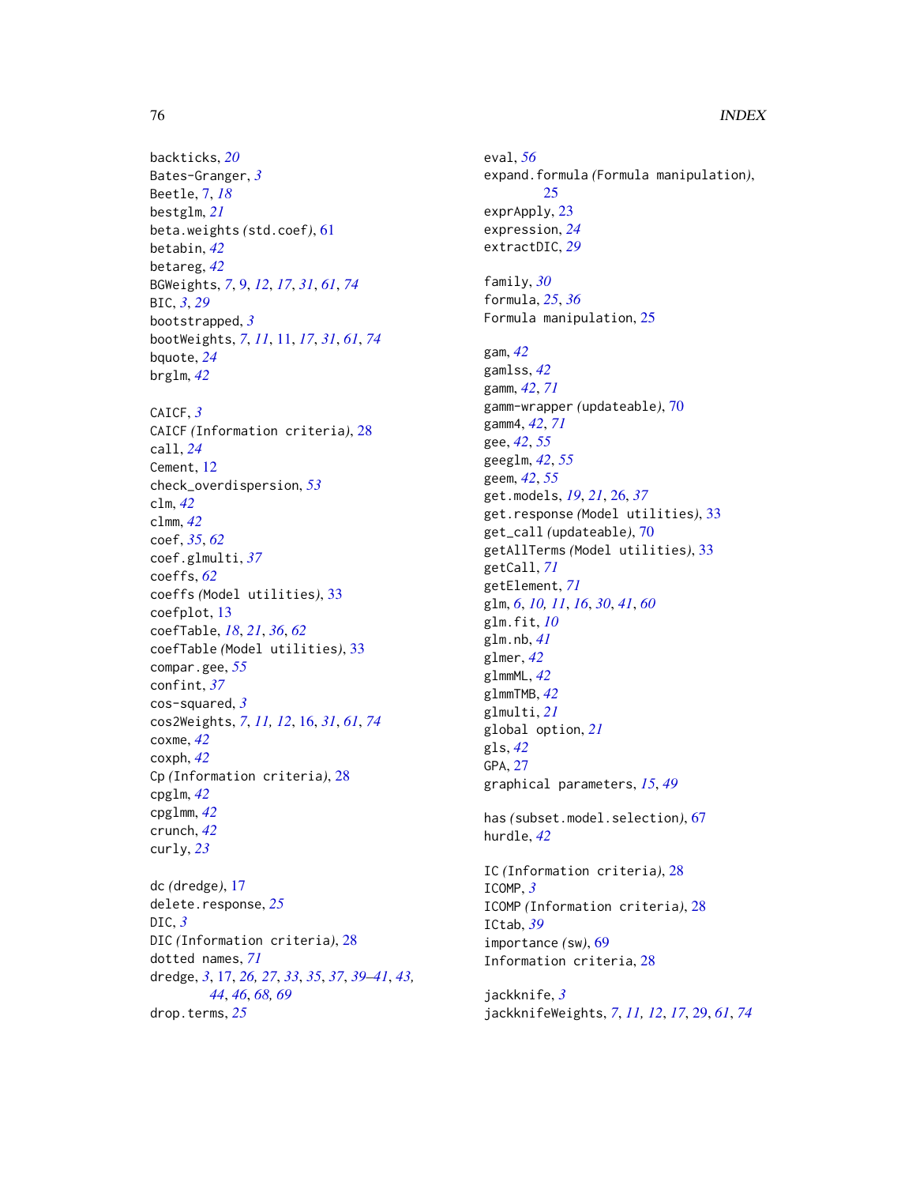backticks, *20*
Bates-Granger, *3*
Beetle, 7, *18*
bestglm, *21*
beta.weights *(*std.coef*)*, 61
betabin, *42*
betareg, *42*
BGWeights, *7*, 9, *12*, *17*, *31*, *61*, *74*
BIC, *3*, *29*
bootstrapped, *3*
bootWeights, *7*, *11*, 11, *17*, *31*, *61*, *74*
bquote, *24*
brglm, *42*

CAICF, *3*
CAICF *(*Information criteria*)*, 28
call, *24*
Cement, 12
check_overdispersion, *53*
clm, *42*
clmm, *42*
coef, *35*, *62*
coef.glmulti, *37*
coeffs, *62*
coeffs *(*Model utilities*)*, 33
coefplot, 13
coefTable, *18*, *21*, *36*, *62*
coefTable *(*Model utilities*)*, 33
compar.gee, *55*
confint, *37*
cos-squared, *3*
cos2Weights, *7*, *11*, *12*, 16, *31*, *61*, *74*
coxme, *42*
coxph, *42*
Cp *(*Information criteria*)*, 28
cpglm, *42*
cpglmm, *42*
crunch, *42*
curly, *23*

dc *(*dredge*)*, 17
delete.response, *25*
DIC, *3*
DIC *(*Information criteria*)*, 28
dotted names, *71*
dredge, *3*, 17, *26, 27*, *33*, *35*, *37*, *39–41*, *43, 44*, *46*, *68, 69*
drop.terms, *25*

eval, *56*
expand.formula *(*Formula manipulation*)*, 25
exprApply, 23
expression, *24*
extractDIC, *29*

family, *30*
formula, *25*, *36*
Formula manipulation, 25

gam, *42*
gamlss, *42*
gamm, *42*, *71*
gamm-wrapper *(*updateable*)*, 70
gamm4, *42*, *71*
gee, *42*, *55*
geeglm, *42*, *55*
geem, *42*, *55*
get.models, *19*, *21*, 26, *37*
get.response *(*Model utilities*)*, 33
get_call *(*updateable*)*, 70
getAllTerms *(*Model utilities*)*, 33
getCall, *71*
getElement, *71*
glm, *6*, *10, 11*, *16*, *30*, *41*, *60*
glm.fit, *10*
glm.nb, *41*
glmer, *42*
glmmML, *42*
glmmTMB, *42*
glmulti, *21*
global option, *21*
gls, *42*
GPA, 27
graphical parameters, *15*, *49*

has *(*subset.model.selection*)*, 67
hurdle, *42*

IC *(*Information criteria*)*, 28
ICOMP, *3*
ICOMP *(*Information criteria*)*, 28
ICtab, *39*
importance *(*sw*)*, 69
Information criteria, 28

jackknife, *3*
jackknifeWeights, *7*, *11, 12*, *17*, 29, *61*, *74*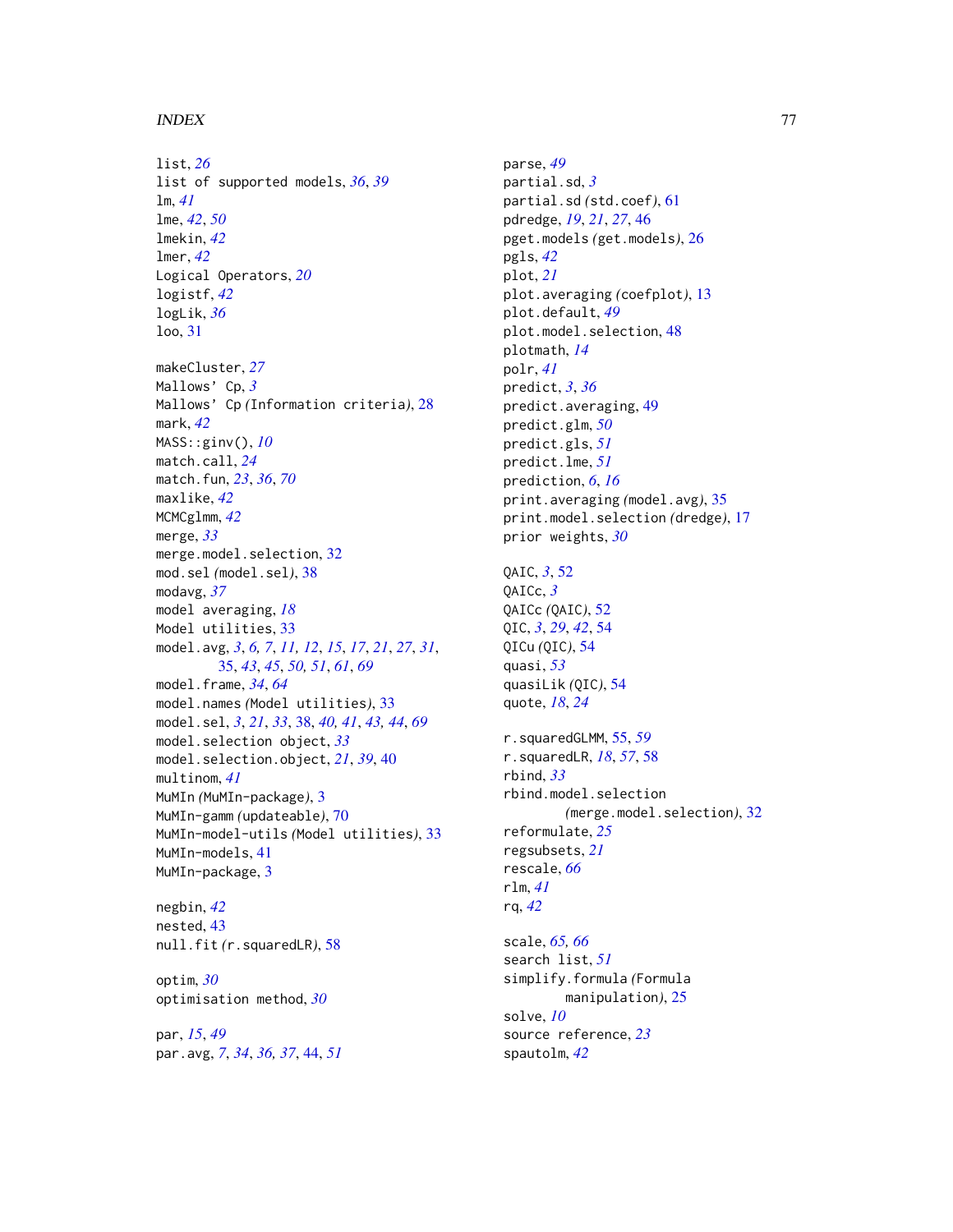list, *26*
list of supported models, *36*, *39*
lm, *41*
lme, *42*, *50*
lmekin, *42*
lmer, *42*
Logical Operators, *20*
logistf, *42*
logLik, *36*
loo, 31

makeCluster, *27*
Mallows' Cp, *3*
Mallows' Cp *(*Information criteria*)*, 28
mark, *42*
MASS::ginv(), *10*
match.call, *24*
match.fun, *23*, *36*, *70*
maxlike, *42*
MCMCglmm, *42*
merge, *33*
merge.model.selection, 32
mod.sel *(*model.sel*)*, 38
modavg, *37*
model averaging, *18*
Model utilities, 33
model.avg, *3*, *6, 7*, *11, 12*, *15*, *17*, *21*, *27*, *31*, *35*, *43*, *45*, *50, 51*, *61*, *69*
model.frame, *34*, *64*
model.names *(*Model utilities*)*, 33
model.sel, *3*, *21*, *33*, 38, *40, 41*, *43, 44*, *69*
model.selection object, *33*
model.selection.object, *21*, *39*, 40
multinom, *41*
MuMIn *(*MuMIn-package*)*, 3
MuMIn-gamm *(*updateable*)*, 70
MuMIn-model-utils *(*Model utilities*)*, 33
MuMIn-models, 41
MuMIn-package, 3

negbin, *42*
nested, 43
null.fit *(*r.squaredLR*)*, 58

optim, *30*
optimisation method, *30*

par, *15*, *49*
par.avg, *7*, *34*, *36, 37*, 44, *51*

parse, *49*
partial.sd, *3*
partial.sd *(*std.coef*)*, 61
pdredge, *19*, *21*, *27*, 46
pget.models *(*get.models*)*, 26
pgls, *42*
plot, *21*
plot.averaging *(*coefplot*)*, 13
plot.default, *49*
plot.model.selection, 48
plotmath, *14*
polr, *41*
predict, *3*, *36*
predict.averaging, 49
predict.glm, *50*
predict.gls, *51*
predict.lme, *51*
prediction, *6*, *16*
print.averaging *(*model.avg*)*, 35
print.model.selection *(*dredge*)*, 17
prior weights, *30*

QAIC, *3*, 52
QAICc, *3*
QAICc *(*QAIC*)*, 52
QIC, *3*, *29*, *42*, 54
QICu *(*QIC*)*, 54
quasi, *53*
quasiLik *(*QIC*)*, 54
quote, *18*, *24*

r.squaredGLMM, 55, *59*
r.squaredLR, *18*, *57*, 58
rbind, *33*
rbind.model.selection *(*merge.model.selection*)*, 32
reformulate, *25*
regsubsets, *21*
rescale, *66*
rlm, *41*
rq, *42*

scale, *65, 66*
search list, *51*
simplify.formula *(*Formula manipulation*)*, 25
solve, *10*
source reference, *23*
spautolm, *42*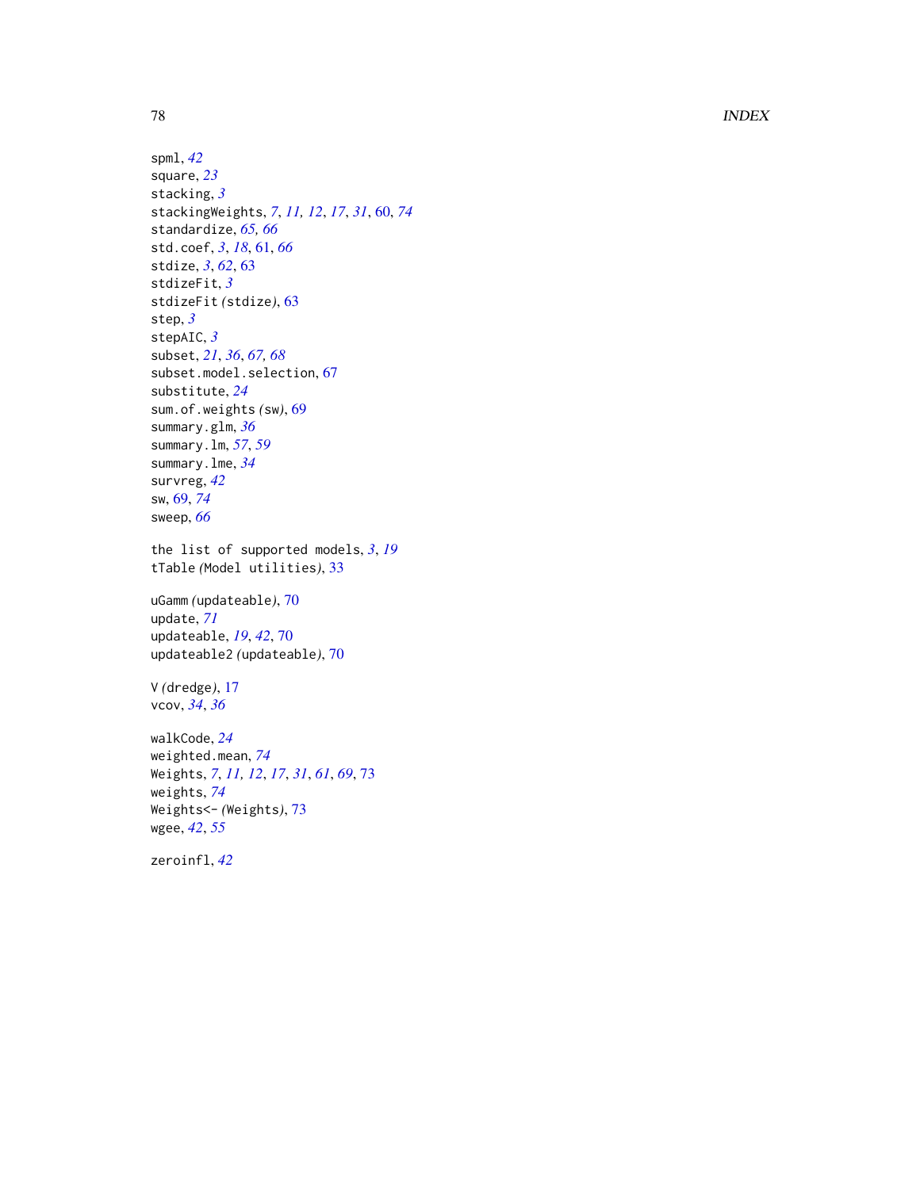spml, *42*  
square, *23*  
stacking, *3*  
stackingWeights, *7*, *11, 12*, *17*, *31*, 60, *74*  
standardize, *65, 66*  
std.coef, *3*, *18*, 61, *66*  
stdize, *3*, *62*, 63  
stdizeFit, *3*  
stdizeFit *(*stdize*)*, 63  
step, *3*  
stepAIC, *3*  
subset, *21*, *36*, *67, 68*  
subset.model.selection, 67  
substitute, *24*  
sum.of.weights *(*sw*)*, 69  
summary.glm, *36*  
summary.lm, *57*, *59*  
summary.lme, *34*  
survreg, *42*  
sw, 69, *74*  
sweep, *66*

the list of supported models, *3*, *19*  
tTable *(*Model utilities*)*, 33

uGamm *(*updateable*)*, 70  
update, *71*  
updateable, *19*, *42*, 70  
updateable2 *(*updateable*)*, 70

V *(*dredge*)*, 17  
vcov, *34*, *36*

walkCode, *24*  
weighted.mean, *74*  
Weights, *7*, *11, 12*, *17*, *31*, *61*, *69*, 73  
weights, *74*  
Weights<- *(*Weights*)*, 73  
wgee, *42*, *55*

zeroinfl, *42*